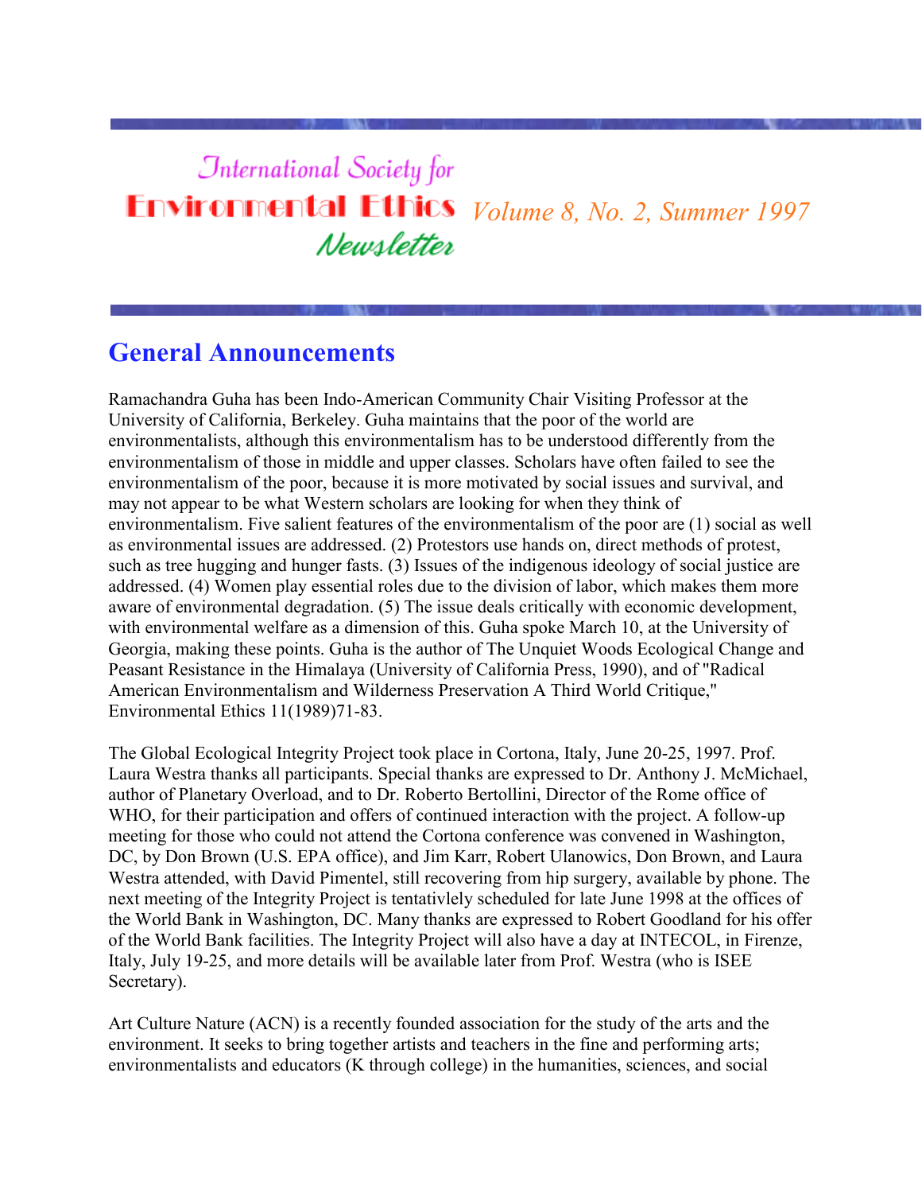# International Society for Environmental Ethics Newsletter

*Volume 8, No. 2, Summer 1997*

## General Announcements

Ramachandra Guha has been Indo-American Community Chair Visiting Professor at the University of California, Berkeley. Guha maintains that the poor of the world are environmentalists, although this environmentalism has to be understood differently from the environmentalism of those in middle and upper classes. Scholars have often failed to see the environmentalism of the poor, because it is more motivated by social issues and survival, and may not appear to be what Western scholars are looking for when they think of environmentalism. Five salient features of the environmentalism of the poor are (1) social as well as environmental issues are addressed. (2) Protestors use hands on, direct methods of protest, such as tree hugging and hunger fasts. (3) Issues of the indigenous ideology of social justice are addressed. (4) Women play essential roles due to the division of labor, which makes them more aware of environmental degradation. (5) The issue deals critically with economic development, with environmental welfare as a dimension of this. Guha spoke March 10, at the University of Georgia, making these points. Guha is the author of The Unquiet Woods Ecological Change and Peasant Resistance in the Himalaya (University of California Press, 1990), and of "Radical American Environmentalism and Wilderness Preservation A Third World Critique," Environmental Ethics 11(1989)71-83.

The Global Ecological Integrity Project took place in Cortona, Italy, June 20-25, 1997. Prof. Laura Westra thanks all participants. Special thanks are expressed to Dr. Anthony J. McMichael, author of Planetary Overload, and to Dr. Roberto Bertollini, Director of the Rome office of WHO, for their participation and offers of continued interaction with the project. A follow-up meeting for those who could not attend the Cortona conference was convened in Washington, DC, by Don Brown (U.S. EPA office), and Jim Karr, Robert Ulanowics, Don Brown, and Laura Westra attended, with David Pimentel, still recovering from hip surgery, available by phone. The next meeting of the Integrity Project is tentativlely scheduled for late June 1998 at the offices of the World Bank in Washington, DC. Many thanks are expressed to Robert Goodland for his offer of the World Bank facilities. The Integrity Project will also have a day at INTECOL, in Firenze, Italy, July 19-25, and more details will be available later from Prof. Westra (who is ISEE Secretary).

Art Culture Nature (ACN) is a recently founded association for the study of the arts and the environment. It seeks to bring together artists and teachers in the fine and performing arts; environmentalists and educators (K through college) in the humanities, sciences, and social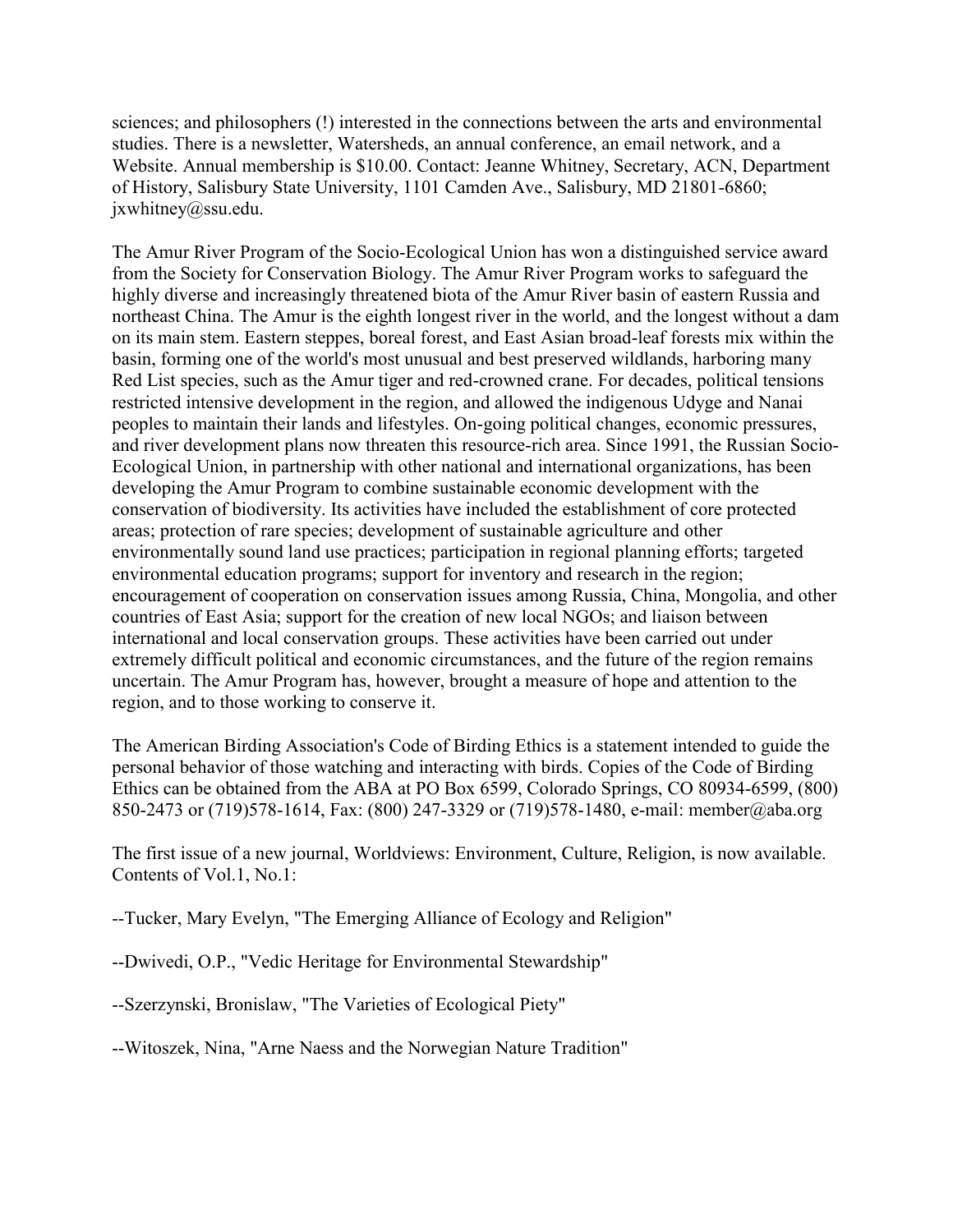sciences; and philosophers (!) interested in the connections between the arts and environmental studies. There is a newsletter, Watersheds, an annual conference, an email network, and a Website. Annual membership is $10.00. Contact: Jeanne Whitney, Secretary, ACN, Department of History, Salisbury State University, 1101 Camden Ave., Salisbury, MD 21801-6860; jxwhitney@ssu.edu.

The Amur River Program of the Socio-Ecological Union has won a distinguished service award from the Society for Conservation Biology. The Amur River Program works to safeguard the highly diverse and increasingly threatened biota of the Amur River basin of eastern Russia and northeast China. The Amur is the eighth longest river in the world, and the longest without a dam on its main stem. Eastern steppes, boreal forest, and East Asian broad-leaf forests mix within the basin, forming one of the world's most unusual and best preserved wildlands, harboring many Red List species, such as the Amur tiger and red-crowned crane. For decades, political tensions restricted intensive development in the region, and allowed the indigenous Udyge and Nanai peoples to maintain their lands and lifestyles. On-going political changes, economic pressures, and river development plans now threaten this resource-rich area. Since 1991, the Russian Socio-Ecological Union, in partnership with other national and international organizations, has been developing the Amur Program to combine sustainable economic development with the conservation of biodiversity. Its activities have included the establishment of core protected areas; protection of rare species; development of sustainable agriculture and other environmentally sound land use practices; participation in regional planning efforts; targeted environmental education programs; support for inventory and research in the region; encouragement of cooperation on conservation issues among Russia, China, Mongolia, and other countries of East Asia; support for the creation of new local NGOs; and liaison between international and local conservation groups. These activities have been carried out under extremely difficult political and economic circumstances, and the future of the region remains uncertain. The Amur Program has, however, brought a measure of hope and attention to the region, and to those working to conserve it.

The American Birding Association's Code of Birding Ethics is a statement intended to guide the personal behavior of those watching and interacting with birds. Copies of the Code of Birding Ethics can be obtained from the ABA at PO Box 6599, Colorado Springs, CO 80934-6599, (800) 850-2473 or (719)578-1614, Fax: (800) 247-3329 or (719)578-1480, e-mail: member@aba.org

The first issue of a new journal, Worldviews: Environment, Culture, Religion, is now available. Contents of Vol.1, No.1:

--Tucker, Mary Evelyn, "The Emerging Alliance of Ecology and Religion"

--Dwivedi, O.P., "Vedic Heritage for Environmental Stewardship"

--Szerzynski, Bronislaw, "The Varieties of Ecological Piety"

--Witoszek, Nina, "Arne Naess and the Norwegian Nature Tradition"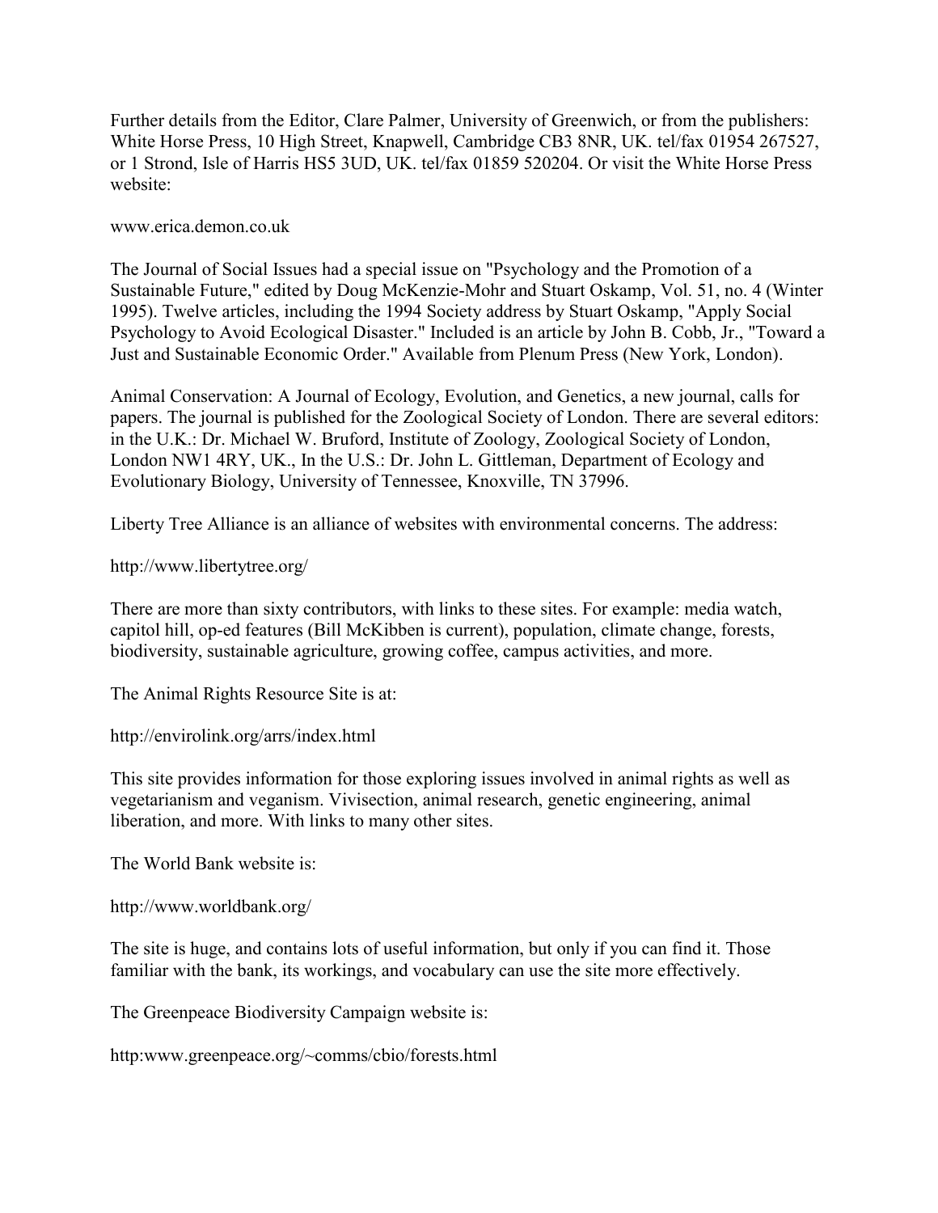Further details from the Editor, Clare Palmer, University of Greenwich, or from the publishers: White Horse Press, 10 High Street, Knapwell, Cambridge CB3 8NR, UK. tel/fax 01954 267527, or 1 Strond, Isle of Harris HS5 3UD, UK. tel/fax 01859 520204. Or visit the White Horse Press website:

www.erica.demon.co.uk

The Journal of Social Issues had a special issue on "Psychology and the Promotion of a Sustainable Future," edited by Doug McKenzie-Mohr and Stuart Oskamp, Vol. 51, no. 4 (Winter 1995). Twelve articles, including the 1994 Society address by Stuart Oskamp, "Apply Social Psychology to Avoid Ecological Disaster." Included is an article by John B. Cobb, Jr., "Toward a Just and Sustainable Economic Order." Available from Plenum Press (New York, London).

Animal Conservation: A Journal of Ecology, Evolution, and Genetics, a new journal, calls for papers. The journal is published for the Zoological Society of London. There are several editors: in the U.K.: Dr. Michael W. Bruford, Institute of Zoology, Zoological Society of London, London NW1 4RY, UK., In the U.S.: Dr. John L. Gittleman, Department of Ecology and Evolutionary Biology, University of Tennessee, Knoxville, TN 37996.

Liberty Tree Alliance is an alliance of websites with environmental concerns. The address:

http://www.libertytree.org/

There are more than sixty contributors, with links to these sites. For example: media watch, capitol hill, op-ed features (Bill McKibben is current), population, climate change, forests, biodiversity, sustainable agriculture, growing coffee, campus activities, and more.

The Animal Rights Resource Site is at:

http://envirolink.org/arrs/index.html

This site provides information for those exploring issues involved in animal rights as well as vegetarianism and veganism. Vivisection, animal research, genetic engineering, animal liberation, and more. With links to many other sites.

The World Bank website is:

http://www.worldbank.org/

The site is huge, and contains lots of useful information, but only if you can find it. Those familiar with the bank, its workings, and vocabulary can use the site more effectively.

The Greenpeace Biodiversity Campaign website is:

http:www.greenpeace.org/~comms/cbio/forests.html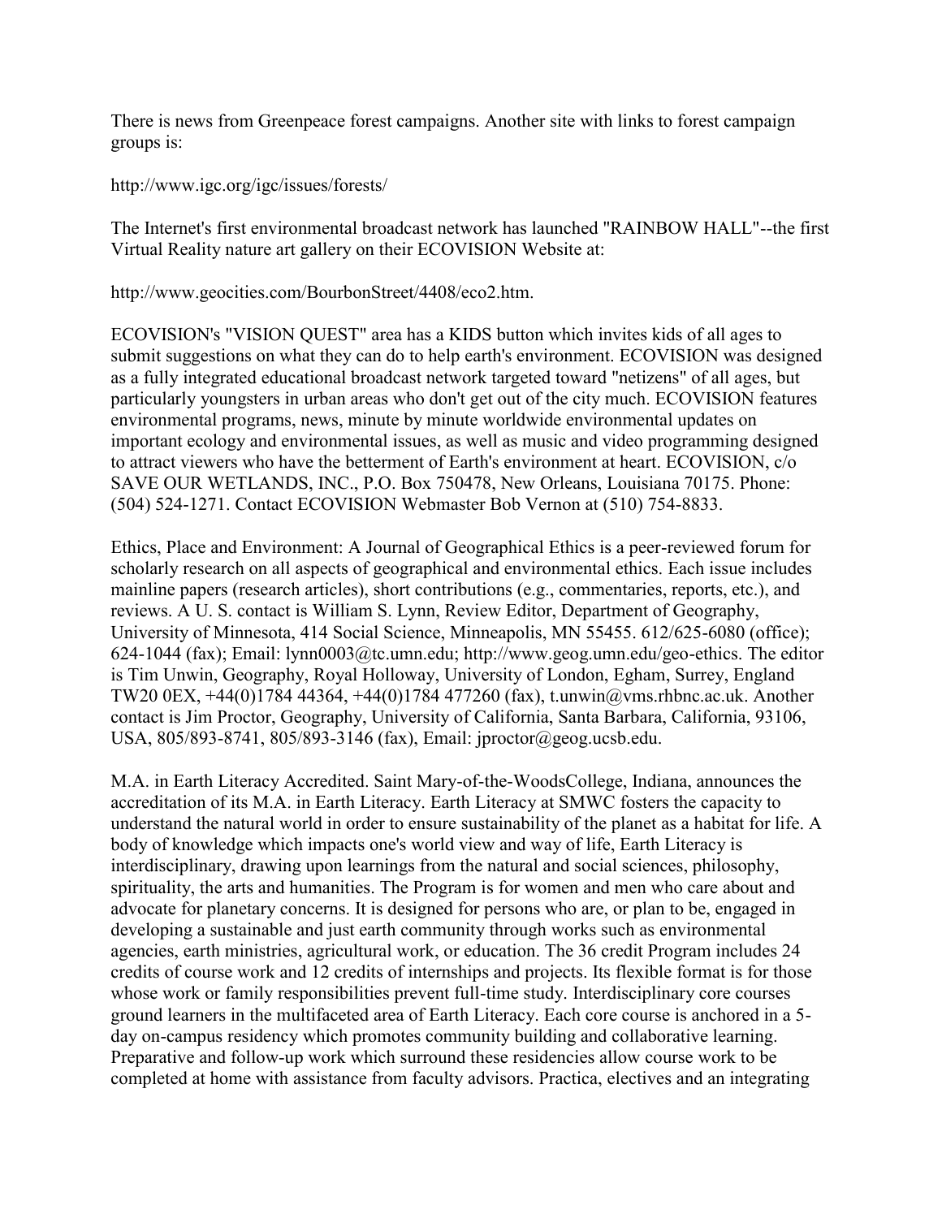There is news from Greenpeace forest campaigns. Another site with links to forest campaign groups is:

http://www.igc.org/igc/issues/forests/

The Internet's first environmental broadcast network has launched "RAINBOW HALL"--the first Virtual Reality nature art gallery on their ECOVISION Website at:

http://www.geocities.com/BourbonStreet/4408/eco2.htm.

ECOVISION's "VISION QUEST" area has a KIDS button which invites kids of all ages to submit suggestions on what they can do to help earth's environment. ECOVISION was designed as a fully integrated educational broadcast network targeted toward "netizens" of all ages, but particularly youngsters in urban areas who don't get out of the city much. ECOVISION features environmental programs, news, minute by minute worldwide environmental updates on important ecology and environmental issues, as well as music and video programming designed to attract viewers who have the betterment of Earth's environment at heart. ECOVISION, c/o SAVE OUR WETLANDS, INC., P.O. Box 750478, New Orleans, Louisiana 70175. Phone: (504) 524-1271. Contact ECOVISION Webmaster Bob Vernon at (510) 754-8833.

Ethics, Place and Environment: A Journal of Geographical Ethics is a peer-reviewed forum for scholarly research on all aspects of geographical and environmental ethics. Each issue includes mainline papers (research articles), short contributions (e.g., commentaries, reports, etc.), and reviews. A U. S. contact is William S. Lynn, Review Editor, Department of Geography, University of Minnesota, 414 Social Science, Minneapolis, MN 55455. 612/625-6080 (office); 624-1044 (fax); Email: lynn0003@tc.umn.edu; http://www.geog.umn.edu/geo-ethics. The editor is Tim Unwin, Geography, Royal Holloway, University of London, Egham, Surrey, England TW20 0EX, +44(0)1784 44364, +44(0)1784 477260 (fax), t.unwin@vms.rhbnc.ac.uk. Another contact is Jim Proctor, Geography, University of California, Santa Barbara, California, 93106, USA, 805/893-8741, 805/893-3146 (fax), Email: jproctor@geog.ucsb.edu.

M.A. in Earth Literacy Accredited. Saint Mary-of-the-WoodsCollege, Indiana, announces the accreditation of its M.A. in Earth Literacy. Earth Literacy at SMWC fosters the capacity to understand the natural world in order to ensure sustainability of the planet as a habitat for life. A body of knowledge which impacts one's world view and way of life, Earth Literacy is interdisciplinary, drawing upon learnings from the natural and social sciences, philosophy, spirituality, the arts and humanities. The Program is for women and men who care about and advocate for planetary concerns. It is designed for persons who are, or plan to be, engaged in developing a sustainable and just earth community through works such as environmental agencies, earth ministries, agricultural work, or education. The 36 credit Program includes 24 credits of course work and 12 credits of internships and projects. Its flexible format is for those whose work or family responsibilities prevent full-time study. Interdisciplinary core courses ground learners in the multifaceted area of Earth Literacy. Each core course is anchored in a 5-day on-campus residency which promotes community building and collaborative learning. Preparative and follow-up work which surround these residencies allow course work to be completed at home with assistance from faculty advisors. Practica, electives and an integrating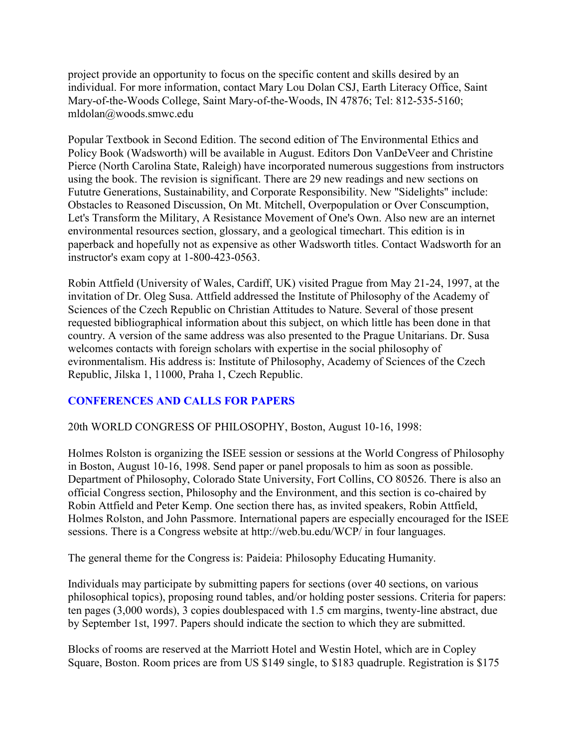project provide an opportunity to focus on the specific content and skills desired by an individual. For more information, contact Mary Lou Dolan CSJ, Earth Literacy Office, Saint Mary-of-the-Woods College, Saint Mary-of-the-Woods, IN 47876; Tel: 812-535-5160; mldolan@woods.smwc.edu

Popular Textbook in Second Edition. The second edition of The Environmental Ethics and Policy Book (Wadsworth) will be available in August. Editors Don VanDeVeer and Christine Pierce (North Carolina State, Raleigh) have incorporated numerous suggestions from instructors using the book. The revision is significant. There are 29 new readings and new sections on Fututre Generations, Sustainability, and Corporate Responsibility. New "Sidelights" include: Obstacles to Reasoned Discussion, On Mt. Mitchell, Overpopulation or Over Conscumption, Let's Transform the Military, A Resistance Movement of One's Own. Also new are an internet environmental resources section, glossary, and a geological timechart. This edition is in paperback and hopefully not as expensive as other Wadsworth titles. Contact Wadsworth for an instructor's exam copy at 1-800-423-0563.

Robin Attfield (University of Wales, Cardiff, UK) visited Prague from May 21-24, 1997, at the invitation of Dr. Oleg Susa. Attfield addressed the Institute of Philosophy of the Academy of Sciences of the Czech Republic on Christian Attitudes to Nature. Several of those present requested bibliographical information about this subject, on which little has been done in that country. A version of the same address was also presented to the Prague Unitarians. Dr. Susa welcomes contacts with foreign scholars with expertise in the social philosophy of evironmentalism. His address is: Institute of Philosophy, Academy of Sciences of the Czech Republic, Jilska 1, 11000, Praha 1, Czech Republic.

## CONFERENCES AND CALLS FOR PAPERS

20th WORLD CONGRESS OF PHILOSOPHY, Boston, August 10-16, 1998:

Holmes Rolston is organizing the ISEE session or sessions at the World Congress of Philosophy in Boston, August 10-16, 1998. Send paper or panel proposals to him as soon as possible. Department of Philosophy, Colorado State University, Fort Collins, CO 80526. There is also an official Congress section, Philosophy and the Environment, and this section is co-chaired by Robin Attfield and Peter Kemp. One section there has, as invited speakers, Robin Attfield, Holmes Rolston, and John Passmore. International papers are especially encouraged for the ISEE sessions. There is a Congress website at http://web.bu.edu/WCP/ in four languages.

The general theme for the Congress is: Paideia: Philosophy Educating Humanity.

Individuals may participate by submitting papers for sections (over 40 sections, on various philosophical topics), proposing round tables, and/or holding poster sessions. Criteria for papers: ten pages (3,000 words), 3 copies doublespaced with 1.5 cm margins, twenty-line abstract, due by September 1st, 1997. Papers should indicate the section to which they are submitted.

Blocks of rooms are reserved at the Marriott Hotel and Westin Hotel, which are in Copley Square, Boston. Room prices are from US $149 single, to $183 quadruple. Registration is $175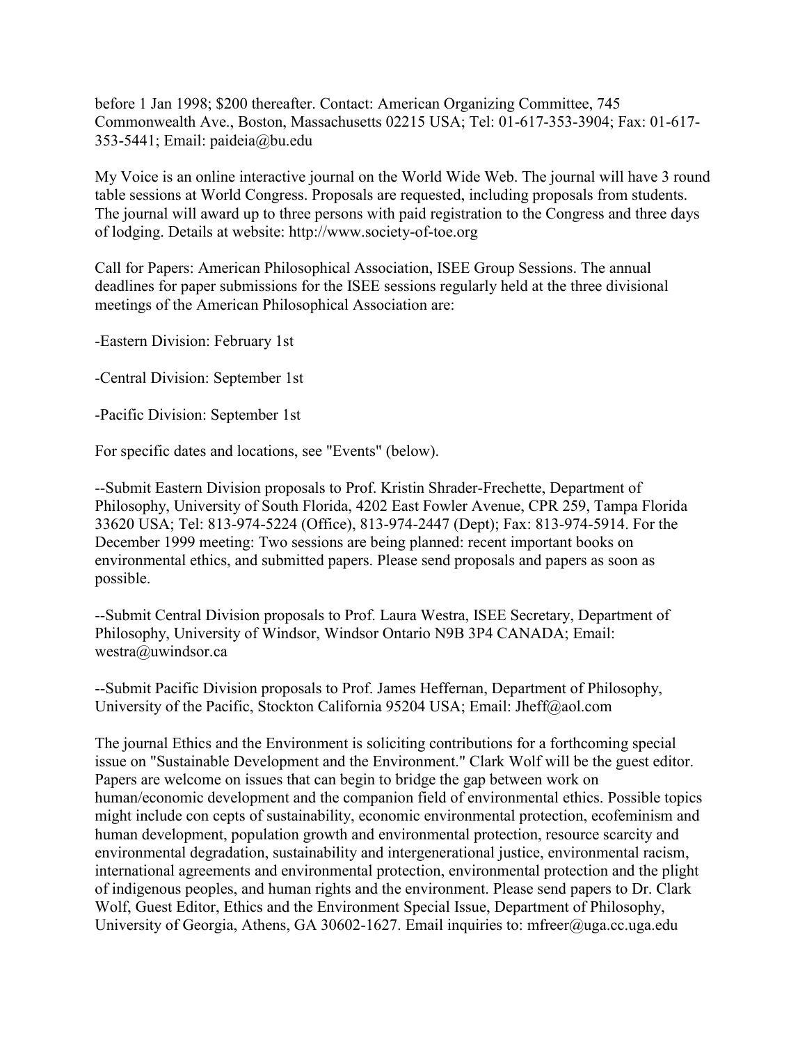before 1 Jan 1998; $200 thereafter. Contact: American Organizing Committee, 745 Commonwealth Ave., Boston, Massachusetts 02215 USA; Tel: 01-617-353-3904; Fax: 01-617-353-5441; Email: paideia@bu.edu

My Voice is an online interactive journal on the World Wide Web. The journal will have 3 round table sessions at World Congress. Proposals are requested, including proposals from students. The journal will award up to three persons with paid registration to the Congress and three days of lodging. Details at website: http://www.society-of-toe.org

Call for Papers: American Philosophical Association, ISEE Group Sessions. The annual deadlines for paper submissions for the ISEE sessions regularly held at the three divisional meetings of the American Philosophical Association are:

-Eastern Division: February 1st

-Central Division: September 1st

-Pacific Division: September 1st

For specific dates and locations, see "Events" (below).

--Submit Eastern Division proposals to Prof. Kristin Shrader-Frechette, Department of Philosophy, University of South Florida, 4202 East Fowler Avenue, CPR 259, Tampa Florida 33620 USA; Tel: 813-974-5224 (Office), 813-974-2447 (Dept); Fax: 813-974-5914. For the December 1999 meeting: Two sessions are being planned: recent important books on environmental ethics, and submitted papers. Please send proposals and papers as soon as possible.

--Submit Central Division proposals to Prof. Laura Westra, ISEE Secretary, Department of Philosophy, University of Windsor, Windsor Ontario N9B 3P4 CANADA; Email: westra@uwindsor.ca

--Submit Pacific Division proposals to Prof. James Heffernan, Department of Philosophy, University of the Pacific, Stockton California 95204 USA; Email: Jheff@aol.com

The journal Ethics and the Environment is soliciting contributions for a forthcoming special issue on "Sustainable Development and the Environment." Clark Wolf will be the guest editor. Papers are welcome on issues that can begin to bridge the gap between work on human/economic development and the companion field of environmental ethics. Possible topics might include con cepts of sustainability, economic environmental protection, ecofeminism and human development, population growth and environmental protection, resource scarcity and environmental degradation, sustainability and intergenerational justice, environmental racism, international agreements and environmental protection, environmental protection and the plight of indigenous peoples, and human rights and the environment. Please send papers to Dr. Clark Wolf, Guest Editor, Ethics and the Environment Special Issue, Department of Philosophy, University of Georgia, Athens, GA 30602-1627. Email inquiries to: mfreer@uga.cc.uga.edu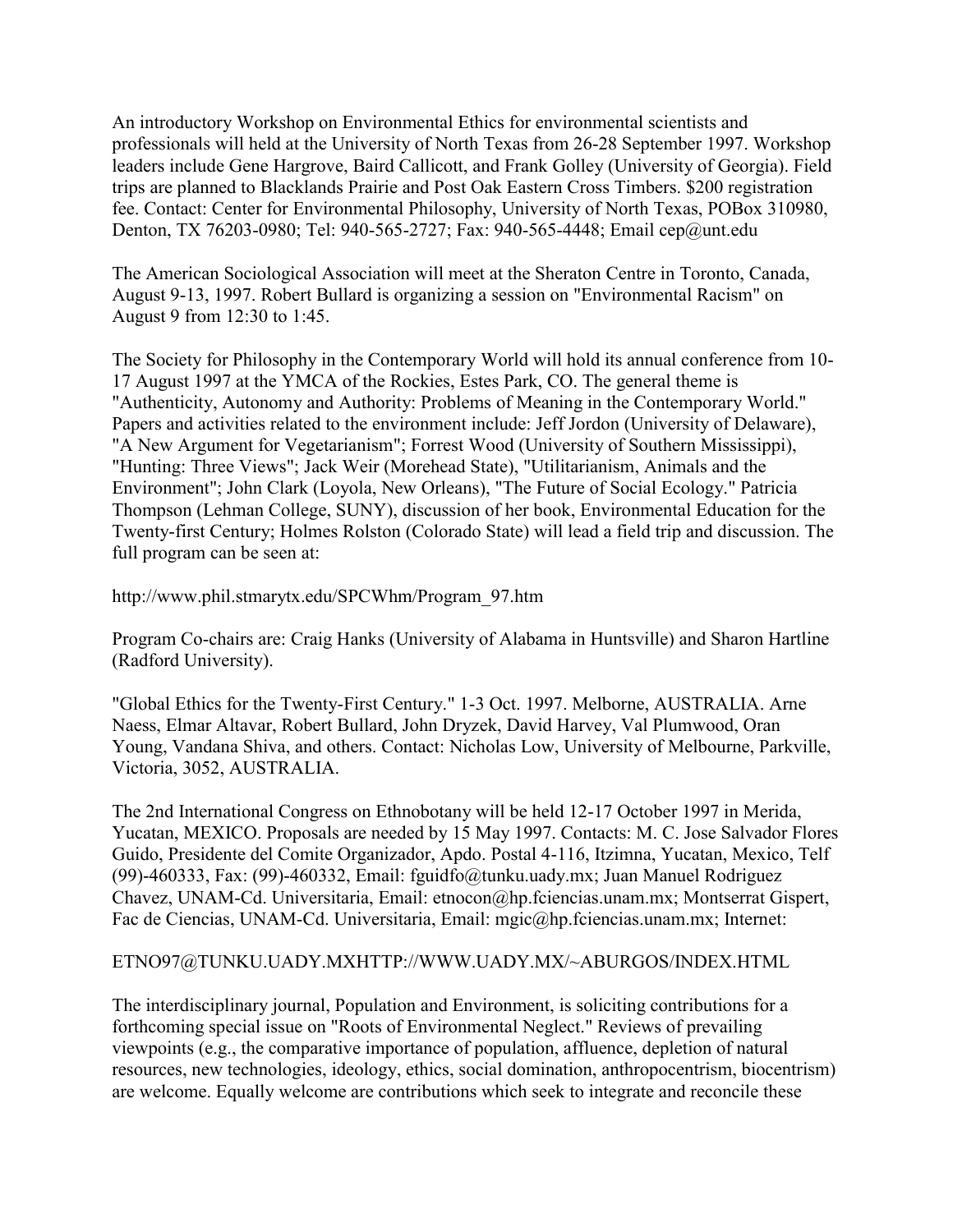An introductory Workshop on Environmental Ethics for environmental scientists and professionals will held at the University of North Texas from 26-28 September 1997. Workshop leaders include Gene Hargrove, Baird Callicott, and Frank Golley (University of Georgia). Field trips are planned to Blacklands Prairie and Post Oak Eastern Cross Timbers. $200 registration fee. Contact: Center for Environmental Philosophy, University of North Texas, POBox 310980, Denton, TX 76203-0980; Tel: 940-565-2727; Fax: 940-565-4448; Email cep@unt.edu

The American Sociological Association will meet at the Sheraton Centre in Toronto, Canada, August 9-13, 1997. Robert Bullard is organizing a session on "Environmental Racism" on August 9 from 12:30 to 1:45.

The Society for Philosophy in the Contemporary World will hold its annual conference from 10-17 August 1997 at the YMCA of the Rockies, Estes Park, CO. The general theme is "Authenticity, Autonomy and Authority: Problems of Meaning in the Contemporary World." Papers and activities related to the environment include: Jeff Jordon (University of Delaware), "A New Argument for Vegetarianism"; Forrest Wood (University of Southern Mississippi), "Hunting: Three Views"; Jack Weir (Morehead State), "Utilitarianism, Animals and the Environment"; John Clark (Loyola, New Orleans), "The Future of Social Ecology." Patricia Thompson (Lehman College, SUNY), discussion of her book, Environmental Education for the Twenty-first Century; Holmes Rolston (Colorado State) will lead a field trip and discussion. The full program can be seen at:

http://www.phil.stmarytx.edu/SPCWhm/Program_97.htm

Program Co-chairs are: Craig Hanks (University of Alabama in Huntsville) and Sharon Hartline (Radford University).

"Global Ethics for the Twenty-First Century." 1-3 Oct. 1997. Melborne, AUSTRALIA. Arne Naess, Elmar Altavar, Robert Bullard, John Dryzek, David Harvey, Val Plumwood, Oran Young, Vandana Shiva, and others. Contact: Nicholas Low, University of Melbourne, Parkville, Victoria, 3052, AUSTRALIA.

The 2nd International Congress on Ethnobotany will be held 12-17 October 1997 in Merida, Yucatan, MEXICO. Proposals are needed by 15 May 1997. Contacts: M. C. Jose Salvador Flores Guido, Presidente del Comite Organizador, Apdo. Postal 4-116, Itzimna, Yucatan, Mexico, Telf (99)-460333, Fax: (99)-460332, Email: fguidfo@tunku.uady.mx; Juan Manuel Rodriguez Chavez, UNAM-Cd. Universitaria, Email: etnocon@hp.fciencias.unam.mx; Montserrat Gispert, Fac de Ciencias, UNAM-Cd. Universitaria, Email: mgic@hp.fciencias.unam.mx; Internet:

ETNO97@TUNKU.UADY.MXHTTP://WWW.UADY.MX/~ABURGOS/INDEX.HTML

The interdisciplinary journal, Population and Environment, is soliciting contributions for a forthcoming special issue on "Roots of Environmental Neglect." Reviews of prevailing viewpoints (e.g., the comparative importance of population, affluence, depletion of natural resources, new technologies, ideology, ethics, social domination, anthropocentrism, biocentrism) are welcome. Equally welcome are contributions which seek to integrate and reconcile these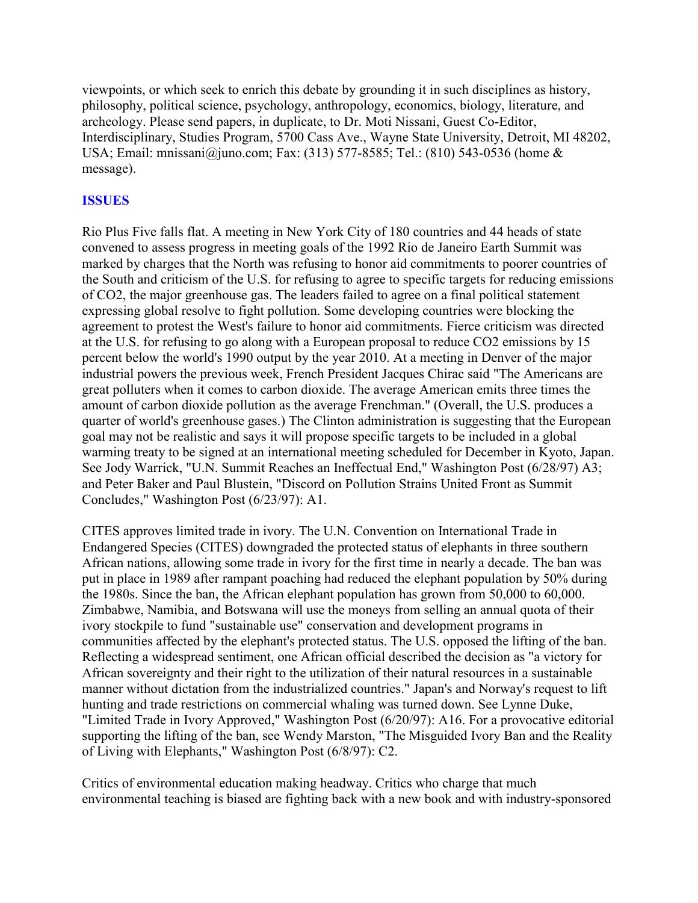viewpoints, or which seek to enrich this debate by grounding it in such disciplines as history, philosophy, political science, psychology, anthropology, economics, biology, literature, and archeology. Please send papers, in duplicate, to Dr. Moti Nissani, Guest Co-Editor, Interdisciplinary, Studies Program, 5700 Cass Ave., Wayne State University, Detroit, MI 48202, USA; Email: mnissani@juno.com; Fax: (313) 577-8585; Tel.: (810) 543-0536 (home & message).

## ISSUES

Rio Plus Five falls flat. A meeting in New York City of 180 countries and 44 heads of state convened to assess progress in meeting goals of the 1992 Rio de Janeiro Earth Summit was marked by charges that the North was refusing to honor aid commitments to poorer countries of the South and criticism of the U.S. for refusing to agree to specific targets for reducing emissions of $CO_2$, the major greenhouse gas. The leaders failed to agree on a final political statement expressing global resolve to fight pollution. Some developing countries were blocking the agreement to protest the West's failure to honor aid commitments. Fierce criticism was directed at the U.S. for refusing to go along with a European proposal to reduce $CO_2$ emissions by 15 percent below the world's 1990 output by the year 2010. At a meeting in Denver of the major industrial powers the previous week, French President Jacques Chirac said "The Americans are great polluters when it comes to carbon dioxide. The average American emits three times the amount of carbon dioxide pollution as the average Frenchman." (Overall, the U.S. produces a quarter of world's greenhouse gases.) The Clinton administration is suggesting that the European goal may not be realistic and says it will propose specific targets to be included in a global warming treaty to be signed at an international meeting scheduled for December in Kyoto, Japan. See Jody Warrick, "U.N. Summit Reaches an Ineffectual End," Washington Post (6/28/97) A3; and Peter Baker and Paul Blustein, "Discord on Pollution Strains United Front as Summit Concludes," Washington Post (6/23/97): A1.

CITES approves limited trade in ivory. The U.N. Convention on International Trade in Endangered Species (CITES) downgraded the protected status of elephants in three southern African nations, allowing some trade in ivory for the first time in nearly a decade. The ban was put in place in 1989 after rampant poaching had reduced the elephant population by 50% during the 1980s. Since the ban, the African elephant population has grown from 50,000 to 60,000. Zimbabwe, Namibia, and Botswana will use the moneys from selling an annual quota of their ivory stockpile to fund "sustainable use" conservation and development programs in communities affected by the elephant's protected status. The U.S. opposed the lifting of the ban. Reflecting a widespread sentiment, one African official described the decision as "a victory for African sovereignty and their right to the utilization of their natural resources in a sustainable manner without dictation from the industrialized countries." Japan's and Norway's request to lift hunting and trade restrictions on commercial whaling was turned down. See Lynne Duke, "Limited Trade in Ivory Approved," Washington Post (6/20/97): A16. For a provocative editorial supporting the lifting of the ban, see Wendy Marston, "The Misguided Ivory Ban and the Reality of Living with Elephants," Washington Post (6/8/97): C2.

Critics of environmental education making headway. Critics who charge that much environmental teaching is biased are fighting back with a new book and with industry-sponsored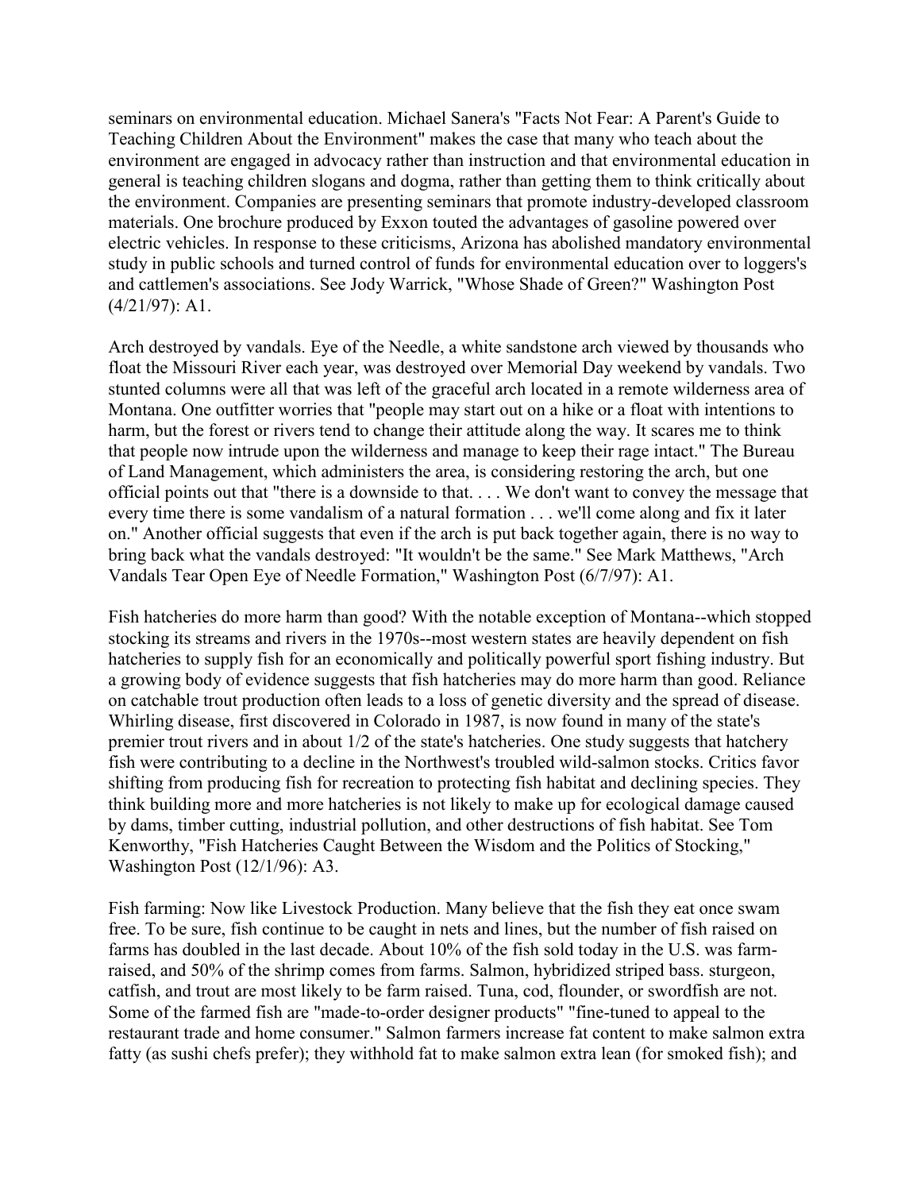seminars on environmental education. Michael Sanera's "Facts Not Fear: A Parent's Guide to Teaching Children About the Environment" makes the case that many who teach about the environment are engaged in advocacy rather than instruction and that environmental education in general is teaching children slogans and dogma, rather than getting them to think critically about the environment. Companies are presenting seminars that promote industry-developed classroom materials. One brochure produced by Exxon touted the advantages of gasoline powered over electric vehicles. In response to these criticisms, Arizona has abolished mandatory environmental study in public schools and turned control of funds for environmental education over to loggers's and cattlemen's associations. See Jody Warrick, "Whose Shade of Green?" Washington Post (4/21/97): A1.

Arch destroyed by vandals. Eye of the Needle, a white sandstone arch viewed by thousands who float the Missouri River each year, was destroyed over Memorial Day weekend by vandals. Two stunted columns were all that was left of the graceful arch located in a remote wilderness area of Montana. One outfitter worries that "people may start out on a hike or a float with intentions to harm, but the forest or rivers tend to change their attitude along the way. It scares me to think that people now intrude upon the wilderness and manage to keep their rage intact." The Bureau of Land Management, which administers the area, is considering restoring the arch, but one official points out that "there is a downside to that. . . . We don't want to convey the message that every time there is some vandalism of a natural formation . . . we'll come along and fix it later on." Another official suggests that even if the arch is put back together again, there is no way to bring back what the vandals destroyed: "It wouldn't be the same." See Mark Matthews, "Arch Vandals Tear Open Eye of Needle Formation," Washington Post (6/7/97): A1.

Fish hatcheries do more harm than good? With the notable exception of Montana--which stopped stocking its streams and rivers in the 1970s--most western states are heavily dependent on fish hatcheries to supply fish for an economically and politically powerful sport fishing industry. But a growing body of evidence suggests that fish hatcheries may do more harm than good. Reliance on catchable trout production often leads to a loss of genetic diversity and the spread of disease. Whirling disease, first discovered in Colorado in 1987, is now found in many of the state's premier trout rivers and in about 1/2 of the state's hatcheries. One study suggests that hatchery fish were contributing to a decline in the Northwest's troubled wild-salmon stocks. Critics favor shifting from producing fish for recreation to protecting fish habitat and declining species. They think building more and more hatcheries is not likely to make up for ecological damage caused by dams, timber cutting, industrial pollution, and other destructions of fish habitat. See Tom Kenworthy, "Fish Hatcheries Caught Between the Wisdom and the Politics of Stocking," Washington Post (12/1/96): A3.

Fish farming: Now like Livestock Production. Many believe that the fish they eat once swam free. To be sure, fish continue to be caught in nets and lines, but the number of fish raised on farms has doubled in the last decade. About 10% of the fish sold today in the U.S. was farm-raised, and 50% of the shrimp comes from farms. Salmon, hybridized striped bass. sturgeon, catfish, and trout are most likely to be farm raised. Tuna, cod, flounder, or swordfish are not. Some of the farmed fish are "made-to-order designer products" "fine-tuned to appeal to the restaurant trade and home consumer." Salmon farmers increase fat content to make salmon extra fatty (as sushi chefs prefer); they withhold fat to make salmon extra lean (for smoked fish); and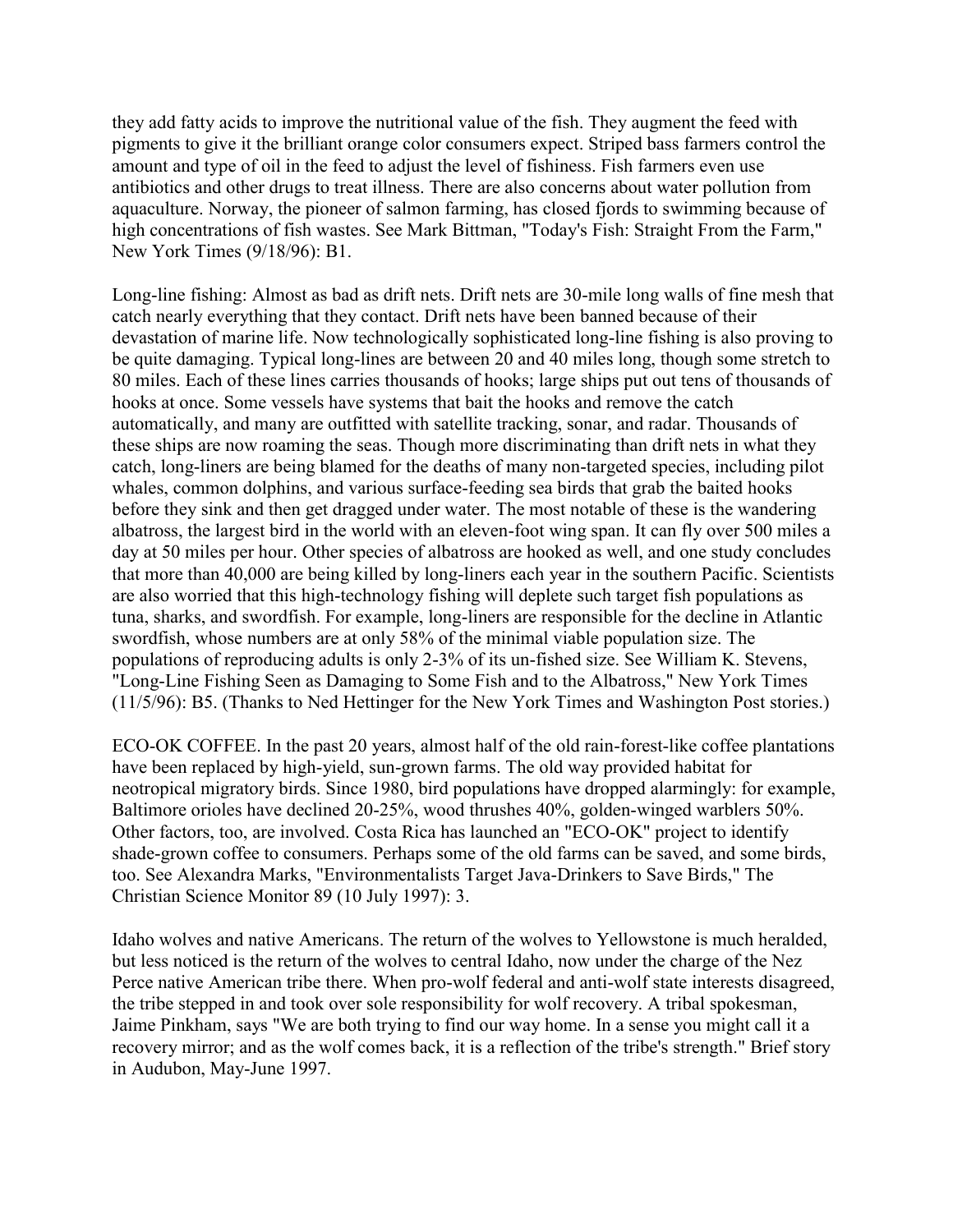they add fatty acids to improve the nutritional value of the fish. They augment the feed with pigments to give it the brilliant orange color consumers expect. Striped bass farmers control the amount and type of oil in the feed to adjust the level of fishiness. Fish farmers even use antibiotics and other drugs to treat illness. There are also concerns about water pollution from aquaculture. Norway, the pioneer of salmon farming, has closed fjords to swimming because of high concentrations of fish wastes. See Mark Bittman, "Today's Fish: Straight From the Farm," New York Times (9/18/96): B1.

Long-line fishing: Almost as bad as drift nets. Drift nets are 30-mile long walls of fine mesh that catch nearly everything that they contact. Drift nets have been banned because of their devastation of marine life. Now technologically sophisticated long-line fishing is also proving to be quite damaging. Typical long-lines are between 20 and 40 miles long, though some stretch to 80 miles. Each of these lines carries thousands of hooks; large ships put out tens of thousands of hooks at once. Some vessels have systems that bait the hooks and remove the catch automatically, and many are outfitted with satellite tracking, sonar, and radar. Thousands of these ships are now roaming the seas. Though more discriminating than drift nets in what they catch, long-liners are being blamed for the deaths of many non-targeted species, including pilot whales, common dolphins, and various surface-feeding sea birds that grab the baited hooks before they sink and then get dragged under water. The most notable of these is the wandering albatross, the largest bird in the world with an eleven-foot wing span. It can fly over 500 miles a day at 50 miles per hour. Other species of albatross are hooked as well, and one study concludes that more than 40,000 are being killed by long-liners each year in the southern Pacific. Scientists are also worried that this high-technology fishing will deplete such target fish populations as tuna, sharks, and swordfish. For example, long-liners are responsible for the decline in Atlantic swordfish, whose numbers are at only 58% of the minimal viable population size. The populations of reproducing adults is only 2-3% of its un-fished size. See William K. Stevens, "Long-Line Fishing Seen as Damaging to Some Fish and to the Albatross," New York Times (11/5/96): B5. (Thanks to Ned Hettinger for the New York Times and Washington Post stories.)

ECO-OK COFFEE. In the past 20 years, almost half of the old rain-forest-like coffee plantations have been replaced by high-yield, sun-grown farms. The old way provided habitat for neotropical migratory birds. Since 1980, bird populations have dropped alarmingly: for example, Baltimore orioles have declined 20-25%, wood thrushes 40%, golden-winged warblers 50%. Other factors, too, are involved. Costa Rica has launched an "ECO-OK" project to identify shade-grown coffee to consumers. Perhaps some of the old farms can be saved, and some birds, too. See Alexandra Marks, "Environmentalists Target Java-Drinkers to Save Birds," The Christian Science Monitor 89 (10 July 1997): 3.

Idaho wolves and native Americans. The return of the wolves to Yellowstone is much heralded, but less noticed is the return of the wolves to central Idaho, now under the charge of the Nez Perce native American tribe there. When pro-wolf federal and anti-wolf state interests disagreed, the tribe stepped in and took over sole responsibility for wolf recovery. A tribal spokesman, Jaime Pinkham, says "We are both trying to find our way home. In a sense you might call it a recovery mirror; and as the wolf comes back, it is a reflection of the tribe's strength." Brief story in Audubon, May-June 1997.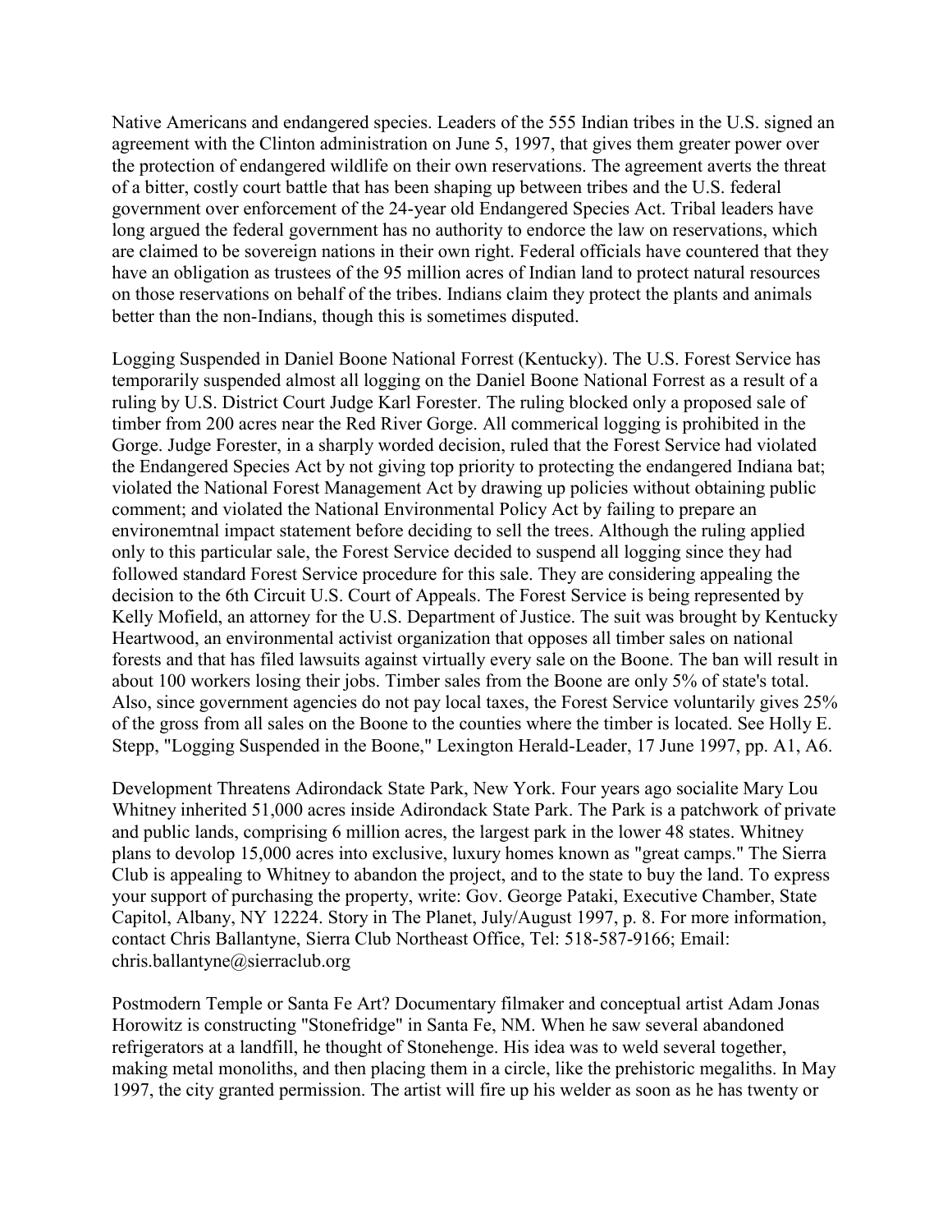Native Americans and endangered species. Leaders of the 555 Indian tribes in the U.S. signed an agreement with the Clinton administration on June 5, 1997, that gives them greater power over the protection of endangered wildlife on their own reservations. The agreement averts the threat of a bitter, costly court battle that has been shaping up between tribes and the U.S. federal government over enforcement of the 24-year old Endangered Species Act. Tribal leaders have long argued the federal government has no authority to endorce the law on reservations, which are claimed to be sovereign nations in their own right. Federal officials have countered that they have an obligation as trustees of the 95 million acres of Indian land to protect natural resources on those reservations on behalf of the tribes. Indians claim they protect the plants and animals better than the non-Indians, though this is sometimes disputed.

Logging Suspended in Daniel Boone National Forrest (Kentucky). The U.S. Forest Service has temporarily suspended almost all logging on the Daniel Boone National Forrest as a result of a ruling by U.S. District Court Judge Karl Forester. The ruling blocked only a proposed sale of timber from 200 acres near the Red River Gorge. All commerical logging is prohibited in the Gorge. Judge Forester, in a sharply worded decision, ruled that the Forest Service had violated the Endangered Species Act by not giving top priority to protecting the endangered Indiana bat; violated the National Forest Management Act by drawing up policies without obtaining public comment; and violated the National Environmental Policy Act by failing to prepare an environemtnal impact statement before deciding to sell the trees. Although the ruling applied only to this particular sale, the Forest Service decided to suspend all logging since they had followed standard Forest Service procedure for this sale. They are considering appealing the decision to the 6th Circuit U.S. Court of Appeals. The Forest Service is being represented by Kelly Mofield, an attorney for the U.S. Department of Justice. The suit was brought by Kentucky Heartwood, an environmental activist organization that opposes all timber sales on national forests and that has filed lawsuits against virtually every sale on the Boone. The ban will result in about 100 workers losing their jobs. Timber sales from the Boone are only 5% of state's total. Also, since government agencies do not pay local taxes, the Forest Service voluntarily gives 25% of the gross from all sales on the Boone to the counties where the timber is located. See Holly E. Stepp, "Logging Suspended in the Boone," Lexington Herald-Leader, 17 June 1997, pp. A1, A6.

Development Threatens Adirondack State Park, New York. Four years ago socialite Mary Lou Whitney inherited 51,000 acres inside Adirondack State Park. The Park is a patchwork of private and public lands, comprising 6 million acres, the largest park in the lower 48 states. Whitney plans to devolop 15,000 acres into exclusive, luxury homes known as "great camps." The Sierra Club is appealing to Whitney to abandon the project, and to the state to buy the land. To express your support of purchasing the property, write: Gov. George Pataki, Executive Chamber, State Capitol, Albany, NY 12224. Story in The Planet, July/August 1997, p. 8. For more information, contact Chris Ballantyne, Sierra Club Northeast Office, Tel: 518-587-9166; Email: chris.ballantyne@sierraclub.org

Postmodern Temple or Santa Fe Art? Documentary filmaker and conceptual artist Adam Jonas Horowitz is constructing "Stonefridge" in Santa Fe, NM. When he saw several abandoned refrigerators at a landfill, he thought of Stonehenge. His idea was to weld several together, making metal monoliths, and then placing them in a circle, like the prehistoric megaliths. In May 1997, the city granted permission. The artist will fire up his welder as soon as he has twenty or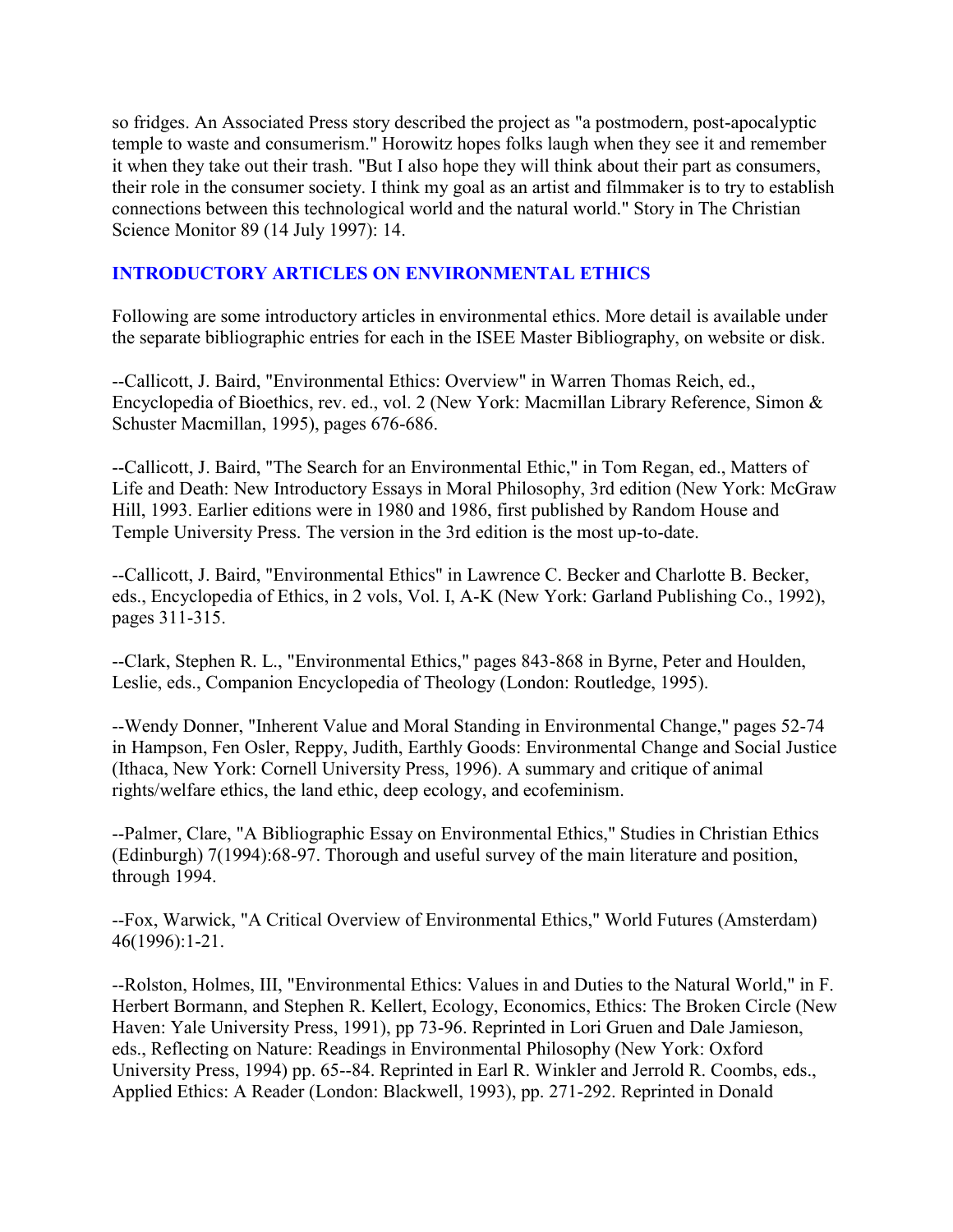so fridges. An Associated Press story described the project as "a postmodern, post-apocalyptic temple to waste and consumerism." Horowitz hopes folks laugh when they see it and remember it when they take out their trash. "But I also hope they will think about their part as consumers, their role in the consumer society. I think my goal as an artist and filmmaker is to try to establish connections between this technological world and the natural world." Story in The Christian Science Monitor 89 (14 July 1997): 14.

## INTRODUCTORY ARTICLES ON ENVIRONMENTAL ETHICS

Following are some introductory articles in environmental ethics. More detail is available under the separate bibliographic entries for each in the ISEE Master Bibliography, on website or disk.

--Callicott, J. Baird, "Environmental Ethics: Overview" in Warren Thomas Reich, ed., Encyclopedia of Bioethics, rev. ed., vol. 2 (New York: Macmillan Library Reference, Simon & Schuster Macmillan, 1995), pages 676-686.

--Callicott, J. Baird, "The Search for an Environmental Ethic," in Tom Regan, ed., Matters of Life and Death: New Introductory Essays in Moral Philosophy, 3rd edition (New York: McGraw Hill, 1993. Earlier editions were in 1980 and 1986, first published by Random House and Temple University Press. The version in the 3rd edition is the most up-to-date.

--Callicott, J. Baird, "Environmental Ethics" in Lawrence C. Becker and Charlotte B. Becker, eds., Encyclopedia of Ethics, in 2 vols, Vol. I, A-K (New York: Garland Publishing Co., 1992), pages 311-315.

--Clark, Stephen R. L., "Environmental Ethics," pages 843-868 in Byrne, Peter and Houlden, Leslie, eds., Companion Encyclopedia of Theology (London: Routledge, 1995).

--Wendy Donner, "Inherent Value and Moral Standing in Environmental Change," pages 52-74 in Hampson, Fen Osler, Reppy, Judith, Earthly Goods: Environmental Change and Social Justice (Ithaca, New York: Cornell University Press, 1996). A summary and critique of animal rights/welfare ethics, the land ethic, deep ecology, and ecofeminism.

--Palmer, Clare, "A Bibliographic Essay on Environmental Ethics," Studies in Christian Ethics (Edinburgh) 7(1994):68-97. Thorough and useful survey of the main literature and position, through 1994.

--Fox, Warwick, "A Critical Overview of Environmental Ethics," World Futures (Amsterdam) 46(1996):1-21.

--Rolston, Holmes, III, "Environmental Ethics: Values in and Duties to the Natural World," in F. Herbert Bormann, and Stephen R. Kellert, Ecology, Economics, Ethics: The Broken Circle (New Haven: Yale University Press, 1991), pp 73-96. Reprinted in Lori Gruen and Dale Jamieson, eds., Reflecting on Nature: Readings in Environmental Philosophy (New York: Oxford University Press, 1994) pp. 65--84. Reprinted in Earl R. Winkler and Jerrold R. Coombs, eds., Applied Ethics: A Reader (London: Blackwell, 1993), pp. 271-292. Reprinted in Donald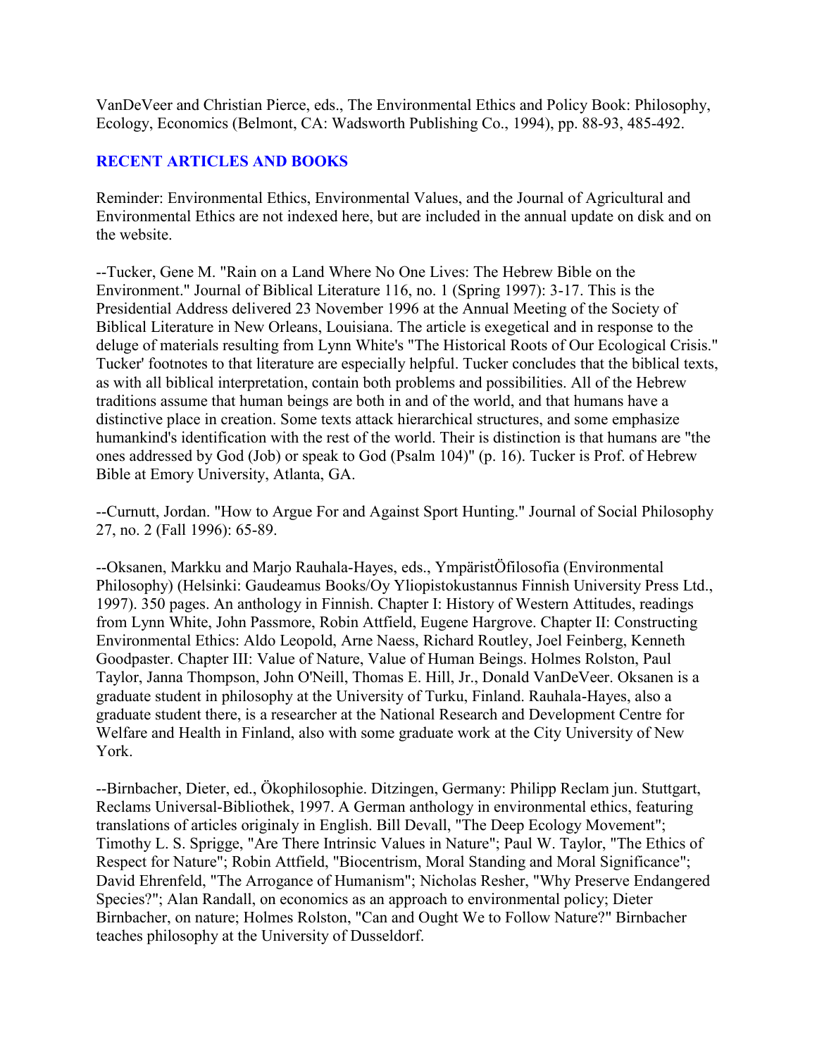VanDeVeer and Christian Pierce, eds., The Environmental Ethics and Policy Book: Philosophy, Ecology, Economics (Belmont, CA: Wadsworth Publishing Co., 1994), pp. 88-93, 485-492.

## RECENT ARTICLES AND BOOKS

Reminder: Environmental Ethics, Environmental Values, and the Journal of Agricultural and Environmental Ethics are not indexed here, but are included in the annual update on disk and on the website.

--Tucker, Gene M. "Rain on a Land Where No One Lives: The Hebrew Bible on the Environment." Journal of Biblical Literature 116, no. 1 (Spring 1997): 3-17. This is the Presidential Address delivered 23 November 1996 at the Annual Meeting of the Society of Biblical Literature in New Orleans, Louisiana. The article is exegetical and in response to the deluge of materials resulting from Lynn White's "The Historical Roots of Our Ecological Crisis." Tucker' footnotes to that literature are especially helpful. Tucker concludes that the biblical texts, as with all biblical interpretation, contain both problems and possibilities. All of the Hebrew traditions assume that human beings are both in and of the world, and that humans have a distinctive place in creation. Some texts attack hierarchical structures, and some emphasize humankind's identification with the rest of the world. Their is distinction is that humans are "the ones addressed by God (Job) or speak to God (Psalm 104)" (p. 16). Tucker is Prof. of Hebrew Bible at Emory University, Atlanta, GA.

--Curnutt, Jordan. "How to Argue For and Against Sport Hunting." Journal of Social Philosophy 27, no. 2 (Fall 1996): 65-89.

--Oksanen, Markku and Marjo Rauhala-Hayes, eds., YmpäristÖfilosofia (Environmental Philosophy) (Helsinki: Gaudeamus Books/Oy Yliopistokustannus Finnish University Press Ltd., 1997). 350 pages. An anthology in Finnish. Chapter I: History of Western Attitudes, readings from Lynn White, John Passmore, Robin Attfield, Eugene Hargrove. Chapter II: Constructing Environmental Ethics: Aldo Leopold, Arne Naess, Richard Routley, Joel Feinberg, Kenneth Goodpaster. Chapter III: Value of Nature, Value of Human Beings. Holmes Rolston, Paul Taylor, Janna Thompson, John O'Neill, Thomas E. Hill, Jr., Donald VanDeVeer. Oksanen is a graduate student in philosophy at the University of Turku, Finland. Rauhala-Hayes, also a graduate student there, is a researcher at the National Research and Development Centre for Welfare and Health in Finland, also with some graduate work at the City University of New York.

--Birnbacher, Dieter, ed., Ökophilosophie. Ditzingen, Germany: Philipp Reclam jun. Stuttgart, Reclams Universal-Bibliothek, 1997. A German anthology in environmental ethics, featuring translations of articles originaly in English. Bill Devall, "The Deep Ecology Movement"; Timothy L. S. Sprigge, "Are There Intrinsic Values in Nature"; Paul W. Taylor, "The Ethics of Respect for Nature"; Robin Attfield, "Biocentrism, Moral Standing and Moral Significance"; David Ehrenfeld, "The Arrogance of Humanism"; Nicholas Resher, "Why Preserve Endangered Species?"; Alan Randall, on economics as an approach to environmental policy; Dieter Birnbacher, on nature; Holmes Rolston, "Can and Ought We to Follow Nature?" Birnbacher teaches philosophy at the University of Dusseldorf.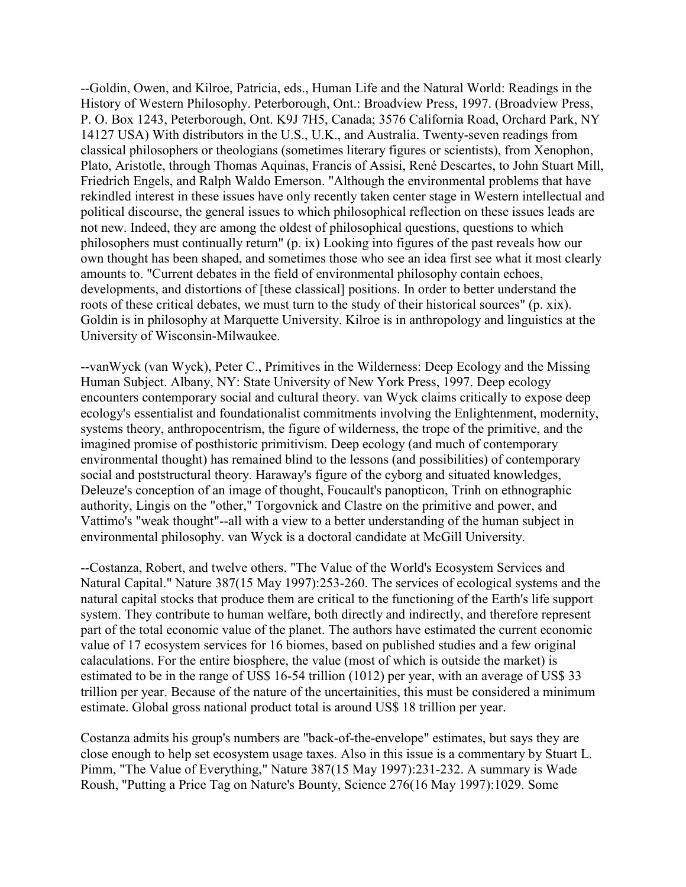--Goldin, Owen, and Kilroe, Patricia, eds., Human Life and the Natural World: Readings in the History of Western Philosophy. Peterborough, Ont.: Broadview Press, 1997. (Broadview Press, P. O. Box 1243, Peterborough, Ont. K9J 7H5, Canada; 3576 California Road, Orchard Park, NY 14127 USA) With distributors in the U.S., U.K., and Australia. Twenty-seven readings from classical philosophers or theologians (sometimes literary figures or scientists), from Xenophon, Plato, Aristotle, through Thomas Aquinas, Francis of Assisi, René Descartes, to John Stuart Mill, Friedrich Engels, and Ralph Waldo Emerson. "Although the environmental problems that have rekindled interest in these issues have only recently taken center stage in Western intellectual and political discourse, the general issues to which philosophical reflection on these issues leads are not new. Indeed, they are among the oldest of philosophical questions, questions to which philosophers must continually return" (p. ix) Looking into figures of the past reveals how our own thought has been shaped, and sometimes those who see an idea first see what it most clearly amounts to. "Current debates in the field of environmental philosophy contain echoes, developments, and distortions of [these classical] positions. In order to better understand the roots of these critical debates, we must turn to the study of their historical sources" (p. xix). Goldin is in philosophy at Marquette University. Kilroe is in anthropology and linguistics at the University of Wisconsin-Milwaukee.

--vanWyck (van Wyck), Peter C., Primitives in the Wilderness: Deep Ecology and the Missing Human Subject. Albany, NY: State University of New York Press, 1997. Deep ecology encounters contemporary social and cultural theory. van Wyck claims critically to expose deep ecology's essentialist and foundationalist commitments involving the Enlightenment, modernity, systems theory, anthropocentrism, the figure of wilderness, the trope of the primitive, and the imagined promise of posthistoric primitivism. Deep ecology (and much of contemporary environmental thought) has remained blind to the lessons (and possibilities) of contemporary social and poststructural theory. Haraway's figure of the cyborg and situated knowledges, Deleuze's conception of an image of thought, Foucault's panopticon, Trinh on ethnographic authority, Lingis on the "other," Torgovnick and Clastre on the primitive and power, and Vattimo's "weak thought"--all with a view to a better understanding of the human subject in environmental philosophy. van Wyck is a doctoral candidate at McGill University.

--Costanza, Robert, and twelve others. "The Value of the World's Ecosystem Services and Natural Capital." Nature 387(15 May 1997):253-260. The services of ecological systems and the natural capital stocks that produce them are critical to the functioning of the Earth's life support system. They contribute to human welfare, both directly and indirectly, and therefore represent part of the total economic value of the planet. The authors have estimated the current economic value of 17 ecosystem services for 16 biomes, based on published studies and a few original calaculations. For the entire biosphere, the value (most of which is outside the market) is estimated to be in the range of US$ 16-54 trillion ($10^{12}$) per year, with an average of US$ 33 trillion per year. Because of the nature of the uncertainities, this must be considered a minimum estimate. Global gross national product total is around US$ 18 trillion per year.

Costanza admits his group's numbers are "back-of-the-envelope" estimates, but says they are close enough to help set ecosystem usage taxes. Also in this issue is a commentary by Stuart L. Pimm, "The Value of Everything," Nature 387(15 May 1997):231-232. A summary is Wade Roush, "Putting a Price Tag on Nature's Bounty, Science 276(16 May 1997):1029. Some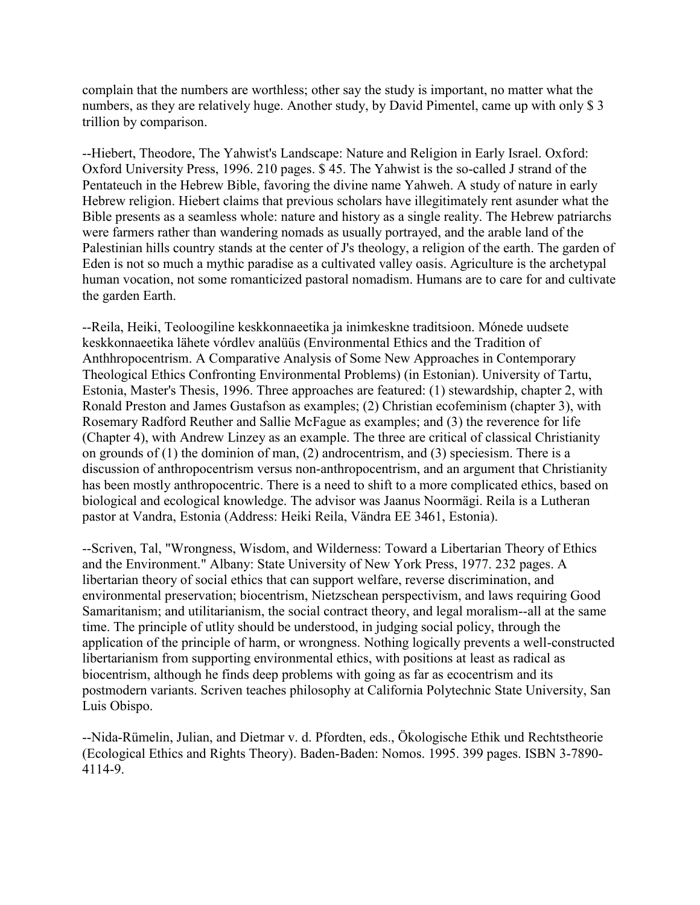complain that the numbers are worthless; other say the study is important, no matter what the numbers, as they are relatively huge. Another study, by David Pimentel, came up with only $ 3 trillion by comparison.

--Hiebert, Theodore, The Yahwist's Landscape: Nature and Religion in Early Israel. Oxford: Oxford University Press, 1996. 210 pages. $ 45. The Yahwist is the so-called J strand of the Pentateuch in the Hebrew Bible, favoring the divine name Yahweh. A study of nature in early Hebrew religion. Hiebert claims that previous scholars have illegitimately rent asunder what the Bible presents as a seamless whole: nature and history as a single reality. The Hebrew patriarchs were farmers rather than wandering nomads as usually portrayed, and the arable land of the Palestinian hills country stands at the center of J's theology, a religion of the earth. The garden of Eden is not so much a mythic paradise as a cultivated valley oasis. Agriculture is the archetypal human vocation, not some romanticized pastoral nomadism. Humans are to care for and cultivate the garden Earth.

--Reila, Heiki, Teoloogiline keskkonnaeetika ja inimkeskne traditsioon. Mónede uudsete keskkonnaeetika lähete vórdlev analüüs (Environmental Ethics and the Tradition of Anthhropocentrism. A Comparative Analysis of Some New Approaches in Contemporary Theological Ethics Confronting Environmental Problems) (in Estonian). University of Tartu, Estonia, Master's Thesis, 1996. Three approaches are featured: (1) stewardship, chapter 2, with Ronald Preston and James Gustafson as examples; (2) Christian ecofeminism (chapter 3), with Rosemary Radford Reuther and Sallie McFague as examples; and (3) the reverence for life (Chapter 4), with Andrew Linzey as an example. The three are critical of classical Christianity on grounds of (1) the dominion of man, (2) androcentrism, and (3) speciesism. There is a discussion of anthropocentrism versus non-anthropocentrism, and an argument that Christianity has been mostly anthropocentric. There is a need to shift to a more complicated ethics, based on biological and ecological knowledge. The advisor was Jaanus Noormägi. Reila is a Lutheran pastor at Vandra, Estonia (Address: Heiki Reila, Vändra EE 3461, Estonia).

--Scriven, Tal, "Wrongness, Wisdom, and Wilderness: Toward a Libertarian Theory of Ethics and the Environment." Albany: State University of New York Press, 1977. 232 pages. A libertarian theory of social ethics that can support welfare, reverse discrimination, and environmental preservation; biocentrism, Nietzschean perspectivism, and laws requiring Good Samaritanism; and utilitarianism, the social contract theory, and legal moralism--all at the same time. The principle of utlity should be understood, in judging social policy, through the application of the principle of harm, or wrongness. Nothing logically prevents a well-constructed libertarianism from supporting environmental ethics, with positions at least as radical as biocentrism, although he finds deep problems with going as far as ecocentrism and its postmodern variants. Scriven teaches philosophy at California Polytechnic State University, San Luis Obispo.

--Nida-Rümelin, Julian, and Dietmar v. d. Pfordten, eds., Ökologische Ethik und Rechtstheorie (Ecological Ethics and Rights Theory). Baden-Baden: Nomos. 1995. 399 pages. ISBN 3-7890-4114-9.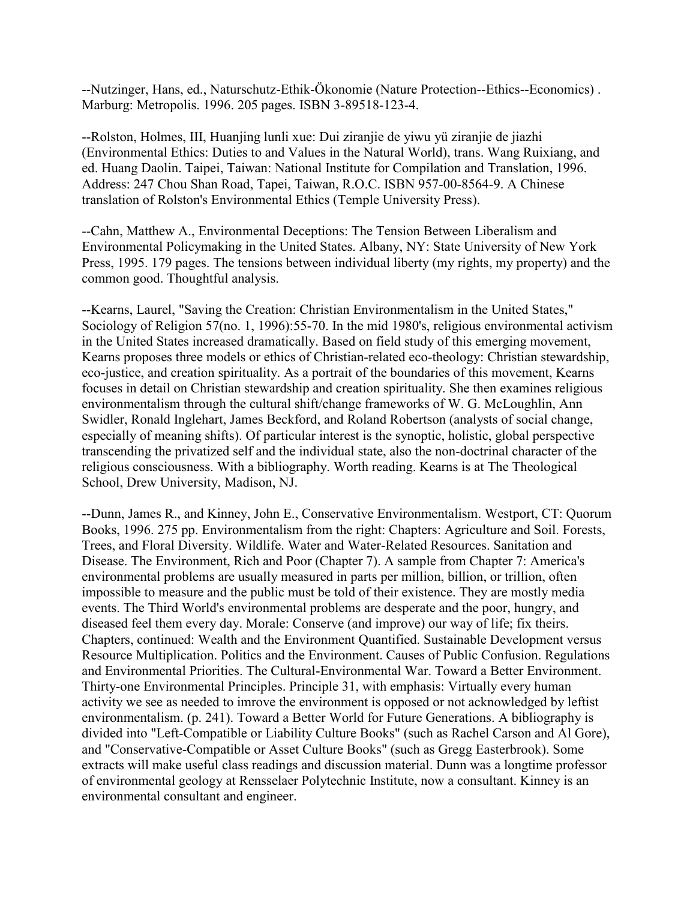--Nutzinger, Hans, ed., Naturschutz-Ethik-Ökonomie (Nature Protection--Ethics--Economics) . Marburg: Metropolis. 1996. 205 pages. ISBN 3-89518-123-4.

--Rolston, Holmes, III, Huanjing lunli xue: Dui ziranjie de yiwu yü ziranjie de jiazhi (Environmental Ethics: Duties to and Values in the Natural World), trans. Wang Ruixiang, and ed. Huang Daolin. Taipei, Taiwan: National Institute for Compilation and Translation, 1996. Address: 247 Chou Shan Road, Tapei, Taiwan, R.O.C. ISBN 957-00-8564-9. A Chinese translation of Rolston's Environmental Ethics (Temple University Press).

--Cahn, Matthew A., Environmental Deceptions: The Tension Between Liberalism and Environmental Policymaking in the United States. Albany, NY: State University of New York Press, 1995. 179 pages. The tensions between individual liberty (my rights, my property) and the common good. Thoughtful analysis.

--Kearns, Laurel, "Saving the Creation: Christian Environmentalism in the United States," Sociology of Religion 57(no. 1, 1996):55-70. In the mid 1980's, religious environmental activism in the United States increased dramatically. Based on field study of this emerging movement, Kearns proposes three models or ethics of Christian-related eco-theology: Christian stewardship, eco-justice, and creation spirituality. As a portrait of the boundaries of this movement, Kearns focuses in detail on Christian stewardship and creation spirituality. She then examines religious environmentalism through the cultural shift/change frameworks of W. G. McLoughlin, Ann Swidler, Ronald Inglehart, James Beckford, and Roland Robertson (analysts of social change, especially of meaning shifts). Of particular interest is the synoptic, holistic, global perspective transcending the privatized self and the individual state, also the non-doctrinal character of the religious consciousness. With a bibliography. Worth reading. Kearns is at The Theological School, Drew University, Madison, NJ.

--Dunn, James R., and Kinney, John E., Conservative Environmentalism. Westport, CT: Quorum Books, 1996. 275 pp. Environmentalism from the right: Chapters: Agriculture and Soil. Forests, Trees, and Floral Diversity. Wildlife. Water and Water-Related Resources. Sanitation and Disease. The Environment, Rich and Poor (Chapter 7). A sample from Chapter 7: America's environmental problems are usually measured in parts per million, billion, or trillion, often impossible to measure and the public must be told of their existence. They are mostly media events. The Third World's environmental problems are desperate and the poor, hungry, and diseased feel them every day. Morale: Conserve (and improve) our way of life; fix theirs. Chapters, continued: Wealth and the Environment Quantified. Sustainable Development versus Resource Multiplication. Politics and the Environment. Causes of Public Confusion. Regulations and Environmental Priorities. The Cultural-Environmental War. Toward a Better Environment. Thirty-one Environmental Principles. Principle 31, with emphasis: Virtually every human activity we see as needed to imrove the environment is opposed or not acknowledged by leftist environmentalism. (p. 241). Toward a Better World for Future Generations. A bibliography is divided into "Left-Compatible or Liability Culture Books" (such as Rachel Carson and Al Gore), and "Conservative-Compatible or Asset Culture Books" (such as Gregg Easterbrook). Some extracts will make useful class readings and discussion material. Dunn was a longtime professor of environmental geology at Rensselaer Polytechnic Institute, now a consultant. Kinney is an environmental consultant and engineer.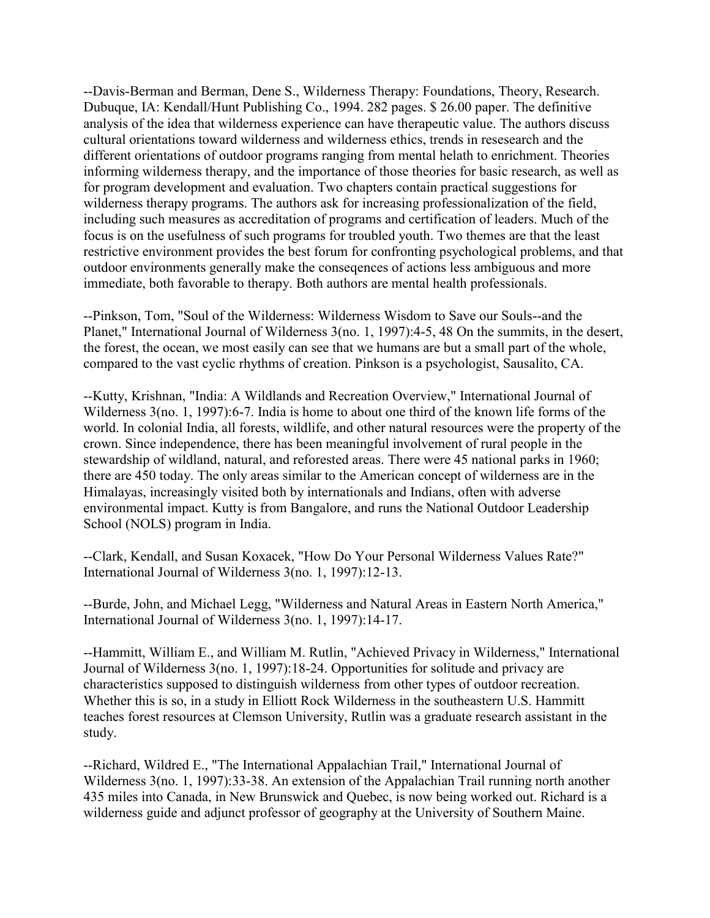--Davis-Berman and Berman, Dene S., Wilderness Therapy: Foundations, Theory, Research. Dubuque, IA: Kendall/Hunt Publishing Co., 1994. 282 pages. $ 26.00 paper. The definitive analysis of the idea that wilderness experience can have therapeutic value. The authors discuss cultural orientations toward wilderness and wilderness ethics, trends in resesearch and the different orientations of outdoor programs ranging from mental helath to enrichment. Theories informing wilderness therapy, and the importance of those theories for basic research, as well as for program development and evaluation. Two chapters contain practical suggestions for wilderness therapy programs. The authors ask for increasing professionalization of the field, including such measures as accreditation of programs and certification of leaders. Much of the focus is on the usefulness of such programs for troubled youth. Two themes are that the least restrictive environment provides the best forum for confronting psychological problems, and that outdoor environments generally make the conseqences of actions less ambiguous and more immediate, both favorable to therapy. Both authors are mental health professionals.

--Pinkson, Tom, "Soul of the Wilderness: Wilderness Wisdom to Save our Souls--and the Planet," International Journal of Wilderness 3(no. 1, 1997):4-5, 48 On the summits, in the desert, the forest, the ocean, we most easily can see that we humans are but a small part of the whole, compared to the vast cyclic rhythms of creation. Pinkson is a psychologist, Sausalito, CA.

--Kutty, Krishnan, "India: A Wildlands and Recreation Overview," International Journal of Wilderness 3(no. 1, 1997):6-7. India is home to about one third of the known life forms of the world. In colonial India, all forests, wildlife, and other natural resources were the property of the crown. Since independence, there has been meaningful involvement of rural people in the stewardship of wildland, natural, and reforested areas. There were 45 national parks in 1960; there are 450 today. The only areas similar to the American concept of wilderness are in the Himalayas, increasingly visited both by internationals and Indians, often with adverse environmental impact. Kutty is from Bangalore, and runs the National Outdoor Leadership School (NOLS) program in India.

--Clark, Kendall, and Susan Koxacek, "How Do Your Personal Wilderness Values Rate?" International Journal of Wilderness 3(no. 1, 1997):12-13.

--Burde, John, and Michael Legg, "Wilderness and Natural Areas in Eastern North America," International Journal of Wilderness 3(no. 1, 1997):14-17.

--Hammitt, William E., and William M. Rutlin, "Achieved Privacy in Wilderness," International Journal of Wilderness 3(no. 1, 1997):18-24. Opportunities for solitude and privacy are characteristics supposed to distinguish wilderness from other types of outdoor recreation. Whether this is so, in a study in Elliott Rock Wilderness in the southeastern U.S. Hammitt teaches forest resources at Clemson University, Rutlin was a graduate research assistant in the study.

--Richard, Wildred E., "The International Appalachian Trail," International Journal of Wilderness 3(no. 1, 1997):33-38. An extension of the Appalachian Trail running north another 435 miles into Canada, in New Brunswick and Quebec, is now being worked out. Richard is a wilderness guide and adjunct professor of geography at the University of Southern Maine.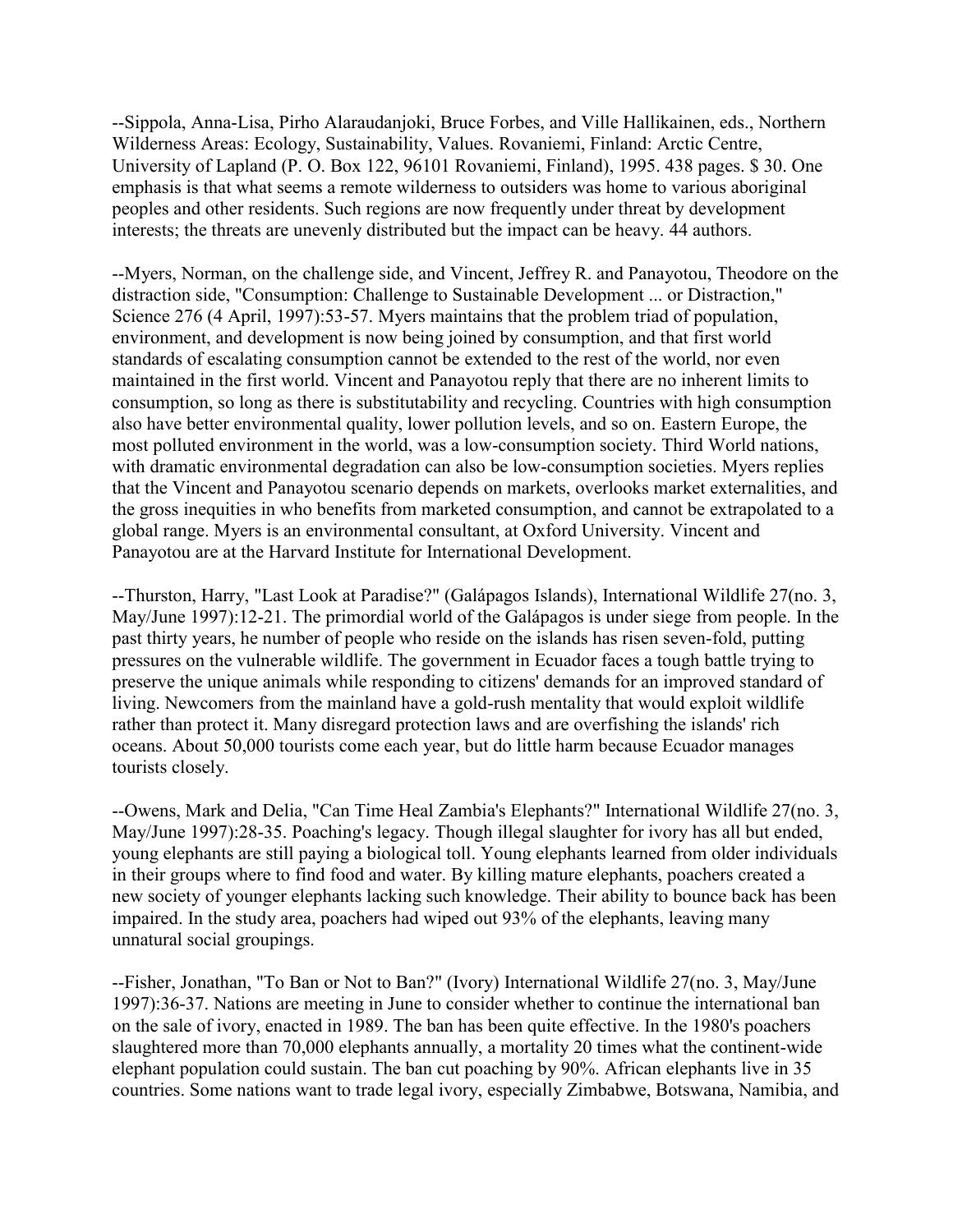--Sippola, Anna-Lisa, Pirho Alaraudanjoki, Bruce Forbes, and Ville Hallikainen, eds., Northern Wilderness Areas: Ecology, Sustainability, Values. Rovaniemi, Finland: Arctic Centre, University of Lapland (P. O. Box 122, 96101 Rovaniemi, Finland), 1995. 438 pages. $ 30. One emphasis is that what seems a remote wilderness to outsiders was home to various aboriginal peoples and other residents. Such regions are now frequently under threat by development interests; the threats are unevenly distributed but the impact can be heavy. 44 authors.

--Myers, Norman, on the challenge side, and Vincent, Jeffrey R. and Panayotou, Theodore on the distraction side, "Consumption: Challenge to Sustainable Development ... or Distraction," Science 276 (4 April, 1997):53-57. Myers maintains that the problem triad of population, environment, and development is now being joined by consumption, and that first world standards of escalating consumption cannot be extended to the rest of the world, nor even maintained in the first world. Vincent and Panayotou reply that there are no inherent limits to consumption, so long as there is substitutability and recycling. Countries with high consumption also have better environmental quality, lower pollution levels, and so on. Eastern Europe, the most polluted environment in the world, was a low-consumption society. Third World nations, with dramatic environmental degradation can also be low-consumption societies. Myers replies that the Vincent and Panayotou scenario depends on markets, overlooks market externalities, and the gross inequities in who benefits from marketed consumption, and cannot be extrapolated to a global range. Myers is an environmental consultant, at Oxford University. Vincent and Panayotou are at the Harvard Institute for International Development.

--Thurston, Harry, "Last Look at Paradise?" (Galápagos Islands), International Wildlife 27(no. 3, May/June 1997):12-21. The primordial world of the Galápagos is under siege from people. In the past thirty years, he number of people who reside on the islands has risen seven-fold, putting pressures on the vulnerable wildlife. The government in Ecuador faces a tough battle trying to preserve the unique animals while responding to citizens' demands for an improved standard of living. Newcomers from the mainland have a gold-rush mentality that would exploit wildlife rather than protect it. Many disregard protection laws and are overfishing the islands' rich oceans. About 50,000 tourists come each year, but do little harm because Ecuador manages tourists closely.

--Owens, Mark and Delia, "Can Time Heal Zambia's Elephants?" International Wildlife 27(no. 3, May/June 1997):28-35. Poaching's legacy. Though illegal slaughter for ivory has all but ended, young elephants are still paying a biological toll. Young elephants learned from older individuals in their groups where to find food and water. By killing mature elephants, poachers created a new society of younger elephants lacking such knowledge. Their ability to bounce back has been impaired. In the study area, poachers had wiped out 93% of the elephants, leaving many unnatural social groupings.

--Fisher, Jonathan, "To Ban or Not to Ban?" (Ivory) International Wildlife 27(no. 3, May/June 1997):36-37. Nations are meeting in June to consider whether to continue the international ban on the sale of ivory, enacted in 1989. The ban has been quite effective. In the 1980's poachers slaughtered more than 70,000 elephants annually, a mortality 20 times what the continent-wide elephant population could sustain. The ban cut poaching by 90%. African elephants live in 35 countries. Some nations want to trade legal ivory, especially Zimbabwe, Botswana, Namibia, and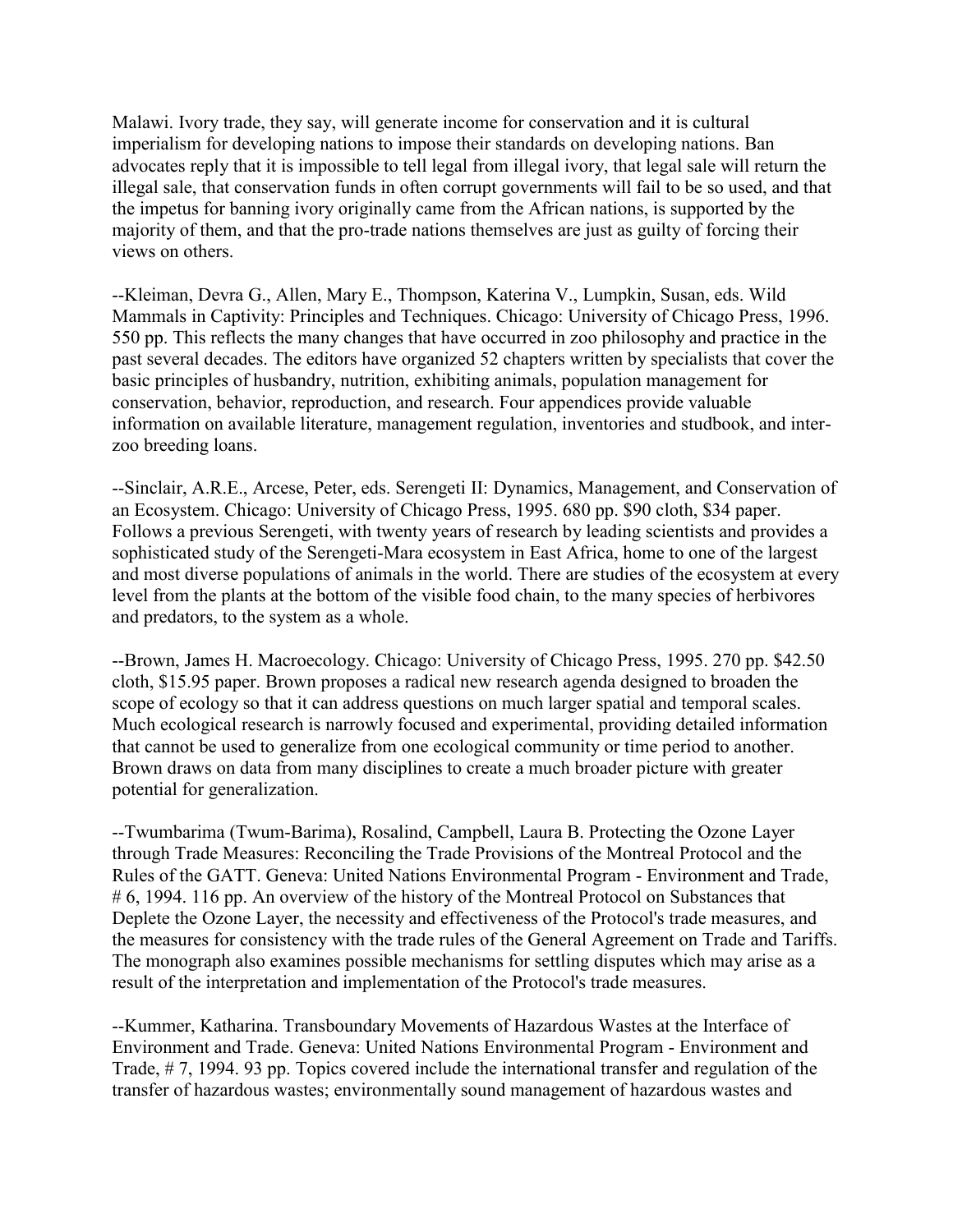Malawi. Ivory trade, they say, will generate income for conservation and it is cultural imperialism for developing nations to impose their standards on developing nations. Ban advocates reply that it is impossible to tell legal from illegal ivory, that legal sale will return the illegal sale, that conservation funds in often corrupt governments will fail to be so used, and that the impetus for banning ivory originally came from the African nations, is supported by the majority of them, and that the pro-trade nations themselves are just as guilty of forcing their views on others.

--Kleiman, Devra G., Allen, Mary E., Thompson, Katerina V., Lumpkin, Susan, eds. Wild Mammals in Captivity: Principles and Techniques. Chicago: University of Chicago Press, 1996. 550 pp. This reflects the many changes that have occurred in zoo philosophy and practice in the past several decades. The editors have organized 52 chapters written by specialists that cover the basic principles of husbandry, nutrition, exhibiting animals, population management for conservation, behavior, reproduction, and research. Four appendices provide valuable information on available literature, management regulation, inventories and studbook, and inter-zoo breeding loans.

--Sinclair, A.R.E., Arcese, Peter, eds. Serengeti II: Dynamics, Management, and Conservation of an Ecosystem. Chicago: University of Chicago Press, 1995. 680 pp. $90 cloth, $34 paper. Follows a previous Serengeti, with twenty years of research by leading scientists and provides a sophisticated study of the Serengeti-Mara ecosystem in East Africa, home to one of the largest and most diverse populations of animals in the world. There are studies of the ecosystem at every level from the plants at the bottom of the visible food chain, to the many species of herbivores and predators, to the system as a whole.

--Brown, James H. Macroecology. Chicago: University of Chicago Press, 1995. 270 pp. $42.50 cloth, $15.95 paper. Brown proposes a radical new research agenda designed to broaden the scope of ecology so that it can address questions on much larger spatial and temporal scales. Much ecological research is narrowly focused and experimental, providing detailed information that cannot be used to generalize from one ecological community or time period to another. Brown draws on data from many disciplines to create a much broader picture with greater potential for generalization.

--Twumbarima (Twum-Barima), Rosalind, Campbell, Laura B. Protecting the Ozone Layer through Trade Measures: Reconciling the Trade Provisions of the Montreal Protocol and the Rules of the GATT. Geneva: United Nations Environmental Program - Environment and Trade, # 6, 1994. 116 pp. An overview of the history of the Montreal Protocol on Substances that Deplete the Ozone Layer, the necessity and effectiveness of the Protocol's trade measures, and the measures for consistency with the trade rules of the General Agreement on Trade and Tariffs. The monograph also examines possible mechanisms for settling disputes which may arise as a result of the interpretation and implementation of the Protocol's trade measures.

--Kummer, Katharina. Transboundary Movements of Hazardous Wastes at the Interface of Environment and Trade. Geneva: United Nations Environmental Program - Environment and Trade, # 7, 1994. 93 pp. Topics covered include the international transfer and regulation of the transfer of hazardous wastes; environmentally sound management of hazardous wastes and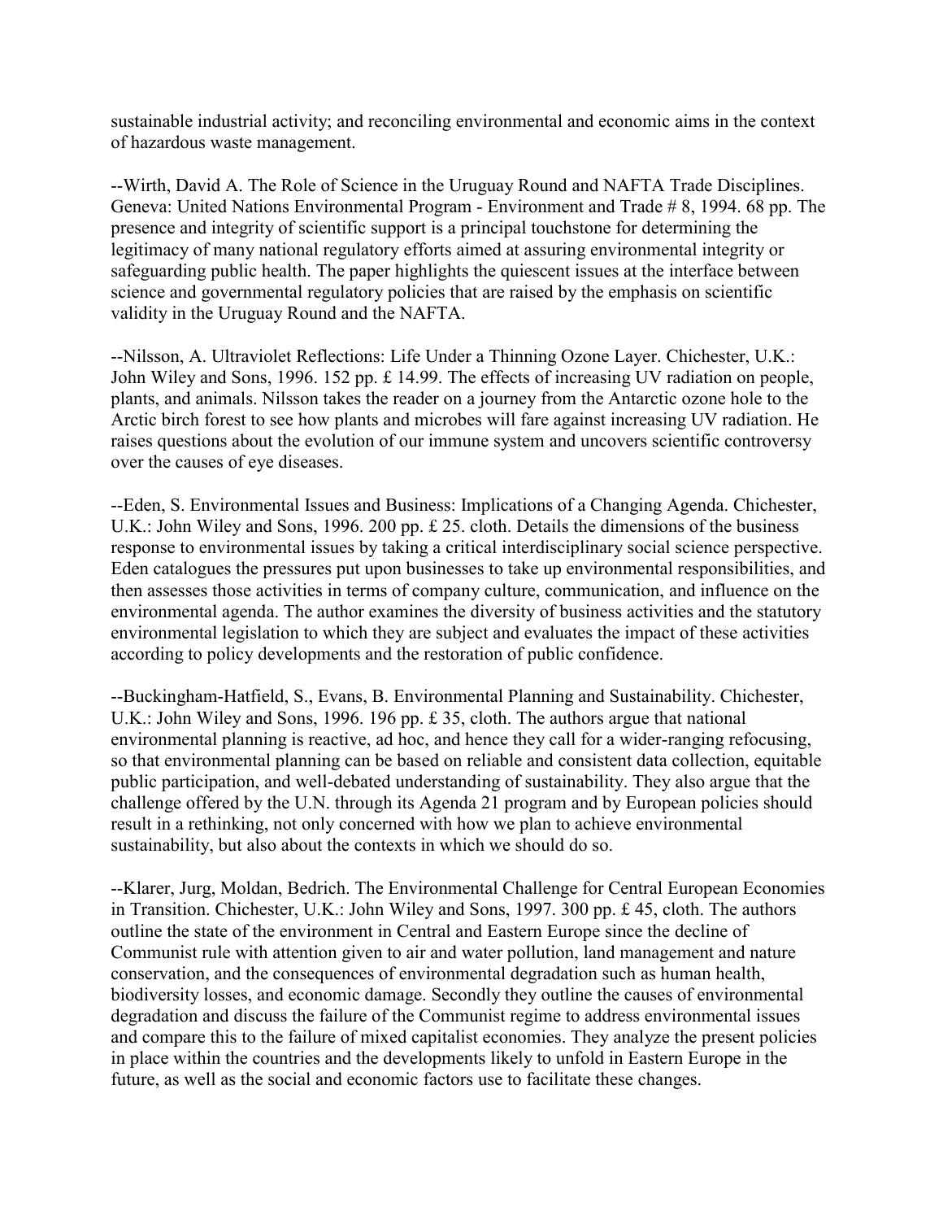sustainable industrial activity; and reconciling environmental and economic aims in the context of hazardous waste management.

--Wirth, David A. The Role of Science in the Uruguay Round and NAFTA Trade Disciplines. Geneva: United Nations Environmental Program - Environment and Trade # 8, 1994. 68 pp. The presence and integrity of scientific support is a principal touchstone for determining the legitimacy of many national regulatory efforts aimed at assuring environmental integrity or safeguarding public health. The paper highlights the quiescent issues at the interface between science and governmental regulatory policies that are raised by the emphasis on scientific validity in the Uruguay Round and the NAFTA.

--Nilsson, A. Ultraviolet Reflections: Life Under a Thinning Ozone Layer. Chichester, U.K.: John Wiley and Sons, 1996. 152 pp. £ 14.99. The effects of increasing UV radiation on people, plants, and animals. Nilsson takes the reader on a journey from the Antarctic ozone hole to the Arctic birch forest to see how plants and microbes will fare against increasing UV radiation. He raises questions about the evolution of our immune system and uncovers scientific controversy over the causes of eye diseases.

--Eden, S. Environmental Issues and Business: Implications of a Changing Agenda. Chichester, U.K.: John Wiley and Sons, 1996. 200 pp. £ 25. cloth. Details the dimensions of the business response to environmental issues by taking a critical interdisciplinary social science perspective. Eden catalogues the pressures put upon businesses to take up environmental responsibilities, and then assesses those activities in terms of company culture, communication, and influence on the environmental agenda. The author examines the diversity of business activities and the statutory environmental legislation to which they are subject and evaluates the impact of these activities according to policy developments and the restoration of public confidence.

--Buckingham-Hatfield, S., Evans, B. Environmental Planning and Sustainability. Chichester, U.K.: John Wiley and Sons, 1996. 196 pp. £ 35, cloth. The authors argue that national environmental planning is reactive, ad hoc, and hence they call for a wider-ranging refocusing, so that environmental planning can be based on reliable and consistent data collection, equitable public participation, and well-debated understanding of sustainability. They also argue that the challenge offered by the U.N. through its Agenda 21 program and by European policies should result in a rethinking, not only concerned with how we plan to achieve environmental sustainability, but also about the contexts in which we should do so.

--Klarer, Jurg, Moldan, Bedrich. The Environmental Challenge for Central European Economies in Transition. Chichester, U.K.: John Wiley and Sons, 1997. 300 pp. £ 45, cloth. The authors outline the state of the environment in Central and Eastern Europe since the decline of Communist rule with attention given to air and water pollution, land management and nature conservation, and the consequences of environmental degradation such as human health, biodiversity losses, and economic damage. Secondly they outline the causes of environmental degradation and discuss the failure of the Communist regime to address environmental issues and compare this to the failure of mixed capitalist economies. They analyze the present policies in place within the countries and the developments likely to unfold in Eastern Europe in the future, as well as the social and economic factors use to facilitate these changes.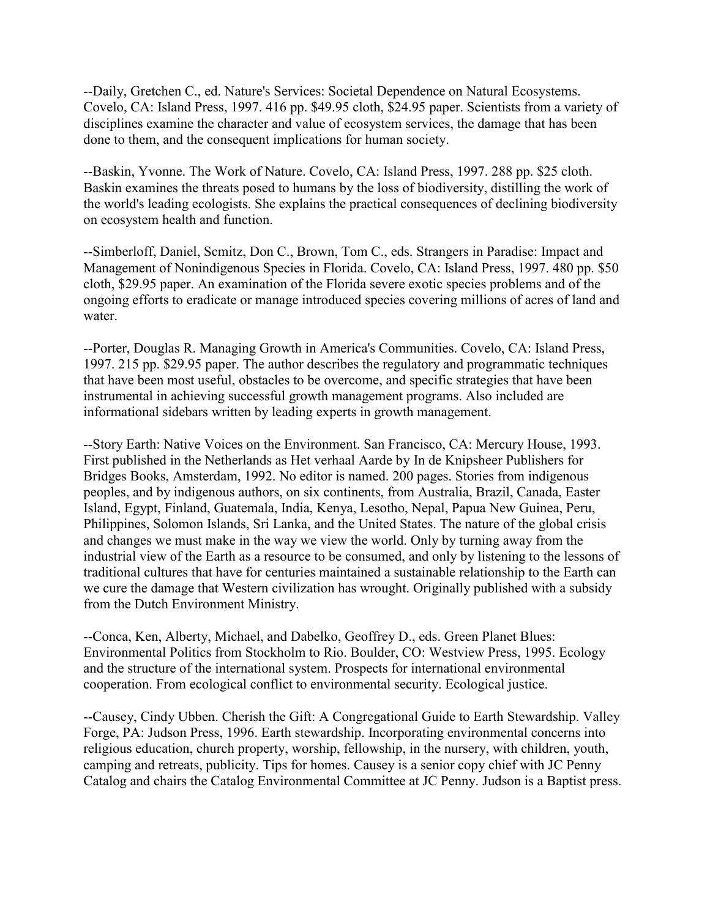--Daily, Gretchen C., ed. Nature's Services: Societal Dependence on Natural Ecosystems. Covelo, CA: Island Press, 1997. 416 pp. $49.95 cloth, $24.95 paper. Scientists from a variety of disciplines examine the character and value of ecosystem services, the damage that has been done to them, and the consequent implications for human society.

--Baskin, Yvonne. The Work of Nature. Covelo, CA: Island Press, 1997. 288 pp. $25 cloth. Baskin examines the threats posed to humans by the loss of biodiversity, distilling the work of the world's leading ecologists. She explains the practical consequences of declining biodiversity on ecosystem health and function.

--Simberloff, Daniel, Scmitz, Don C., Brown, Tom C., eds. Strangers in Paradise: Impact and Management of Nonindigenous Species in Florida. Covelo, CA: Island Press, 1997. 480 pp. $50 cloth, $29.95 paper. An examination of the Florida severe exotic species problems and of the ongoing efforts to eradicate or manage introduced species covering millions of acres of land and water.

--Porter, Douglas R. Managing Growth in America's Communities. Covelo, CA: Island Press, 1997. 215 pp. $29.95 paper. The author describes the regulatory and programmatic techniques that have been most useful, obstacles to be overcome, and specific strategies that have been instrumental in achieving successful growth management programs. Also included are informational sidebars written by leading experts in growth management.

--Story Earth: Native Voices on the Environment. San Francisco, CA: Mercury House, 1993. First published in the Netherlands as Het verhaal Aarde by In de Knipsheer Publishers for Bridges Books, Amsterdam, 1992. No editor is named. 200 pages. Stories from indigenous peoples, and by indigenous authors, on six continents, from Australia, Brazil, Canada, Easter Island, Egypt, Finland, Guatemala, India, Kenya, Lesotho, Nepal, Papua New Guinea, Peru, Philippines, Solomon Islands, Sri Lanka, and the United States. The nature of the global crisis and changes we must make in the way we view the world. Only by turning away from the industrial view of the Earth as a resource to be consumed, and only by listening to the lessons of traditional cultures that have for centuries maintained a sustainable relationship to the Earth can we cure the damage that Western civilization has wrought. Originally published with a subsidy from the Dutch Environment Ministry.

--Conca, Ken, Alberty, Michael, and Dabelko, Geoffrey D., eds. Green Planet Blues: Environmental Politics from Stockholm to Rio. Boulder, CO: Westview Press, 1995. Ecology and the structure of the international system. Prospects for international environmental cooperation. From ecological conflict to environmental security. Ecological justice.

--Causey, Cindy Ubben. Cherish the Gift: A Congregational Guide to Earth Stewardship. Valley Forge, PA: Judson Press, 1996. Earth stewardship. Incorporating environmental concerns into religious education, church property, worship, fellowship, in the nursery, with children, youth, camping and retreats, publicity. Tips for homes. Causey is a senior copy chief with JC Penny Catalog and chairs the Catalog Environmental Committee at JC Penny. Judson is a Baptist press.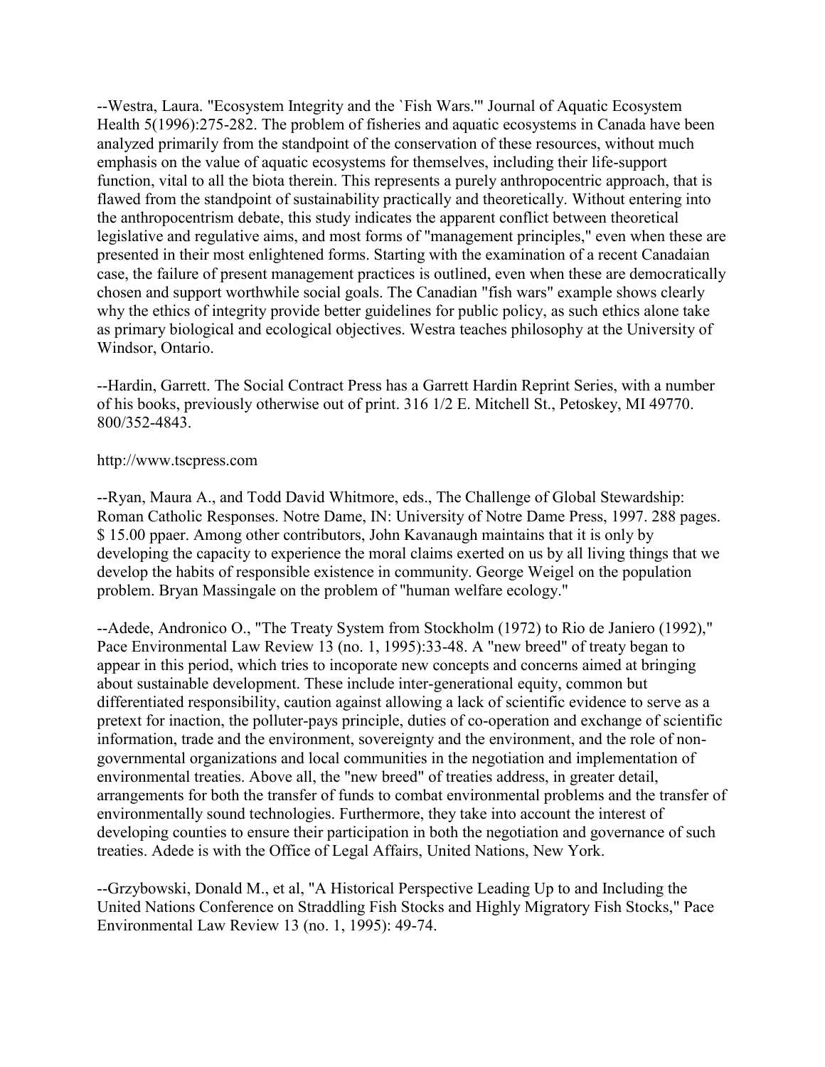--Westra, Laura. "Ecosystem Integrity and the `Fish Wars.'" Journal of Aquatic Ecosystem Health 5(1996):275-282. The problem of fisheries and aquatic ecosystems in Canada have been analyzed primarily from the standpoint of the conservation of these resources, without much emphasis on the value of aquatic ecosystems for themselves, including their life-support function, vital to all the biota therein. This represents a purely anthropocentric approach, that is flawed from the standpoint of sustainability practically and theoretically. Without entering into the anthropocentrism debate, this study indicates the apparent conflict between theoretical legislative and regulative aims, and most forms of "management principles," even when these are presented in their most enlightened forms. Starting with the examination of a recent Canadaian case, the failure of present management practices is outlined, even when these are democratically chosen and support worthwhile social goals. The Canadian "fish wars" example shows clearly why the ethics of integrity provide better guidelines for public policy, as such ethics alone take as primary biological and ecological objectives. Westra teaches philosophy at the University of Windsor, Ontario.

--Hardin, Garrett. The Social Contract Press has a Garrett Hardin Reprint Series, with a number of his books, previously otherwise out of print. 316 1/2 E. Mitchell St., Petoskey, MI 49770. 800/352-4843.

http://www.tscpress.com

--Ryan, Maura A., and Todd David Whitmore, eds., The Challenge of Global Stewardship: Roman Catholic Responses. Notre Dame, IN: University of Notre Dame Press, 1997. 288 pages. $ 15.00 ppaer. Among other contributors, John Kavanaugh maintains that it is only by developing the capacity to experience the moral claims exerted on us by all living things that we develop the habits of responsible existence in community. George Weigel on the population problem. Bryan Massingale on the problem of "human welfare ecology."

--Adede, Andronico O., "The Treaty System from Stockholm (1972) to Rio de Janiero (1992)," Pace Environmental Law Review 13 (no. 1, 1995):33-48. A "new breed" of treaty began to appear in this period, which tries to incoporate new concepts and concerns aimed at bringing about sustainable development. These include inter-generational equity, common but differentiated responsibility, caution against allowing a lack of scientific evidence to serve as a pretext for inaction, the polluter-pays principle, duties of co-operation and exchange of scientific information, trade and the environment, sovereignty and the environment, and the role of non-governmental organizations and local communities in the negotiation and implementation of environmental treaties. Above all, the "new breed" of treaties address, in greater detail, arrangements for both the transfer of funds to combat environmental problems and the transfer of environmentally sound technologies. Furthermore, they take into account the interest of developing counties to ensure their participation in both the negotiation and governance of such treaties. Adede is with the Office of Legal Affairs, United Nations, New York.

--Grzybowski, Donald M., et al, "A Historical Perspective Leading Up to and Including the United Nations Conference on Straddling Fish Stocks and Highly Migratory Fish Stocks," Pace Environmental Law Review 13 (no. 1, 1995): 49-74.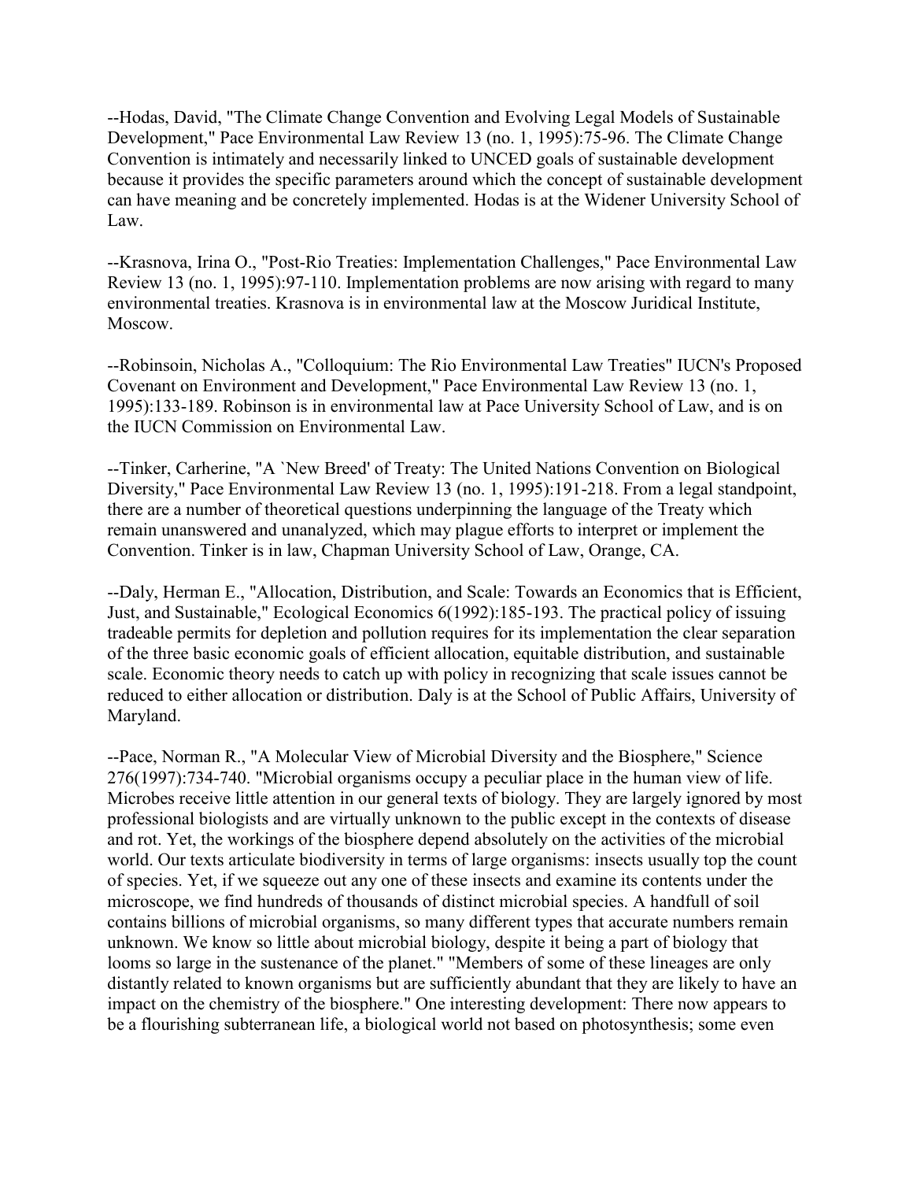--Hodas, David, "The Climate Change Convention and Evolving Legal Models of Sustainable Development," Pace Environmental Law Review 13 (no. 1, 1995):75-96. The Climate Change Convention is intimately and necessarily linked to UNCED goals of sustainable development because it provides the specific parameters around which the concept of sustainable development can have meaning and be concretely implemented. Hodas is at the Widener University School of Law.

--Krasnova, Irina O., "Post-Rio Treaties: Implementation Challenges," Pace Environmental Law Review 13 (no. 1, 1995):97-110. Implementation problems are now arising with regard to many environmental treaties. Krasnova is in environmental law at the Moscow Juridical Institute, Moscow.

--Robinsoin, Nicholas A., "Colloquium: The Rio Environmental Law Treaties" IUCN's Proposed Covenant on Environment and Development," Pace Environmental Law Review 13 (no. 1, 1995):133-189. Robinson is in environmental law at Pace University School of Law, and is on the IUCN Commission on Environmental Law.

--Tinker, Carherine, "A `New Breed' of Treaty: The United Nations Convention on Biological Diversity," Pace Environmental Law Review 13 (no. 1, 1995):191-218. From a legal standpoint, there are a number of theoretical questions underpinning the language of the Treaty which remain unanswered and unanalyzed, which may plague efforts to interpret or implement the Convention. Tinker is in law, Chapman University School of Law, Orange, CA.

--Daly, Herman E., "Allocation, Distribution, and Scale: Towards an Economics that is Efficient, Just, and Sustainable," Ecological Economics 6(1992):185-193. The practical policy of issuing tradeable permits for depletion and pollution requires for its implementation the clear separation of the three basic economic goals of efficient allocation, equitable distribution, and sustainable scale. Economic theory needs to catch up with policy in recognizing that scale issues cannot be reduced to either allocation or distribution. Daly is at the School of Public Affairs, University of Maryland.

--Pace, Norman R., "A Molecular View of Microbial Diversity and the Biosphere," Science 276(1997):734-740. "Microbial organisms occupy a peculiar place in the human view of life. Microbes receive little attention in our general texts of biology. They are largely ignored by most professional biologists and are virtually unknown to the public except in the contexts of disease and rot. Yet, the workings of the biosphere depend absolutely on the activities of the microbial world. Our texts articulate biodiversity in terms of large organisms: insects usually top the count of species. Yet, if we squeeze out any one of these insects and examine its contents under the microscope, we find hundreds of thousands of distinct microbial species. A handfull of soil contains billions of microbial organisms, so many different types that accurate numbers remain unknown. We know so little about microbial biology, despite it being a part of biology that looms so large in the sustenance of the planet." "Members of some of these lineages are only distantly related to known organisms but are sufficiently abundant that they are likely to have an impact on the chemistry of the biosphere." One interesting development: There now appears to be a flourishing subterranean life, a biological world not based on photosynthesis; some even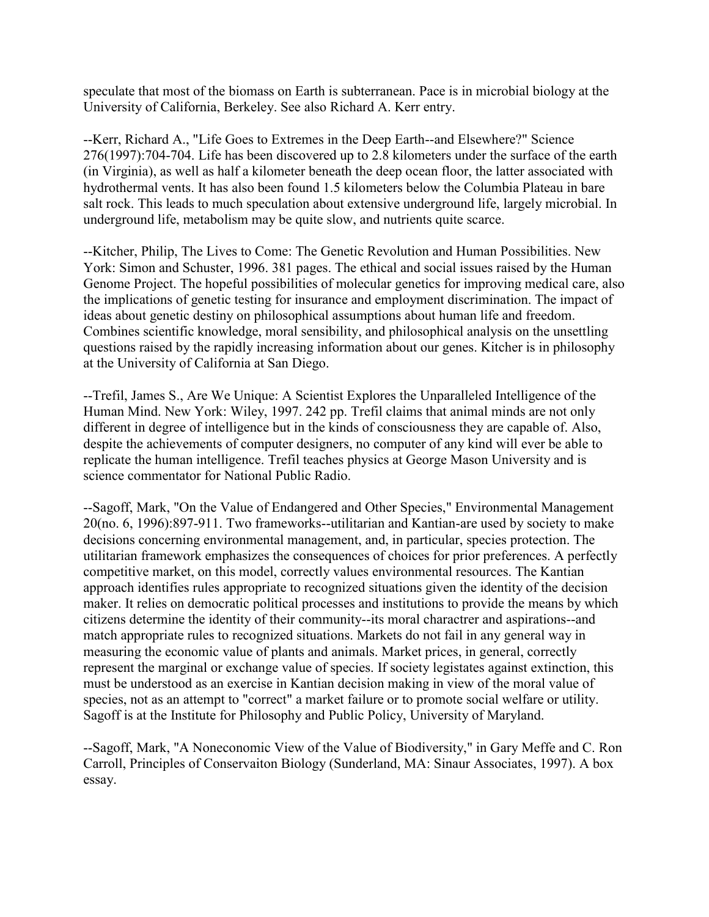speculate that most of the biomass on Earth is subterranean. Pace is in microbial biology at the University of California, Berkeley. See also Richard A. Kerr entry.

--Kerr, Richard A., "Life Goes to Extremes in the Deep Earth--and Elsewhere?" Science 276(1997):704-704. Life has been discovered up to 2.8 kilometers under the surface of the earth (in Virginia), as well as half a kilometer beneath the deep ocean floor, the latter associated with hydrothermal vents. It has also been found 1.5 kilometers below the Columbia Plateau in bare salt rock. This leads to much speculation about extensive underground life, largely microbial. In underground life, metabolism may be quite slow, and nutrients quite scarce.

--Kitcher, Philip, The Lives to Come: The Genetic Revolution and Human Possibilities. New York: Simon and Schuster, 1996. 381 pages. The ethical and social issues raised by the Human Genome Project. The hopeful possibilities of molecular genetics for improving medical care, also the implications of genetic testing for insurance and employment discrimination. The impact of ideas about genetic destiny on philosophical assumptions about human life and freedom. Combines scientific knowledge, moral sensibility, and philosophical analysis on the unsettling questions raised by the rapidly increasing information about our genes. Kitcher is in philosophy at the University of California at San Diego.

--Trefil, James S., Are We Unique: A Scientist Explores the Unparalleled Intelligence of the Human Mind. New York: Wiley, 1997. 242 pp. Trefil claims that animal minds are not only different in degree of intelligence but in the kinds of consciousness they are capable of. Also, despite the achievements of computer designers, no computer of any kind will ever be able to replicate the human intelligence. Trefil teaches physics at George Mason University and is science commentator for National Public Radio.

--Sagoff, Mark, "On the Value of Endangered and Other Species," Environmental Management 20(no. 6, 1996):897-911. Two frameworks--utilitarian and Kantian-are used by society to make decisions concerning environmental management, and, in particular, species protection. The utilitarian framework emphasizes the consequences of choices for prior preferences. A perfectly competitive market, on this model, correctly values environmental resources. The Kantian approach identifies rules appropriate to recognized situations given the identity of the decision maker. It relies on democratic political processes and institutions to provide the means by which citizens determine the identity of their community--its moral charactrer and aspirations--and match appropriate rules to recognized situations. Markets do not fail in any general way in measuring the economic value of plants and animals. Market prices, in general, correctly represent the marginal or exchange value of species. If society legistates against extinction, this must be understood as an exercise in Kantian decision making in view of the moral value of species, not as an attempt to "correct" a market failure or to promote social welfare or utility. Sagoff is at the Institute for Philosophy and Public Policy, University of Maryland.

--Sagoff, Mark, "A Noneconomic View of the Value of Biodiversity," in Gary Meffe and C. Ron Carroll, Principles of Conservaiton Biology (Sunderland, MA: Sinaur Associates, 1997). A box essay.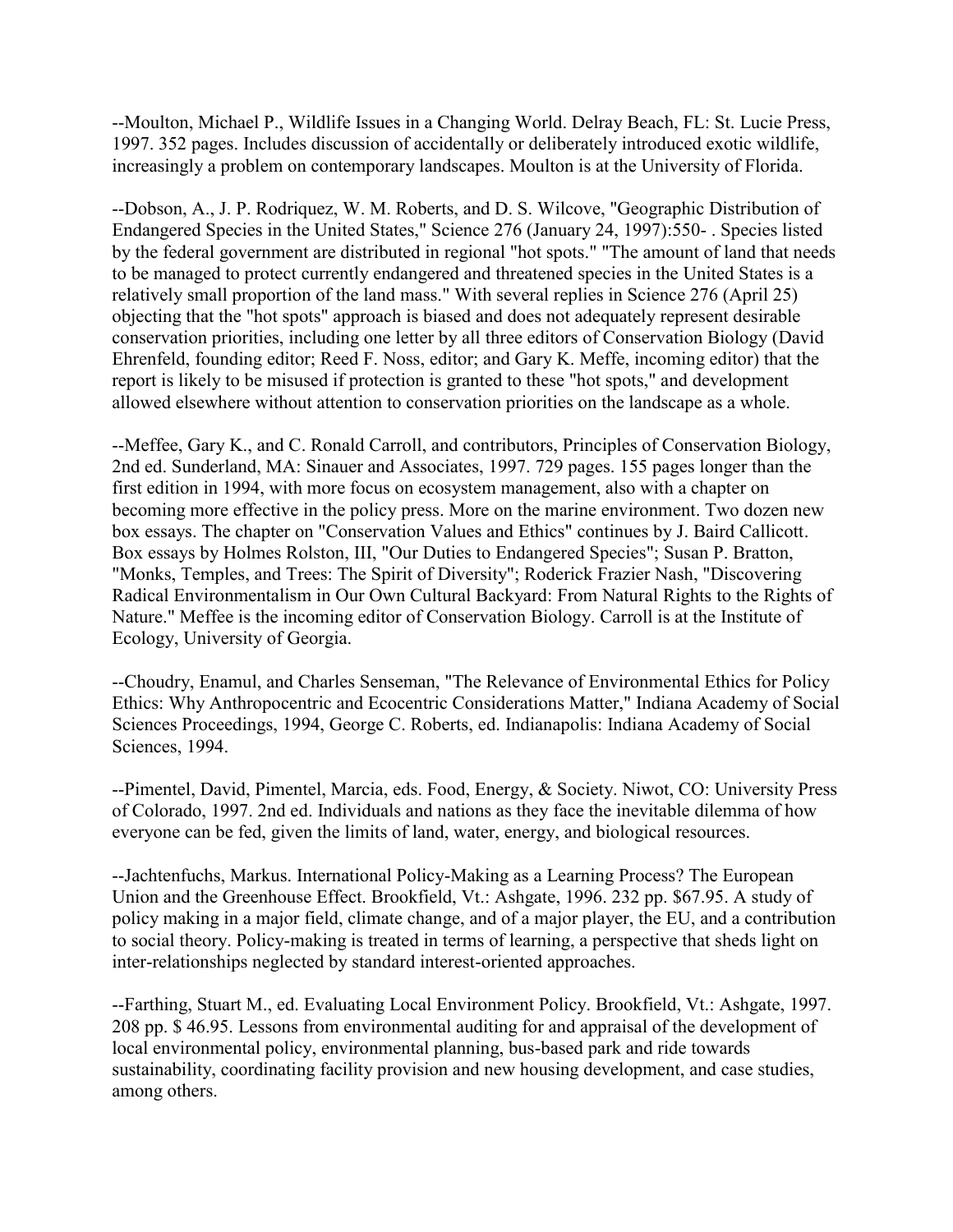--Moulton, Michael P., Wildlife Issues in a Changing World. Delray Beach, FL: St. Lucie Press, 1997. 352 pages. Includes discussion of accidentally or deliberately introduced exotic wildlife, increasingly a problem on contemporary landscapes. Moulton is at the University of Florida.

--Dobson, A., J. P. Rodriquez, W. M. Roberts, and D. S. Wilcove, "Geographic Distribution of Endangered Species in the United States," Science 276 (January 24, 1997):550- . Species listed by the federal government are distributed in regional "hot spots." "The amount of land that needs to be managed to protect currently endangered and threatened species in the United States is a relatively small proportion of the land mass." With several replies in Science 276 (April 25) objecting that the "hot spots" approach is biased and does not adequately represent desirable conservation priorities, including one letter by all three editors of Conservation Biology (David Ehrenfeld, founding editor; Reed F. Noss, editor; and Gary K. Meffe, incoming editor) that the report is likely to be misused if protection is granted to these "hot spots," and development allowed elsewhere without attention to conservation priorities on the landscape as a whole.

--Meffee, Gary K., and C. Ronald Carroll, and contributors, Principles of Conservation Biology, 2nd ed. Sunderland, MA: Sinauer and Associates, 1997. 729 pages. 155 pages longer than the first edition in 1994, with more focus on ecosystem management, also with a chapter on becoming more effective in the policy press. More on the marine environment. Two dozen new box essays. The chapter on "Conservation Values and Ethics" continues by J. Baird Callicott. Box essays by Holmes Rolston, III, "Our Duties to Endangered Species"; Susan P. Bratton, "Monks, Temples, and Trees: The Spirit of Diversity"; Roderick Frazier Nash, "Discovering Radical Environmentalism in Our Own Cultural Backyard: From Natural Rights to the Rights of Nature." Meffee is the incoming editor of Conservation Biology. Carroll is at the Institute of Ecology, University of Georgia.

--Choudry, Enamul, and Charles Senseman, "The Relevance of Environmental Ethics for Policy Ethics: Why Anthropocentric and Ecocentric Considerations Matter," Indiana Academy of Social Sciences Proceedings, 1994, George C. Roberts, ed. Indianapolis: Indiana Academy of Social Sciences, 1994.

--Pimentel, David, Pimentel, Marcia, eds. Food, Energy, & Society. Niwot, CO: University Press of Colorado, 1997. 2nd ed. Individuals and nations as they face the inevitable dilemma of how everyone can be fed, given the limits of land, water, energy, and biological resources.

--Jachtenfuchs, Markus. International Policy-Making as a Learning Process? The European Union and the Greenhouse Effect. Brookfield, Vt.: Ashgate, 1996. 232 pp. $67.95. A study of policy making in a major field, climate change, and of a major player, the EU, and a contribution to social theory. Policy-making is treated in terms of learning, a perspective that sheds light on inter-relationships neglected by standard interest-oriented approaches.

--Farthing, Stuart M., ed. Evaluating Local Environment Policy. Brookfield, Vt.: Ashgate, 1997. 208 pp. $ 46.95. Lessons from environmental auditing for and appraisal of the development of local environmental policy, environmental planning, bus-based park and ride towards sustainability, coordinating facility provision and new housing development, and case studies, among others.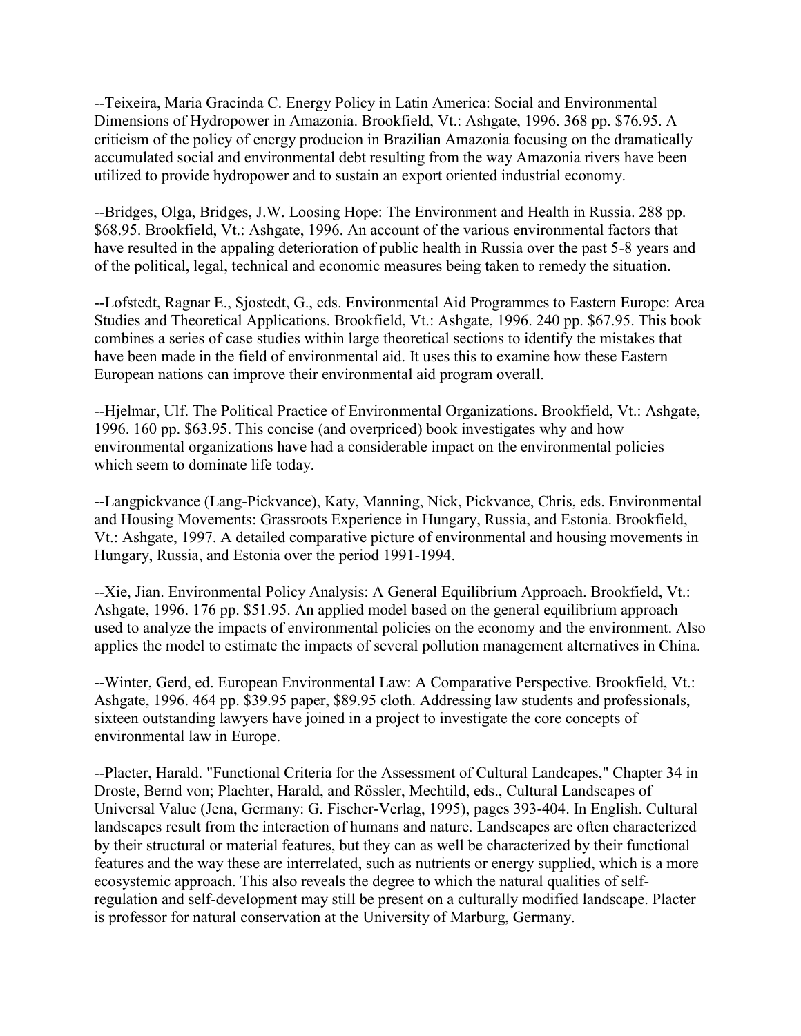--Teixeira, Maria Gracinda C. Energy Policy in Latin America: Social and Environmental Dimensions of Hydropower in Amazonia. Brookfield, Vt.: Ashgate, 1996. 368 pp. $76.95. A criticism of the policy of energy producion in Brazilian Amazonia focusing on the dramatically accumulated social and environmental debt resulting from the way Amazonia rivers have been utilized to provide hydropower and to sustain an export oriented industrial economy.

--Bridges, Olga, Bridges, J.W. Loosing Hope: The Environment and Health in Russia. 288 pp. $68.95. Brookfield, Vt.: Ashgate, 1996. An account of the various environmental factors that have resulted in the appaling deterioration of public health in Russia over the past 5-8 years and of the political, legal, technical and economic measures being taken to remedy the situation.

--Lofstedt, Ragnar E., Sjostedt, G., eds. Environmental Aid Programmes to Eastern Europe: Area Studies and Theoretical Applications. Brookfield, Vt.: Ashgate, 1996. 240 pp. $67.95. This book combines a series of case studies within large theoretical sections to identify the mistakes that have been made in the field of environmental aid. It uses this to examine how these Eastern European nations can improve their environmental aid program overall.

--Hjelmar, Ulf. The Political Practice of Environmental Organizations. Brookfield, Vt.: Ashgate, 1996. 160 pp. $63.95. This concise (and overpriced) book investigates why and how environmental organizations have had a considerable impact on the environmental policies which seem to dominate life today.

--Langpickvance (Lang-Pickvance), Katy, Manning, Nick, Pickvance, Chris, eds. Environmental and Housing Movements: Grassroots Experience in Hungary, Russia, and Estonia. Brookfield, Vt.: Ashgate, 1997. A detailed comparative picture of environmental and housing movements in Hungary, Russia, and Estonia over the period 1991-1994.

--Xie, Jian. Environmental Policy Analysis: A General Equilibrium Approach. Brookfield, Vt.: Ashgate, 1996. 176 pp. $51.95. An applied model based on the general equilibrium approach used to analyze the impacts of environmental policies on the economy and the environment. Also applies the model to estimate the impacts of several pollution management alternatives in China.

--Winter, Gerd, ed. European Environmental Law: A Comparative Perspective. Brookfield, Vt.: Ashgate, 1996. 464 pp. $39.95 paper, $89.95 cloth. Addressing law students and professionals, sixteen outstanding lawyers have joined in a project to investigate the core concepts of environmental law in Europe.

--Placter, Harald. "Functional Criteria for the Assessment of Cultural Landcapes," Chapter 34 in Droste, Bernd von; Plachter, Harald, and Rössler, Mechtild, eds., Cultural Landscapes of Universal Value (Jena, Germany: G. Fischer-Verlag, 1995), pages 393-404. In English. Cultural landscapes result from the interaction of humans and nature. Landscapes are often characterized by their structural or material features, but they can as well be characterized by their functional features and the way these are interrelated, such as nutrients or energy supplied, which is a more ecosystemic approach. This also reveals the degree to which the natural qualities of self-regulation and self-development may still be present on a culturally modified landscape. Placter is professor for natural conservation at the University of Marburg, Germany.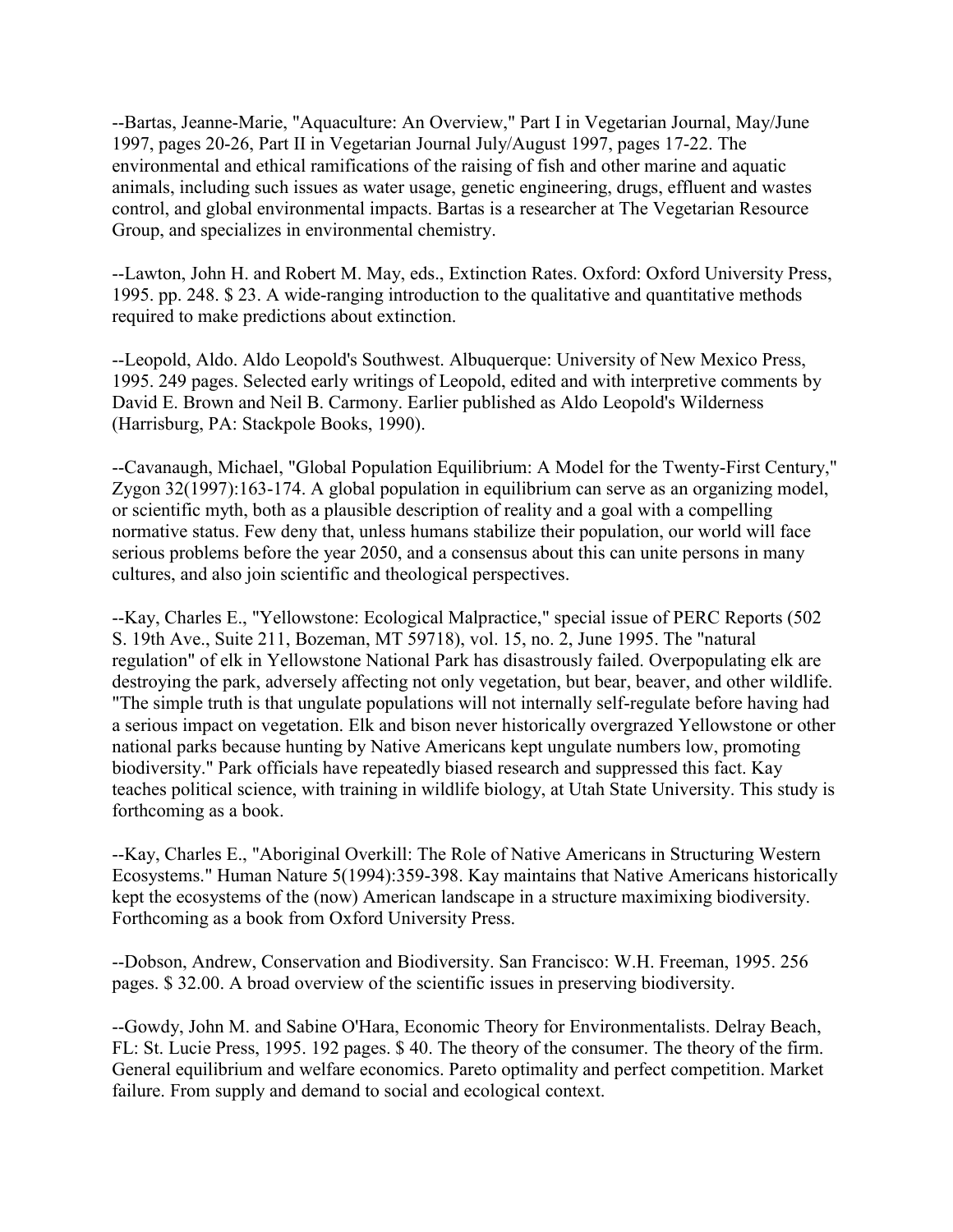--Bartas, Jeanne-Marie, "Aquaculture: An Overview," Part I in Vegetarian Journal, May/June 1997, pages 20-26, Part II in Vegetarian Journal July/August 1997, pages 17-22. The environmental and ethical ramifications of the raising of fish and other marine and aquatic animals, including such issues as water usage, genetic engineering, drugs, effluent and wastes control, and global environmental impacts. Bartas is a researcher at The Vegetarian Resource Group, and specializes in environmental chemistry.

--Lawton, John H. and Robert M. May, eds., Extinction Rates. Oxford: Oxford University Press, 1995. pp. 248. $ 23. A wide-ranging introduction to the qualitative and quantitative methods required to make predictions about extinction.

--Leopold, Aldo. Aldo Leopold's Southwest. Albuquerque: University of New Mexico Press, 1995. 249 pages. Selected early writings of Leopold, edited and with interpretive comments by David E. Brown and Neil B. Carmony. Earlier published as Aldo Leopold's Wilderness (Harrisburg, PA: Stackpole Books, 1990).

--Cavanaugh, Michael, "Global Population Equilibrium: A Model for the Twenty-First Century," Zygon 32(1997):163-174. A global population in equilibrium can serve as an organizing model, or scientific myth, both as a plausible description of reality and a goal with a compelling normative status. Few deny that, unless humans stabilize their population, our world will face serious problems before the year 2050, and a consensus about this can unite persons in many cultures, and also join scientific and theological perspectives.

--Kay, Charles E., "Yellowstone: Ecological Malpractice," special issue of PERC Reports (502 S. 19th Ave., Suite 211, Bozeman, MT 59718), vol. 15, no. 2, June 1995. The "natural regulation" of elk in Yellowstone National Park has disastrously failed. Overpopulating elk are destroying the park, adversely affecting not only vegetation, but bear, beaver, and other wildlife. "The simple truth is that ungulate populations will not internally self-regulate before having had a serious impact on vegetation. Elk and bison never historically overgrazed Yellowstone or other national parks because hunting by Native Americans kept ungulate numbers low, promoting biodiversity." Park officials have repeatedly biased research and suppressed this fact. Kay teaches political science, with training in wildlife biology, at Utah State University. This study is forthcoming as a book.

--Kay, Charles E., "Aboriginal Overkill: The Role of Native Americans in Structuring Western Ecosystems." Human Nature 5(1994):359-398. Kay maintains that Native Americans historically kept the ecosystems of the (now) American landscape in a structure maximixing biodiversity. Forthcoming as a book from Oxford University Press.

--Dobson, Andrew, Conservation and Biodiversity. San Francisco: W.H. Freeman, 1995. 256 pages. $ 32.00. A broad overview of the scientific issues in preserving biodiversity.

--Gowdy, John M. and Sabine O'Hara, Economic Theory for Environmentalists. Delray Beach, FL: St. Lucie Press, 1995. 192 pages. $ 40. The theory of the consumer. The theory of the firm. General equilibrium and welfare economics. Pareto optimality and perfect competition. Market failure. From supply and demand to social and ecological context.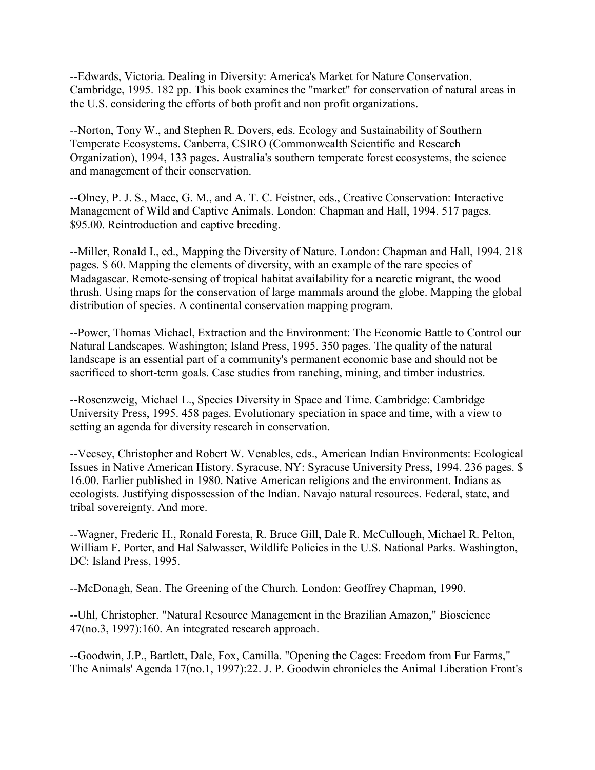--Edwards, Victoria. Dealing in Diversity: America's Market for Nature Conservation. Cambridge, 1995. 182 pp. This book examines the "market" for conservation of natural areas in the U.S. considering the efforts of both profit and non profit organizations.

--Norton, Tony W., and Stephen R. Dovers, eds. Ecology and Sustainability of Southern Temperate Ecosystems. Canberra, CSIRO (Commonwealth Scientific and Research Organization), 1994, 133 pages. Australia's southern temperate forest ecosystems, the science and management of their conservation.

--Olney, P. J. S., Mace, G. M., and A. T. C. Feistner, eds., Creative Conservation: Interactive Management of Wild and Captive Animals. London: Chapman and Hall, 1994. 517 pages. $95.00. Reintroduction and captive breeding.

--Miller, Ronald I., ed., Mapping the Diversity of Nature. London: Chapman and Hall, 1994. 218 pages. $ 60. Mapping the elements of diversity, with an example of the rare species of Madagascar. Remote-sensing of tropical habitat availability for a nearctic migrant, the wood thrush. Using maps for the conservation of large mammals around the globe. Mapping the global distribution of species. A continental conservation mapping program.

--Power, Thomas Michael, Extraction and the Environment: The Economic Battle to Control our Natural Landscapes. Washington; Island Press, 1995. 350 pages. The quality of the natural landscape is an essential part of a community's permanent economic base and should not be sacrificed to short-term goals. Case studies from ranching, mining, and timber industries.

--Rosenzweig, Michael L., Species Diversity in Space and Time. Cambridge: Cambridge University Press, 1995. 458 pages. Evolutionary speciation in space and time, with a view to setting an agenda for diversity research in conservation.

--Vecsey, Christopher and Robert W. Venables, eds., American Indian Environments: Ecological Issues in Native American History. Syracuse, NY: Syracuse University Press, 1994. 236 pages. $ 16.00. Earlier published in 1980. Native American religions and the environment. Indians as ecologists. Justifying dispossession of the Indian. Navajo natural resources. Federal, state, and tribal sovereignty. And more.

--Wagner, Frederic H., Ronald Foresta, R. Bruce Gill, Dale R. McCullough, Michael R. Pelton, William F. Porter, and Hal Salwasser, Wildlife Policies in the U.S. National Parks. Washington, DC: Island Press, 1995.

--McDonagh, Sean. The Greening of the Church. London: Geoffrey Chapman, 1990.

--Uhl, Christopher. "Natural Resource Management in the Brazilian Amazon," Bioscience 47(no.3, 1997):160. An integrated research approach.

--Goodwin, J.P., Bartlett, Dale, Fox, Camilla. "Opening the Cages: Freedom from Fur Farms," The Animals' Agenda 17(no.1, 1997):22. J. P. Goodwin chronicles the Animal Liberation Front's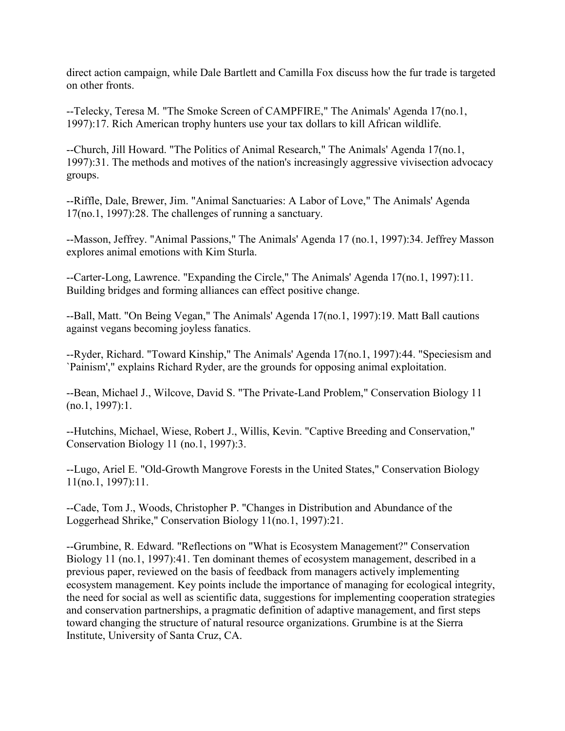direct action campaign, while Dale Bartlett and Camilla Fox discuss how the fur trade is targeted on other fronts.

--Telecky, Teresa M. "The Smoke Screen of CAMPFIRE," The Animals' Agenda 17(no.1, 1997):17. Rich American trophy hunters use your tax dollars to kill African wildlife.

--Church, Jill Howard. "The Politics of Animal Research," The Animals' Agenda 17(no.1, 1997):31. The methods and motives of the nation's increasingly aggressive vivisection advocacy groups.

--Riffle, Dale, Brewer, Jim. "Animal Sanctuaries: A Labor of Love," The Animals' Agenda 17(no.1, 1997):28. The challenges of running a sanctuary.

--Masson, Jeffrey. "Animal Passions," The Animals' Agenda 17 (no.1, 1997):34. Jeffrey Masson explores animal emotions with Kim Sturla.

--Carter-Long, Lawrence. "Expanding the Circle," The Animals' Agenda 17(no.1, 1997):11. Building bridges and forming alliances can effect positive change.

--Ball, Matt. "On Being Vegan," The Animals' Agenda 17(no.1, 1997):19. Matt Ball cautions against vegans becoming joyless fanatics.

--Ryder, Richard. "Toward Kinship," The Animals' Agenda 17(no.1, 1997):44. "Speciesism and `Painism'," explains Richard Ryder, are the grounds for opposing animal exploitation.

--Bean, Michael J., Wilcove, David S. "The Private-Land Problem," Conservation Biology 11 (no.1, 1997):1.

--Hutchins, Michael, Wiese, Robert J., Willis, Kevin. "Captive Breeding and Conservation," Conservation Biology 11 (no.1, 1997):3.

--Lugo, Ariel E. "Old-Growth Mangrove Forests in the United States," Conservation Biology 11(no.1, 1997):11.

--Cade, Tom J., Woods, Christopher P. "Changes in Distribution and Abundance of the Loggerhead Shrike," Conservation Biology 11(no.1, 1997):21.

--Grumbine, R. Edward. "Reflections on "What is Ecosystem Management?" Conservation Biology 11 (no.1, 1997):41. Ten dominant themes of ecosystem management, described in a previous paper, reviewed on the basis of feedback from managers actively implementing ecosystem management. Key points include the importance of managing for ecological integrity, the need for social as well as scientific data, suggestions for implementing cooperation strategies and conservation partnerships, a pragmatic definition of adaptive management, and first steps toward changing the structure of natural resource organizations. Grumbine is at the Sierra Institute, University of Santa Cruz, CA.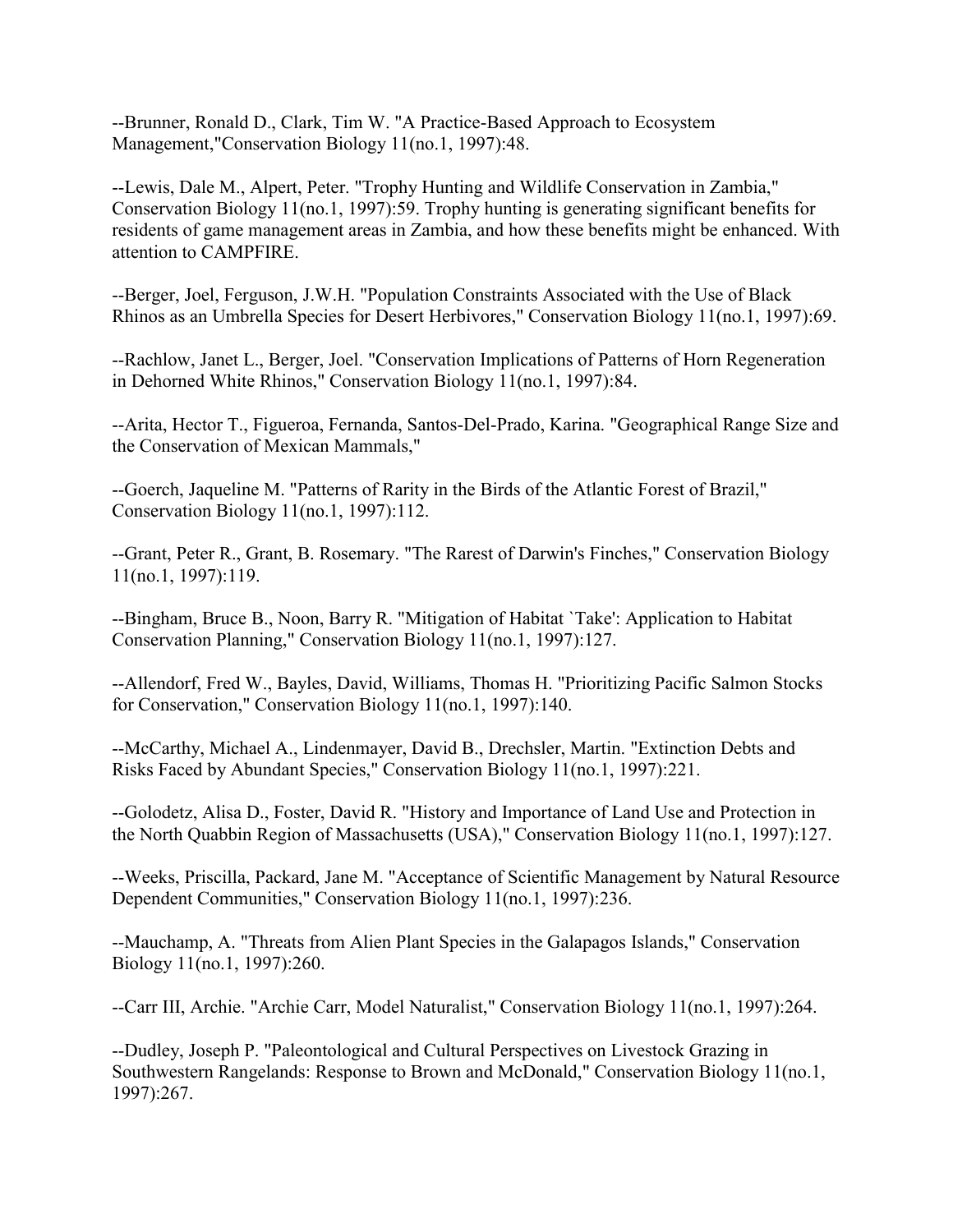--Brunner, Ronald D., Clark, Tim W. "A Practice-Based Approach to Ecosystem Management,"Conservation Biology 11(no.1, 1997):48.

--Lewis, Dale M., Alpert, Peter. "Trophy Hunting and Wildlife Conservation in Zambia," Conservation Biology 11(no.1, 1997):59. Trophy hunting is generating significant benefits for residents of game management areas in Zambia, and how these benefits might be enhanced. With attention to CAMPFIRE.

--Berger, Joel, Ferguson, J.W.H. "Population Constraints Associated with the Use of Black Rhinos as an Umbrella Species for Desert Herbivores," Conservation Biology 11(no.1, 1997):69.

--Rachlow, Janet L., Berger, Joel. "Conservation Implications of Patterns of Horn Regeneration in Dehorned White Rhinos," Conservation Biology 11(no.1, 1997):84.

--Arita, Hector T., Figueroa, Fernanda, Santos-Del-Prado, Karina. "Geographical Range Size and the Conservation of Mexican Mammals,"

--Goerch, Jaqueline M. "Patterns of Rarity in the Birds of the Atlantic Forest of Brazil," Conservation Biology 11(no.1, 1997):112.

--Grant, Peter R., Grant, B. Rosemary. "The Rarest of Darwin's Finches," Conservation Biology 11(no.1, 1997):119.

--Bingham, Bruce B., Noon, Barry R. "Mitigation of Habitat `Take': Application to Habitat Conservation Planning," Conservation Biology 11(no.1, 1997):127.

--Allendorf, Fred W., Bayles, David, Williams, Thomas H. "Prioritizing Pacific Salmon Stocks for Conservation," Conservation Biology 11(no.1, 1997):140.

--McCarthy, Michael A., Lindenmayer, David B., Drechsler, Martin. "Extinction Debts and Risks Faced by Abundant Species," Conservation Biology 11(no.1, 1997):221.

--Golodetz, Alisa D., Foster, David R. "History and Importance of Land Use and Protection in the North Quabbin Region of Massachusetts (USA)," Conservation Biology 11(no.1, 1997):127.

--Weeks, Priscilla, Packard, Jane M. "Acceptance of Scientific Management by Natural Resource Dependent Communities," Conservation Biology 11(no.1, 1997):236.

--Mauchamp, A. "Threats from Alien Plant Species in the Galapagos Islands," Conservation Biology 11(no.1, 1997):260.

--Carr III, Archie. "Archie Carr, Model Naturalist," Conservation Biology 11(no.1, 1997):264.

--Dudley, Joseph P. "Paleontological and Cultural Perspectives on Livestock Grazing in Southwestern Rangelands: Response to Brown and McDonald," Conservation Biology 11(no.1, 1997):267.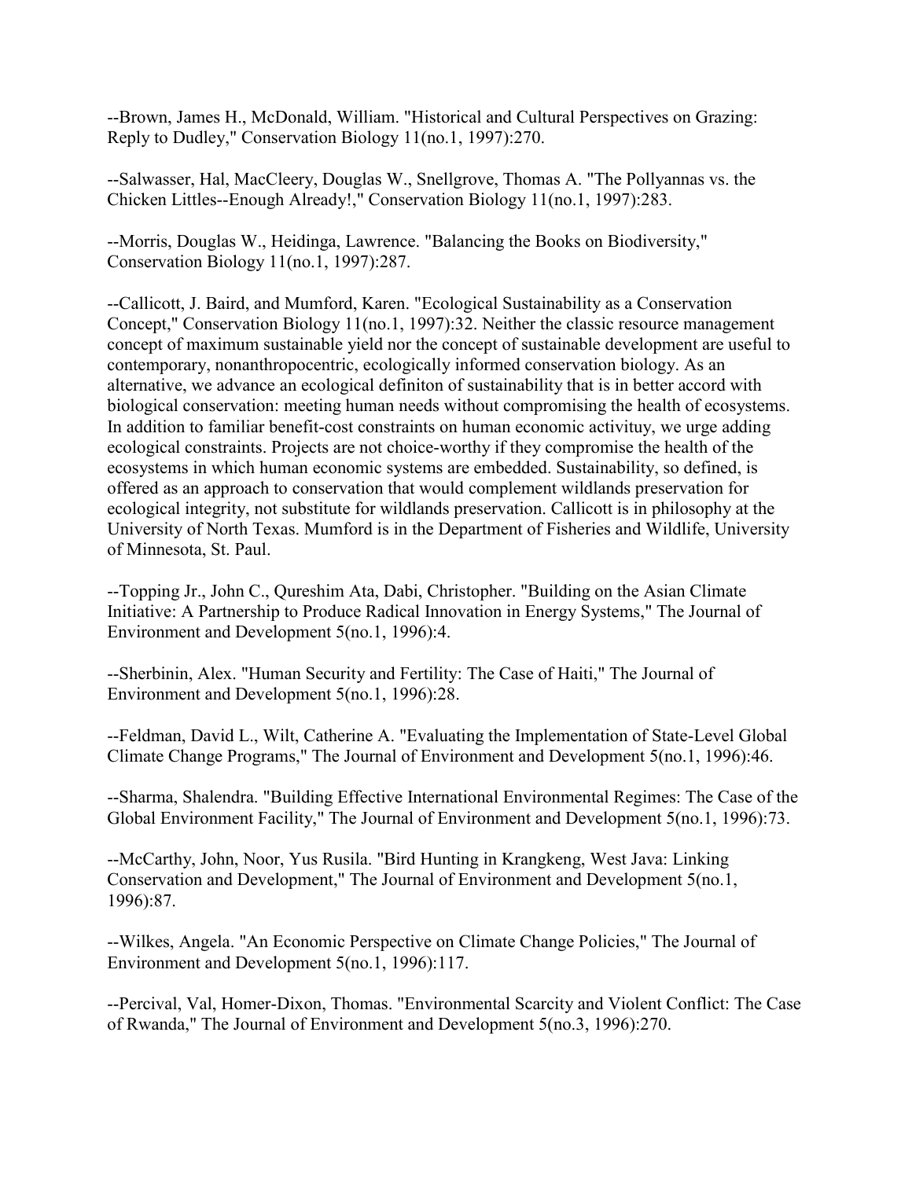--Brown, James H., McDonald, William. "Historical and Cultural Perspectives on Grazing: Reply to Dudley," Conservation Biology 11(no.1, 1997):270.

--Salwasser, Hal, MacCleery, Douglas W., Snellgrove, Thomas A. "The Pollyannas vs. the Chicken Littles--Enough Already!," Conservation Biology 11(no.1, 1997):283.

--Morris, Douglas W., Heidinga, Lawrence. "Balancing the Books on Biodiversity," Conservation Biology 11(no.1, 1997):287.

--Callicott, J. Baird, and Mumford, Karen. "Ecological Sustainability as a Conservation Concept," Conservation Biology 11(no.1, 1997):32. Neither the classic resource management concept of maximum sustainable yield nor the concept of sustainable development are useful to contemporary, nonanthropocentric, ecologically informed conservation biology. As an alternative, we advance an ecological definiton of sustainability that is in better accord with biological conservation: meeting human needs without compromising the health of ecosystems. In addition to familiar benefit-cost constraints on human economic activituy, we urge adding ecological constraints. Projects are not choice-worthy if they compromise the health of the ecosystems in which human economic systems are embedded. Sustainability, so defined, is offered as an approach to conservation that would complement wildlands preservation for ecological integrity, not substitute for wildlands preservation. Callicott is in philosophy at the University of North Texas. Mumford is in the Department of Fisheries and Wildlife, University of Minnesota, St. Paul.

--Topping Jr., John C., Qureshim Ata, Dabi, Christopher. "Building on the Asian Climate Initiative: A Partnership to Produce Radical Innovation in Energy Systems," The Journal of Environment and Development 5(no.1, 1996):4.

--Sherbinin, Alex. "Human Security and Fertility: The Case of Haiti," The Journal of Environment and Development 5(no.1, 1996):28.

--Feldman, David L., Wilt, Catherine A. "Evaluating the Implementation of State-Level Global Climate Change Programs," The Journal of Environment and Development 5(no.1, 1996):46.

--Sharma, Shalendra. "Building Effective International Environmental Regimes: The Case of the Global Environment Facility," The Journal of Environment and Development 5(no.1, 1996):73.

--McCarthy, John, Noor, Yus Rusila. "Bird Hunting in Krangkeng, West Java: Linking Conservation and Development," The Journal of Environment and Development 5(no.1, 1996):87.

--Wilkes, Angela. "An Economic Perspective on Climate Change Policies," The Journal of Environment and Development 5(no.1, 1996):117.

--Percival, Val, Homer-Dixon, Thomas. "Environmental Scarcity and Violent Conflict: The Case of Rwanda," The Journal of Environment and Development 5(no.3, 1996):270.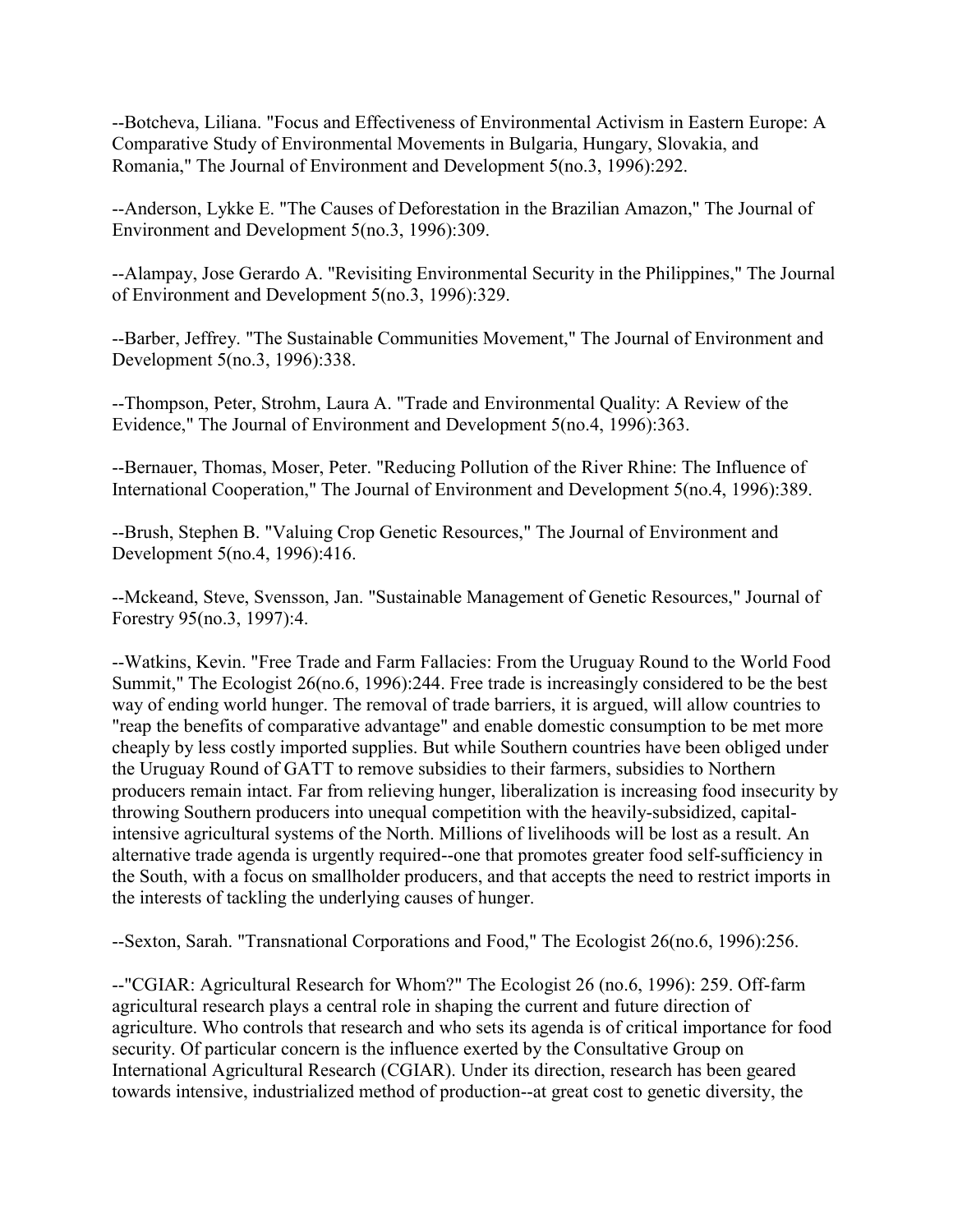--Botcheva, Liliana. "Focus and Effectiveness of Environmental Activism in Eastern Europe: A Comparative Study of Environmental Movements in Bulgaria, Hungary, Slovakia, and Romania," The Journal of Environment and Development 5(no.3, 1996):292.

--Anderson, Lykke E. "The Causes of Deforestation in the Brazilian Amazon," The Journal of Environment and Development 5(no.3, 1996):309.

--Alampay, Jose Gerardo A. "Revisiting Environmental Security in the Philippines," The Journal of Environment and Development 5(no.3, 1996):329.

--Barber, Jeffrey. "The Sustainable Communities Movement," The Journal of Environment and Development 5(no.3, 1996):338.

--Thompson, Peter, Strohm, Laura A. "Trade and Environmental Quality: A Review of the Evidence," The Journal of Environment and Development 5(no.4, 1996):363.

--Bernauer, Thomas, Moser, Peter. "Reducing Pollution of the River Rhine: The Influence of International Cooperation," The Journal of Environment and Development 5(no.4, 1996):389.

--Brush, Stephen B. "Valuing Crop Genetic Resources," The Journal of Environment and Development 5(no.4, 1996):416.

--Mckeand, Steve, Svensson, Jan. "Sustainable Management of Genetic Resources," Journal of Forestry 95(no.3, 1997):4.

--Watkins, Kevin. "Free Trade and Farm Fallacies: From the Uruguay Round to the World Food Summit," The Ecologist 26(no.6, 1996):244. Free trade is increasingly considered to be the best way of ending world hunger. The removal of trade barriers, it is argued, will allow countries to "reap the benefits of comparative advantage" and enable domestic consumption to be met more cheaply by less costly imported supplies. But while Southern countries have been obliged under the Uruguay Round of GATT to remove subsidies to their farmers, subsidies to Northern producers remain intact. Far from relieving hunger, liberalization is increasing food insecurity by throwing Southern producers into unequal competition with the heavily-subsidized, capital-intensive agricultural systems of the North. Millions of livelihoods will be lost as a result. An alternative trade agenda is urgently required--one that promotes greater food self-sufficiency in the South, with a focus on smallholder producers, and that accepts the need to restrict imports in the interests of tackling the underlying causes of hunger.

--Sexton, Sarah. "Transnational Corporations and Food," The Ecologist 26(no.6, 1996):256.

--"CGIAR: Agricultural Research for Whom?" The Ecologist 26 (no.6, 1996): 259. Off-farm agricultural research plays a central role in shaping the current and future direction of agriculture. Who controls that research and who sets its agenda is of critical importance for food security. Of particular concern is the influence exerted by the Consultative Group on International Agricultural Research (CGIAR). Under its direction, research has been geared towards intensive, industrialized method of production--at great cost to genetic diversity, the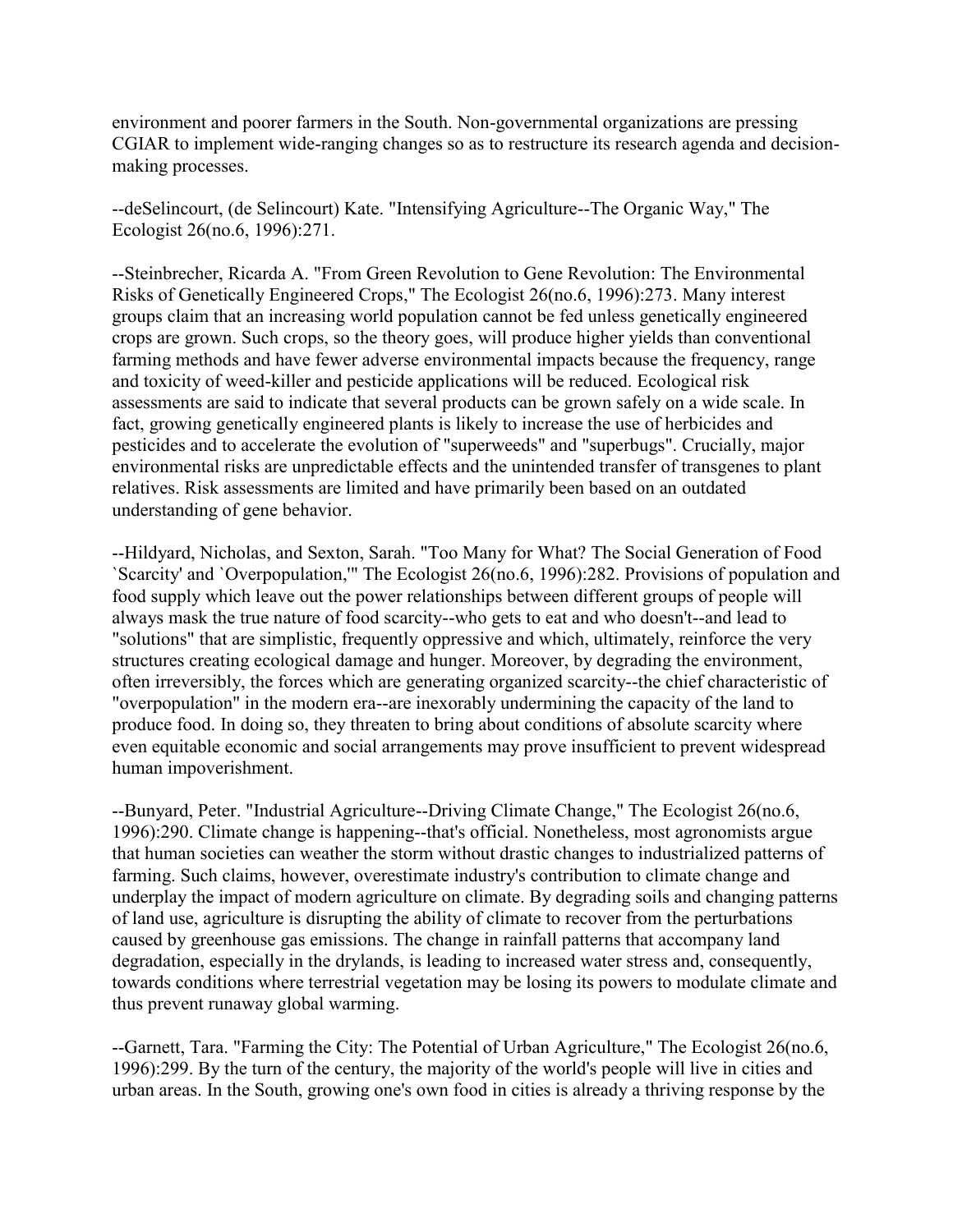environment and poorer farmers in the South. Non-governmental organizations are pressing CGIAR to implement wide-ranging changes so as to restructure its research agenda and decision-making processes.

--deSelincourt, (de Selincourt) Kate. "Intensifying Agriculture--The Organic Way," The Ecologist 26(no.6, 1996):271.

--Steinbrecher, Ricarda A. "From Green Revolution to Gene Revolution: The Environmental Risks of Genetically Engineered Crops," The Ecologist 26(no.6, 1996):273. Many interest groups claim that an increasing world population cannot be fed unless genetically engineered crops are grown. Such crops, so the theory goes, will produce higher yields than conventional farming methods and have fewer adverse environmental impacts because the frequency, range and toxicity of weed-killer and pesticide applications will be reduced. Ecological risk assessments are said to indicate that several products can be grown safely on a wide scale. In fact, growing genetically engineered plants is likely to increase the use of herbicides and pesticides and to accelerate the evolution of "superweeds" and "superbugs". Crucially, major environmental risks are unpredictable effects and the unintended transfer of transgenes to plant relatives. Risk assessments are limited and have primarily been based on an outdated understanding of gene behavior.

--Hildyard, Nicholas, and Sexton, Sarah. "Too Many for What? The Social Generation of Food `Scarcity' and `Overpopulation,'" The Ecologist 26(no.6, 1996):282. Provisions of population and food supply which leave out the power relationships between different groups of people will always mask the true nature of food scarcity--who gets to eat and who doesn't--and lead to "solutions" that are simplistic, frequently oppressive and which, ultimately, reinforce the very structures creating ecological damage and hunger. Moreover, by degrading the environment, often irreversibly, the forces which are generating organized scarcity--the chief characteristic of "overpopulation" in the modern era--are inexorably undermining the capacity of the land to produce food. In doing so, they threaten to bring about conditions of absolute scarcity where even equitable economic and social arrangements may prove insufficient to prevent widespread human impoverishment.

--Bunyard, Peter. "Industrial Agriculture--Driving Climate Change," The Ecologist 26(no.6, 1996):290. Climate change is happening--that's official. Nonetheless, most agronomists argue that human societies can weather the storm without drastic changes to industrialized patterns of farming. Such claims, however, overestimate industry's contribution to climate change and underplay the impact of modern agriculture on climate. By degrading soils and changing patterns of land use, agriculture is disrupting the ability of climate to recover from the perturbations caused by greenhouse gas emissions. The change in rainfall patterns that accompany land degradation, especially in the drylands, is leading to increased water stress and, consequently, towards conditions where terrestrial vegetation may be losing its powers to modulate climate and thus prevent runaway global warming.

--Garnett, Tara. "Farming the City: The Potential of Urban Agriculture," The Ecologist 26(no.6, 1996):299. By the turn of the century, the majority of the world's people will live in cities and urban areas. In the South, growing one's own food in cities is already a thriving response by the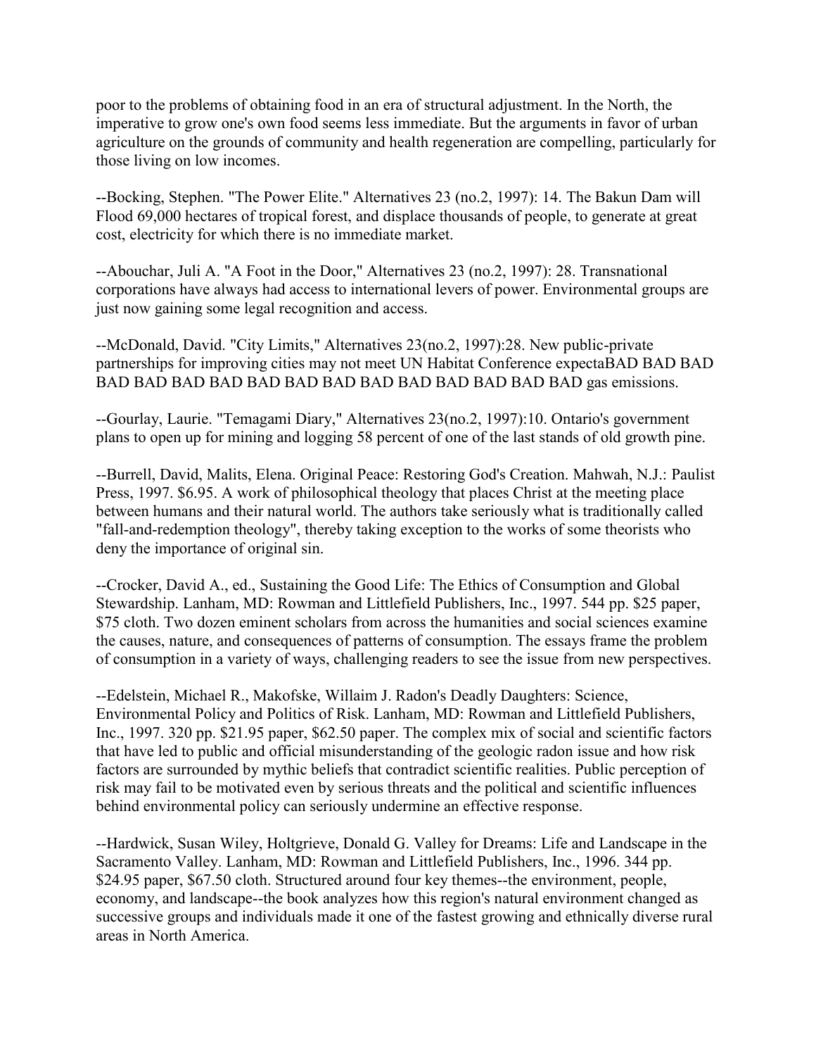poor to the problems of obtaining food in an era of structural adjustment. In the North, the imperative to grow one's own food seems less immediate. But the arguments in favor of urban agriculture on the grounds of community and health regeneration are compelling, particularly for those living on low incomes.

--Bocking, Stephen. "The Power Elite." Alternatives 23 (no.2, 1997): 14. The Bakun Dam will Flood 69,000 hectares of tropical forest, and displace thousands of people, to generate at great cost, electricity for which there is no immediate market.

--Abouchar, Juli A. "A Foot in the Door," Alternatives 23 (no.2, 1997): 28. Transnational corporations have always had access to international levers of power. Environmental groups are just now gaining some legal recognition and access.

--McDonald, David. "City Limits," Alternatives 23(no.2, 1997):28. New public-private partnerships for improving cities may not meet UN Habitat Conference expectaBAD BAD BAD BAD BAD BAD BAD BAD BAD BAD BAD BAD BAD BAD BAD BAD gas emissions.

--Gourlay, Laurie. "Temagami Diary," Alternatives 23(no.2, 1997):10. Ontario's government plans to open up for mining and logging 58 percent of one of the last stands of old growth pine.

--Burrell, David, Malits, Elena. Original Peace: Restoring God's Creation. Mahwah, N.J.: Paulist Press, 1997. $6.95. A work of philosophical theology that places Christ at the meeting place between humans and their natural world. The authors take seriously what is traditionally called "fall-and-redemption theology", thereby taking exception to the works of some theorists who deny the importance of original sin.

--Crocker, David A., ed., Sustaining the Good Life: The Ethics of Consumption and Global Stewardship. Lanham, MD: Rowman and Littlefield Publishers, Inc., 1997. 544 pp. $25 paper, $75 cloth. Two dozen eminent scholars from across the humanities and social sciences examine the causes, nature, and consequences of patterns of consumption. The essays frame the problem of consumption in a variety of ways, challenging readers to see the issue from new perspectives.

--Edelstein, Michael R., Makofske, Willaim J. Radon's Deadly Daughters: Science, Environmental Policy and Politics of Risk. Lanham, MD: Rowman and Littlefield Publishers, Inc., 1997. 320 pp. $21.95 paper, $62.50 paper. The complex mix of social and scientific factors that have led to public and official misunderstanding of the geologic radon issue and how risk factors are surrounded by mythic beliefs that contradict scientific realities. Public perception of risk may fail to be motivated even by serious threats and the political and scientific influences behind environmental policy can seriously undermine an effective response.

--Hardwick, Susan Wiley, Holtgrieve, Donald G. Valley for Dreams: Life and Landscape in the Sacramento Valley. Lanham, MD: Rowman and Littlefield Publishers, Inc., 1996. 344 pp. $24.95 paper, $67.50 cloth. Structured around four key themes--the environment, people, economy, and landscape--the book analyzes how this region's natural environment changed as successive groups and individuals made it one of the fastest growing and ethnically diverse rural areas in North America.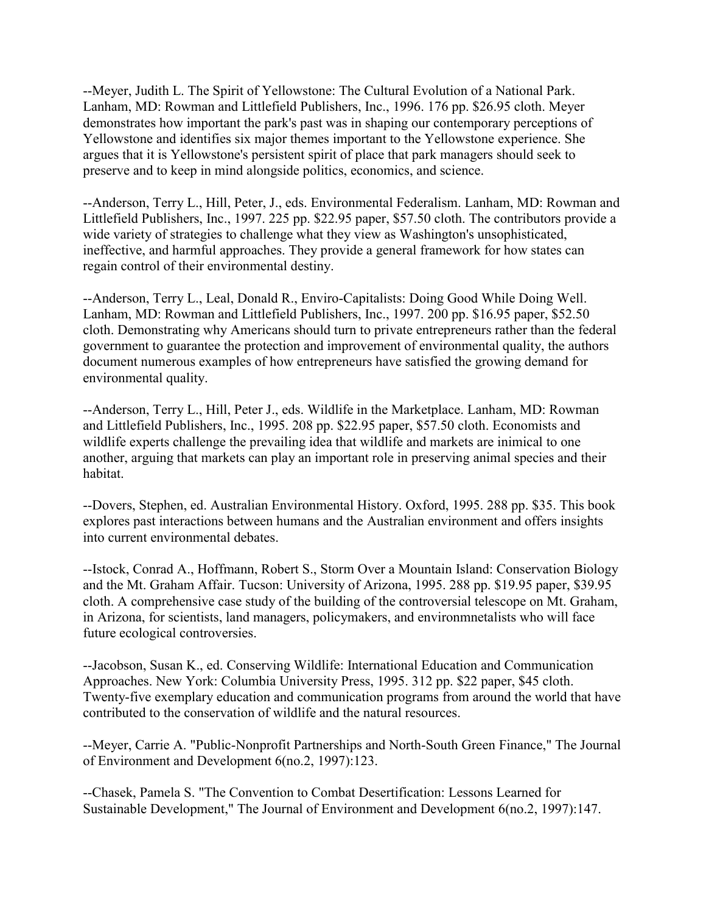--Meyer, Judith L. The Spirit of Yellowstone: The Cultural Evolution of a National Park. Lanham, MD: Rowman and Littlefield Publishers, Inc., 1996. 176 pp. $26.95 cloth. Meyer demonstrates how important the park's past was in shaping our contemporary perceptions of Yellowstone and identifies six major themes important to the Yellowstone experience. She argues that it is Yellowstone's persistent spirit of place that park managers should seek to preserve and to keep in mind alongside politics, economics, and science.

--Anderson, Terry L., Hill, Peter, J., eds. Environmental Federalism. Lanham, MD: Rowman and Littlefield Publishers, Inc., 1997. 225 pp. $22.95 paper, $57.50 cloth. The contributors provide a wide variety of strategies to challenge what they view as Washington's unsophisticated, ineffective, and harmful approaches. They provide a general framework for how states can regain control of their environmental destiny.

--Anderson, Terry L., Leal, Donald R., Enviro-Capitalists: Doing Good While Doing Well. Lanham, MD: Rowman and Littlefield Publishers, Inc., 1997. 200 pp. $16.95 paper, $52.50 cloth. Demonstrating why Americans should turn to private entrepreneurs rather than the federal government to guarantee the protection and improvement of environmental quality, the authors document numerous examples of how entrepreneurs have satisfied the growing demand for environmental quality.

--Anderson, Terry L., Hill, Peter J., eds. Wildlife in the Marketplace. Lanham, MD: Rowman and Littlefield Publishers, Inc., 1995. 208 pp. $22.95 paper, $57.50 cloth. Economists and wildlife experts challenge the prevailing idea that wildlife and markets are inimical to one another, arguing that markets can play an important role in preserving animal species and their habitat.

--Dovers, Stephen, ed. Australian Environmental History. Oxford, 1995. 288 pp. $35. This book explores past interactions between humans and the Australian environment and offers insights into current environmental debates.

--Istock, Conrad A., Hoffmann, Robert S., Storm Over a Mountain Island: Conservation Biology and the Mt. Graham Affair. Tucson: University of Arizona, 1995. 288 pp. $19.95 paper, $39.95 cloth. A comprehensive case study of the building of the controversial telescope on Mt. Graham, in Arizona, for scientists, land managers, policymakers, and environmnetalists who will face future ecological controversies.

--Jacobson, Susan K., ed. Conserving Wildlife: International Education and Communication Approaches. New York: Columbia University Press, 1995. 312 pp. $22 paper, $45 cloth. Twenty-five exemplary education and communication programs from around the world that have contributed to the conservation of wildlife and the natural resources.

--Meyer, Carrie A. "Public-Nonprofit Partnerships and North-South Green Finance," The Journal of Environment and Development 6(no.2, 1997):123.

--Chasek, Pamela S. "The Convention to Combat Desertification: Lessons Learned for Sustainable Development," The Journal of Environment and Development 6(no.2, 1997):147.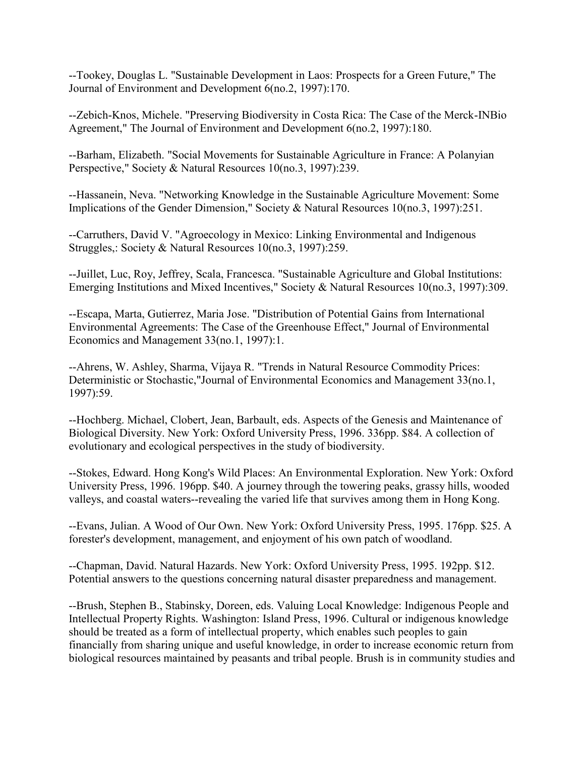--Tookey, Douglas L. "Sustainable Development in Laos: Prospects for a Green Future," The Journal of Environment and Development 6(no.2, 1997):170.

--Zebich-Knos, Michele. "Preserving Biodiversity in Costa Rica: The Case of the Merck-INBio Agreement," The Journal of Environment and Development 6(no.2, 1997):180.

--Barham, Elizabeth. "Social Movements for Sustainable Agriculture in France: A Polanyian Perspective," Society & Natural Resources 10(no.3, 1997):239.

--Hassanein, Neva. "Networking Knowledge in the Sustainable Agriculture Movement: Some Implications of the Gender Dimension," Society & Natural Resources 10(no.3, 1997):251.

--Carruthers, David V. "Agroecology in Mexico: Linking Environmental and Indigenous Struggles,: Society & Natural Resources 10(no.3, 1997):259.

--Juillet, Luc, Roy, Jeffrey, Scala, Francesca. "Sustainable Agriculture and Global Institutions: Emerging Institutions and Mixed Incentives," Society & Natural Resources 10(no.3, 1997):309.

--Escapa, Marta, Gutierrez, Maria Jose. "Distribution of Potential Gains from International Environmental Agreements: The Case of the Greenhouse Effect," Journal of Environmental Economics and Management 33(no.1, 1997):1.

--Ahrens, W. Ashley, Sharma, Vijaya R. "Trends in Natural Resource Commodity Prices: Deterministic or Stochastic,"Journal of Environmental Economics and Management 33(no.1, 1997):59.

--Hochberg. Michael, Clobert, Jean, Barbault, eds. Aspects of the Genesis and Maintenance of Biological Diversity. New York: Oxford University Press, 1996. 336pp. $84. A collection of evolutionary and ecological perspectives in the study of biodiversity.

--Stokes, Edward. Hong Kong's Wild Places: An Environmental Exploration. New York: Oxford University Press, 1996. 196pp. $40. A journey through the towering peaks, grassy hills, wooded valleys, and coastal waters--revealing the varied life that survives among them in Hong Kong.

--Evans, Julian. A Wood of Our Own. New York: Oxford University Press, 1995. 176pp. $25. A forester's development, management, and enjoyment of his own patch of woodland.

--Chapman, David. Natural Hazards. New York: Oxford University Press, 1995. 192pp. $12. Potential answers to the questions concerning natural disaster preparedness and management.

--Brush, Stephen B., Stabinsky, Doreen, eds. Valuing Local Knowledge: Indigenous People and Intellectual Property Rights. Washington: Island Press, 1996. Cultural or indigenous knowledge should be treated as a form of intellectual property, which enables such peoples to gain financially from sharing unique and useful knowledge, in order to increase economic return from biological resources maintained by peasants and tribal people. Brush is in community studies and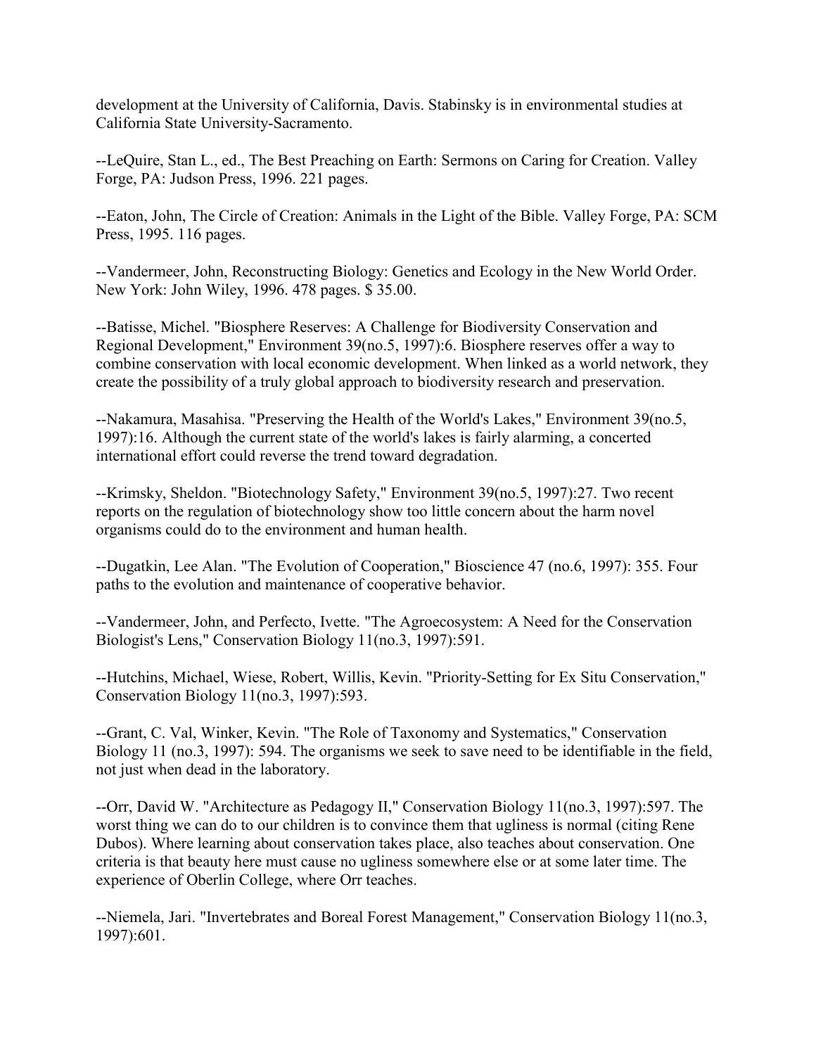development at the University of California, Davis. Stabinsky is in environmental studies at California State University-Sacramento.

--LeQuire, Stan L., ed., The Best Preaching on Earth: Sermons on Caring for Creation. Valley Forge, PA: Judson Press, 1996. 221 pages.

--Eaton, John, The Circle of Creation: Animals in the Light of the Bible. Valley Forge, PA: SCM Press, 1995. 116 pages.

--Vandermeer, John, Reconstructing Biology: Genetics and Ecology in the New World Order. New York: John Wiley, 1996. 478 pages. $ 35.00.

--Batisse, Michel. "Biosphere Reserves: A Challenge for Biodiversity Conservation and Regional Development," Environment 39(no.5, 1997):6. Biosphere reserves offer a way to combine conservation with local economic development. When linked as a world network, they create the possibility of a truly global approach to biodiversity research and preservation.

--Nakamura, Masahisa. "Preserving the Health of the World's Lakes," Environment 39(no.5, 1997):16. Although the current state of the world's lakes is fairly alarming, a concerted international effort could reverse the trend toward degradation.

--Krimsky, Sheldon. "Biotechnology Safety," Environment 39(no.5, 1997):27. Two recent reports on the regulation of biotechnology show too little concern about the harm novel organisms could do to the environment and human health.

--Dugatkin, Lee Alan. "The Evolution of Cooperation," Bioscience 47 (no.6, 1997): 355. Four paths to the evolution and maintenance of cooperative behavior.

--Vandermeer, John, and Perfecto, Ivette. "The Agroecosystem: A Need for the Conservation Biologist's Lens," Conservation Biology 11(no.3, 1997):591.

--Hutchins, Michael, Wiese, Robert, Willis, Kevin. "Priority-Setting for Ex Situ Conservation," Conservation Biology 11(no.3, 1997):593.

--Grant, C. Val, Winker, Kevin. "The Role of Taxonomy and Systematics," Conservation Biology 11 (no.3, 1997): 594. The organisms we seek to save need to be identifiable in the field, not just when dead in the laboratory.

--Orr, David W. "Architecture as Pedagogy II," Conservation Biology 11(no.3, 1997):597. The worst thing we can do to our children is to convince them that ugliness is normal (citing Rene Dubos). Where learning about conservation takes place, also teaches about conservation. One criteria is that beauty here must cause no ugliness somewhere else or at some later time. The experience of Oberlin College, where Orr teaches.

--Niemela, Jari. "Invertebrates and Boreal Forest Management," Conservation Biology 11(no.3, 1997):601.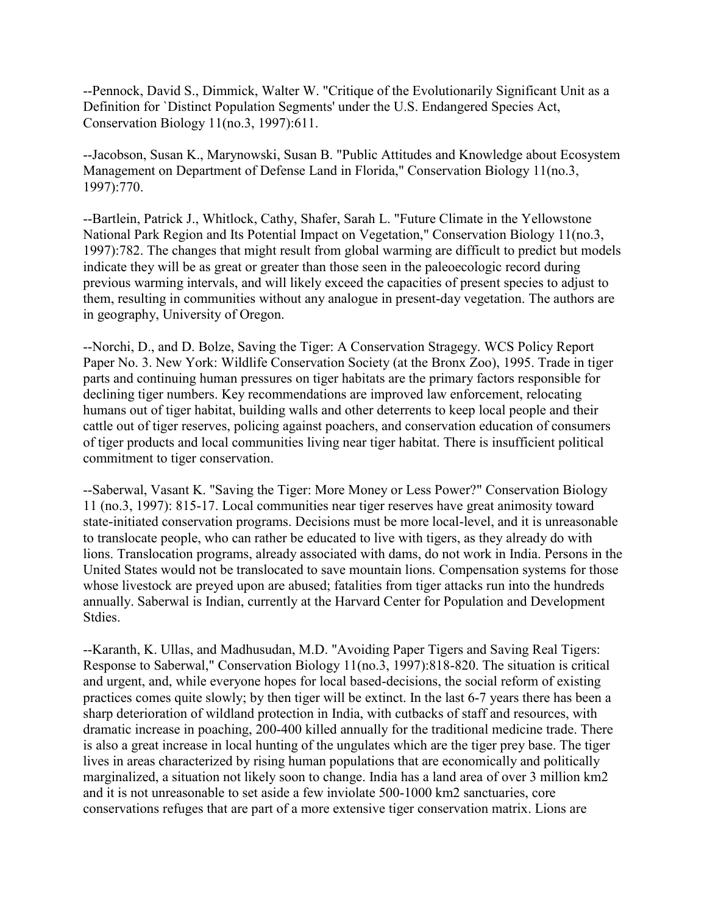--Pennock, David S., Dimmick, Walter W. "Critique of the Evolutionarily Significant Unit as a Definition for `Distinct Population Segments' under the U.S. Endangered Species Act, Conservation Biology 11(no.3, 1997):611.

--Jacobson, Susan K., Marynowski, Susan B. "Public Attitudes and Knowledge about Ecosystem Management on Department of Defense Land in Florida," Conservation Biology 11(no.3, 1997):770.

--Bartlein, Patrick J., Whitlock, Cathy, Shafer, Sarah L. "Future Climate in the Yellowstone National Park Region and Its Potential Impact on Vegetation," Conservation Biology 11(no.3, 1997):782. The changes that might result from global warming are difficult to predict but models indicate they will be as great or greater than those seen in the paleoecologic record during previous warming intervals, and will likely exceed the capacities of present species to adjust to them, resulting in communities without any analogue in present-day vegetation. The authors are in geography, University of Oregon.

--Norchi, D., and D. Bolze, Saving the Tiger: A Conservation Stragegy. WCS Policy Report Paper No. 3. New York: Wildlife Conservation Society (at the Bronx Zoo), 1995. Trade in tiger parts and continuing human pressures on tiger habitats are the primary factors responsible for declining tiger numbers. Key recommendations are improved law enforcement, relocating humans out of tiger habitat, building walls and other deterrents to keep local people and their cattle out of tiger reserves, policing against poachers, and conservation education of consumers of tiger products and local communities living near tiger habitat. There is insufficient political commitment to tiger conservation.

--Saberwal, Vasant K. "Saving the Tiger: More Money or Less Power?" Conservation Biology 11 (no.3, 1997): 815-17. Local communities near tiger reserves have great animosity toward state-initiated conservation programs. Decisions must be more local-level, and it is unreasonable to translocate people, who can rather be educated to live with tigers, as they already do with lions. Translocation programs, already associated with dams, do not work in India. Persons in the United States would not be translocated to save mountain lions. Compensation systems for those whose livestock are preyed upon are abused; fatalities from tiger attacks run into the hundreds annually. Saberwal is Indian, currently at the Harvard Center for Population and Development Stdies.

--Karanth, K. Ullas, and Madhusudan, M.D. "Avoiding Paper Tigers and Saving Real Tigers: Response to Saberwal," Conservation Biology 11(no.3, 1997):818-820. The situation is critical and urgent, and, while everyone hopes for local based-decisions, the social reform of existing practices comes quite slowly; by then tiger will be extinct. In the last 6-7 years there has been a sharp deterioration of wildland protection in India, with cutbacks of staff and resources, with dramatic increase in poaching, 200-400 killed annually for the traditional medicine trade. There is also a great increase in local hunting of the ungulates which are the tiger prey base. The tiger lives in areas characterized by rising human populations that are economically and politically marginalized, a situation not likely soon to change. India has a land area of over 3 million km2 and it is not unreasonable to set aside a few inviolate 500-1000 km2 sanctuaries, core conservations refuges that are part of a more extensive tiger conservation matrix. Lions are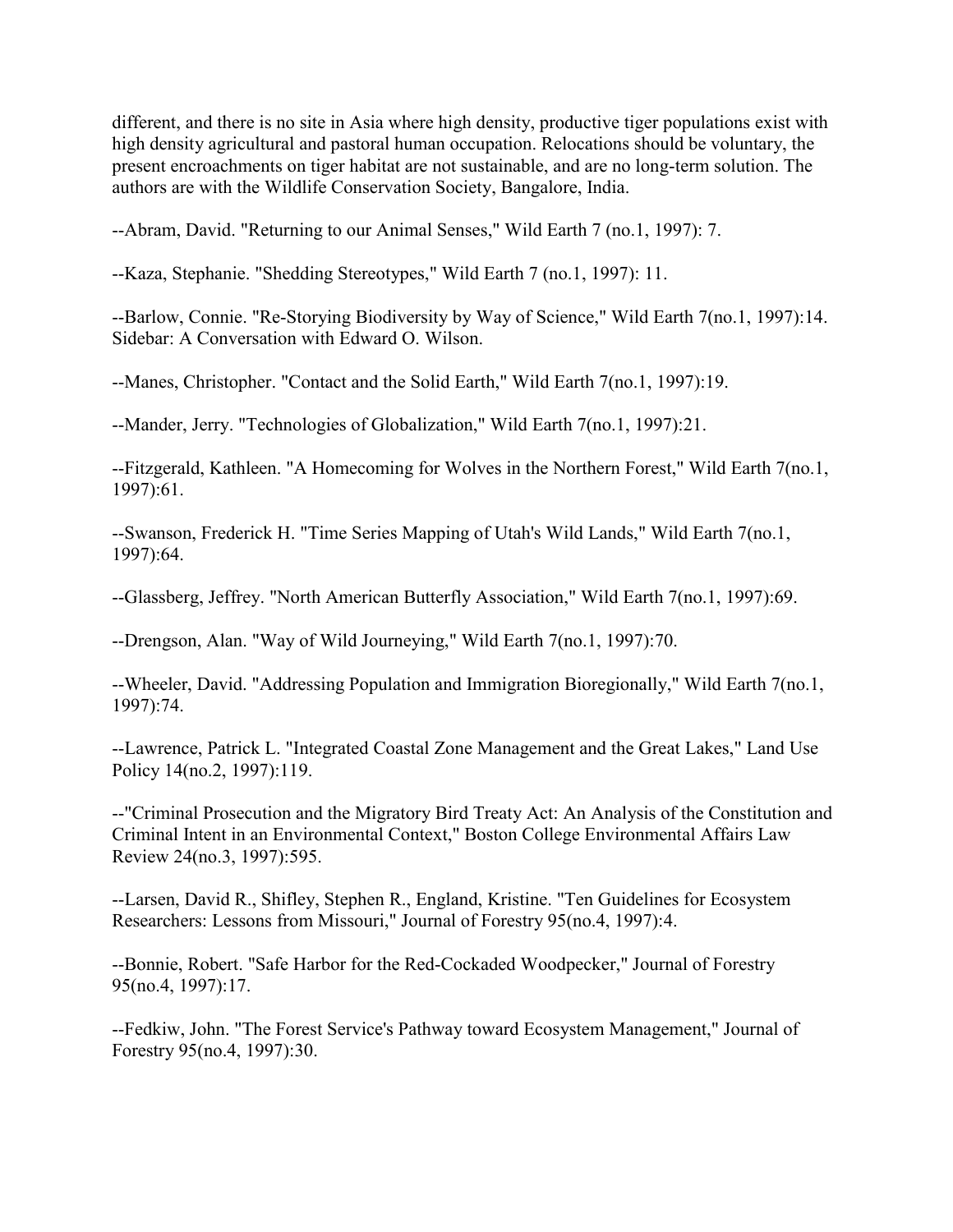different, and there is no site in Asia where high density, productive tiger populations exist with high density agricultural and pastoral human occupation. Relocations should be voluntary, the present encroachments on tiger habitat are not sustainable, and are no long-term solution. The authors are with the Wildlife Conservation Society, Bangalore, India.

--Abram, David. "Returning to our Animal Senses," Wild Earth 7 (no.1, 1997): 7.

--Kaza, Stephanie. "Shedding Stereotypes," Wild Earth 7 (no.1, 1997): 11.

--Barlow, Connie. "Re-Storying Biodiversity by Way of Science," Wild Earth 7(no.1, 1997):14. Sidebar: A Conversation with Edward O. Wilson.

--Manes, Christopher. "Contact and the Solid Earth," Wild Earth 7(no.1, 1997):19.

--Mander, Jerry. "Technologies of Globalization," Wild Earth 7(no.1, 1997):21.

--Fitzgerald, Kathleen. "A Homecoming for Wolves in the Northern Forest," Wild Earth 7(no.1, 1997):61.

--Swanson, Frederick H. "Time Series Mapping of Utah's Wild Lands," Wild Earth 7(no.1, 1997):64.

--Glassberg, Jeffrey. "North American Butterfly Association," Wild Earth 7(no.1, 1997):69.

--Drengson, Alan. "Way of Wild Journeying," Wild Earth 7(no.1, 1997):70.

--Wheeler, David. "Addressing Population and Immigration Bioregionally," Wild Earth 7(no.1, 1997):74.

--Lawrence, Patrick L. "Integrated Coastal Zone Management and the Great Lakes," Land Use Policy 14(no.2, 1997):119.

--"Criminal Prosecution and the Migratory Bird Treaty Act: An Analysis of the Constitution and Criminal Intent in an Environmental Context," Boston College Environmental Affairs Law Review 24(no.3, 1997):595.

--Larsen, David R., Shifley, Stephen R., England, Kristine. "Ten Guidelines for Ecosystem Researchers: Lessons from Missouri," Journal of Forestry 95(no.4, 1997):4.

--Bonnie, Robert. "Safe Harbor for the Red-Cockaded Woodpecker," Journal of Forestry 95(no.4, 1997):17.

--Fedkiw, John. "The Forest Service's Pathway toward Ecosystem Management," Journal of Forestry 95(no.4, 1997):30.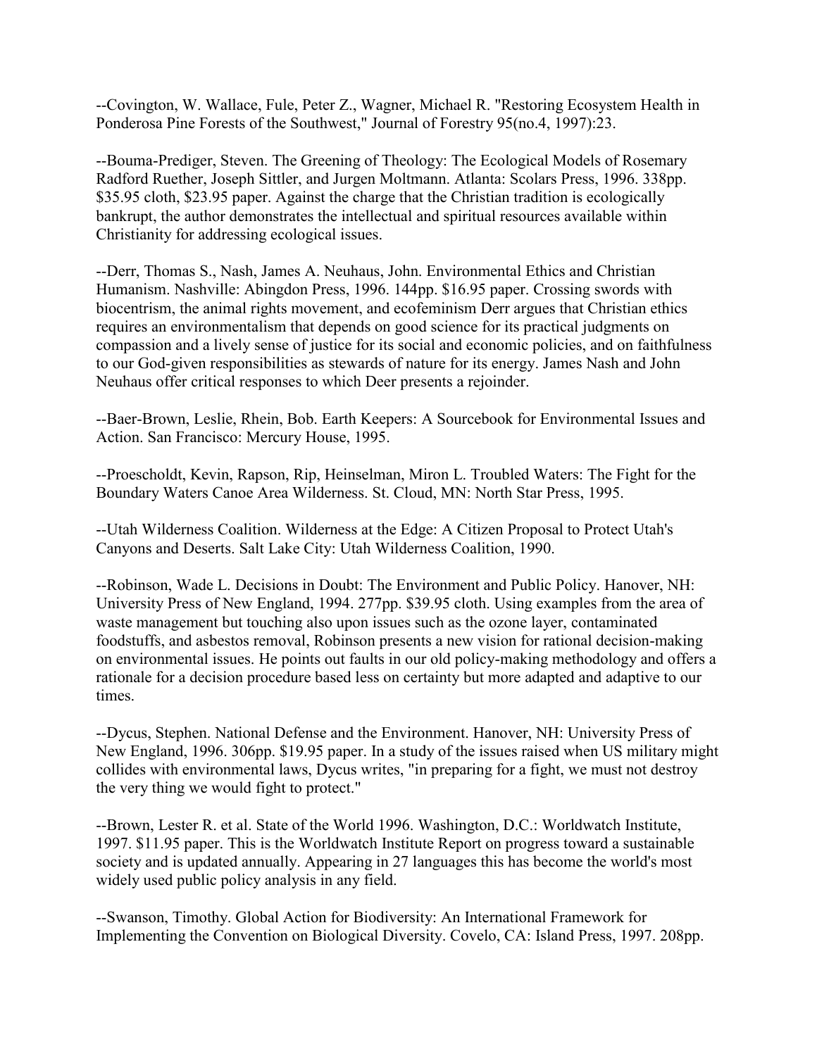--Covington, W. Wallace, Fule, Peter Z., Wagner, Michael R. "Restoring Ecosystem Health in Ponderosa Pine Forests of the Southwest," Journal of Forestry 95(no.4, 1997):23.

--Bouma-Prediger, Steven. The Greening of Theology: The Ecological Models of Rosemary Radford Ruether, Joseph Sittler, and Jurgen Moltmann. Atlanta: Scolars Press, 1996. 338pp. $35.95 cloth, $23.95 paper. Against the charge that the Christian tradition is ecologically bankrupt, the author demonstrates the intellectual and spiritual resources available within Christianity for addressing ecological issues.

--Derr, Thomas S., Nash, James A. Neuhaus, John. Environmental Ethics and Christian Humanism. Nashville: Abingdon Press, 1996. 144pp. $16.95 paper. Crossing swords with biocentrism, the animal rights movement, and ecofeminism Derr argues that Christian ethics requires an environmentalism that depends on good science for its practical judgments on compassion and a lively sense of justice for its social and economic policies, and on faithfulness to our God-given responsibilities as stewards of nature for its energy. James Nash and John Neuhaus offer critical responses to which Deer presents a rejoinder.

--Baer-Brown, Leslie, Rhein, Bob. Earth Keepers: A Sourcebook for Environmental Issues and Action. San Francisco: Mercury House, 1995.

--Proescholdt, Kevin, Rapson, Rip, Heinselman, Miron L. Troubled Waters: The Fight for the Boundary Waters Canoe Area Wilderness. St. Cloud, MN: North Star Press, 1995.

--Utah Wilderness Coalition. Wilderness at the Edge: A Citizen Proposal to Protect Utah's Canyons and Deserts. Salt Lake City: Utah Wilderness Coalition, 1990.

--Robinson, Wade L. Decisions in Doubt: The Environment and Public Policy. Hanover, NH: University Press of New England, 1994. 277pp. $39.95 cloth. Using examples from the area of waste management but touching also upon issues such as the ozone layer, contaminated foodstuffs, and asbestos removal, Robinson presents a new vision for rational decision-making on environmental issues. He points out faults in our old policy-making methodology and offers a rationale for a decision procedure based less on certainty but more adapted and adaptive to our times.

--Dycus, Stephen. National Defense and the Environment. Hanover, NH: University Press of New England, 1996. 306pp. $19.95 paper. In a study of the issues raised when US military might collides with environmental laws, Dycus writes, "in preparing for a fight, we must not destroy the very thing we would fight to protect."

--Brown, Lester R. et al. State of the World 1996. Washington, D.C.: Worldwatch Institute, 1997. $11.95 paper. This is the Worldwatch Institute Report on progress toward a sustainable society and is updated annually. Appearing in 27 languages this has become the world's most widely used public policy analysis in any field.

--Swanson, Timothy. Global Action for Biodiversity: An International Framework for Implementing the Convention on Biological Diversity. Covelo, CA: Island Press, 1997. 208pp.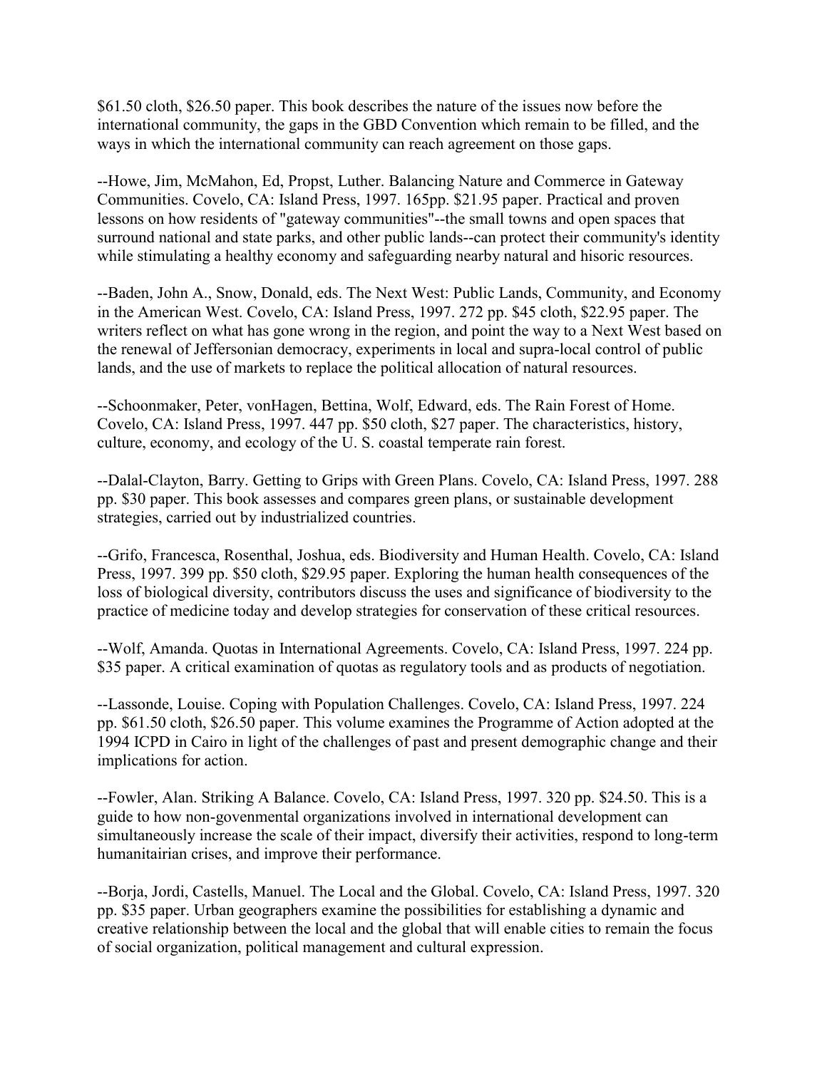$61.50 cloth, $26.50 paper. This book describes the nature of the issues now before the international community, the gaps in the GBD Convention which remain to be filled, and the ways in which the international community can reach agreement on those gaps.

--Howe, Jim, McMahon, Ed, Propst, Luther. Balancing Nature and Commerce in Gateway Communities. Covelo, CA: Island Press, 1997. 165pp. $21.95 paper. Practical and proven lessons on how residents of "gateway communities"--the small towns and open spaces that surround national and state parks, and other public lands--can protect their community's identity while stimulating a healthy economy and safeguarding nearby natural and hisoric resources.

--Baden, John A., Snow, Donald, eds. The Next West: Public Lands, Community, and Economy in the American West. Covelo, CA: Island Press, 1997. 272 pp. $45 cloth, $22.95 paper. The writers reflect on what has gone wrong in the region, and point the way to a Next West based on the renewal of Jeffersonian democracy, experiments in local and supra-local control of public lands, and the use of markets to replace the political allocation of natural resources.

--Schoonmaker, Peter, vonHagen, Bettina, Wolf, Edward, eds. The Rain Forest of Home. Covelo, CA: Island Press, 1997. 447 pp. $50 cloth, $27 paper. The characteristics, history, culture, economy, and ecology of the U. S. coastal temperate rain forest.

--Dalal-Clayton, Barry. Getting to Grips with Green Plans. Covelo, CA: Island Press, 1997. 288 pp. $30 paper. This book assesses and compares green plans, or sustainable development strategies, carried out by industrialized countries.

--Grifo, Francesca, Rosenthal, Joshua, eds. Biodiversity and Human Health. Covelo, CA: Island Press, 1997. 399 pp. $50 cloth, $29.95 paper. Exploring the human health consequences of the loss of biological diversity, contributors discuss the uses and significance of biodiversity to the practice of medicine today and develop strategies for conservation of these critical resources.

--Wolf, Amanda. Quotas in International Agreements. Covelo, CA: Island Press, 1997. 224 pp. $35 paper. A critical examination of quotas as regulatory tools and as products of negotiation.

--Lassonde, Louise. Coping with Population Challenges. Covelo, CA: Island Press, 1997. 224 pp. $61.50 cloth, $26.50 paper. This volume examines the Programme of Action adopted at the 1994 ICPD in Cairo in light of the challenges of past and present demographic change and their implications for action.

--Fowler, Alan. Striking A Balance. Covelo, CA: Island Press, 1997. 320 pp. $24.50. This is a guide to how non-govenmental organizations involved in international development can simultaneously increase the scale of their impact, diversify their activities, respond to long-term humanitairian crises, and improve their performance.

--Borja, Jordi, Castells, Manuel. The Local and the Global. Covelo, CA: Island Press, 1997. 320 pp. $35 paper. Urban geographers examine the possibilities for establishing a dynamic and creative relationship between the local and the global that will enable cities to remain the focus of social organization, political management and cultural expression.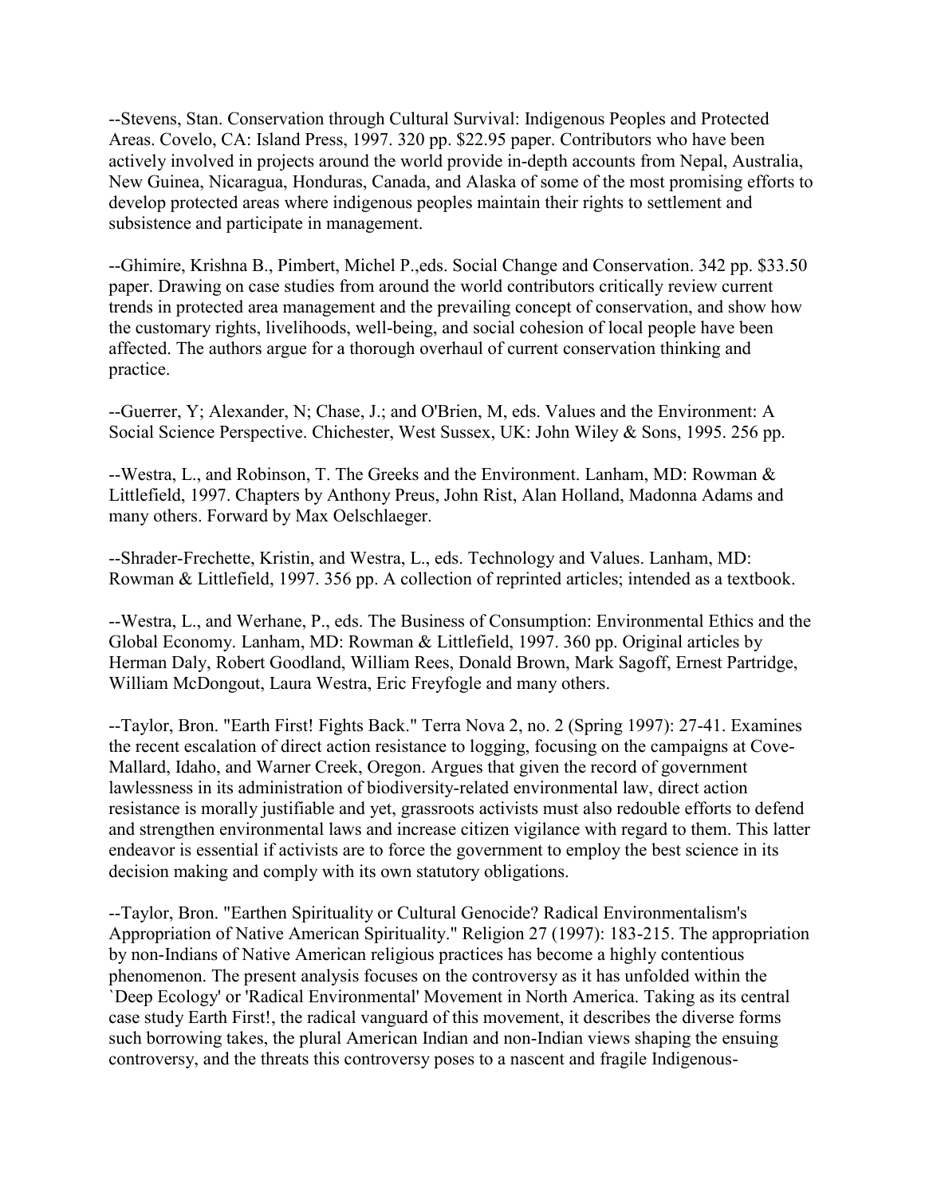--Stevens, Stan. Conservation through Cultural Survival: Indigenous Peoples and Protected Areas. Covelo, CA: Island Press, 1997. 320 pp. $22.95 paper. Contributors who have been actively involved in projects around the world provide in-depth accounts from Nepal, Australia, New Guinea, Nicaragua, Honduras, Canada, and Alaska of some of the most promising efforts to develop protected areas where indigenous peoples maintain their rights to settlement and subsistence and participate in management.

--Ghimire, Krishna B., Pimbert, Michel P.,eds. Social Change and Conservation. 342 pp. $33.50 paper. Drawing on case studies from around the world contributors critically review current trends in protected area management and the prevailing concept of conservation, and show how the customary rights, livelihoods, well-being, and social cohesion of local people have been affected. The authors argue for a thorough overhaul of current conservation thinking and practice.

--Guerrer, Y; Alexander, N; Chase, J.; and O'Brien, M, eds. Values and the Environment: A Social Science Perspective. Chichester, West Sussex, UK: John Wiley & Sons, 1995. 256 pp.

--Westra, L., and Robinson, T. The Greeks and the Environment. Lanham, MD: Rowman & Littlefield, 1997. Chapters by Anthony Preus, John Rist, Alan Holland, Madonna Adams and many others. Forward by Max Oelschlaeger.

--Shrader-Frechette, Kristin, and Westra, L., eds. Technology and Values. Lanham, MD: Rowman & Littlefield, 1997. 356 pp. A collection of reprinted articles; intended as a textbook.

--Westra, L., and Werhane, P., eds. The Business of Consumption: Environmental Ethics and the Global Economy. Lanham, MD: Rowman & Littlefield, 1997. 360 pp. Original articles by Herman Daly, Robert Goodland, William Rees, Donald Brown, Mark Sagoff, Ernest Partridge, William McDongout, Laura Westra, Eric Freyfogle and many others.

--Taylor, Bron. "Earth First! Fights Back." Terra Nova 2, no. 2 (Spring 1997): 27-41. Examines the recent escalation of direct action resistance to logging, focusing on the campaigns at Cove-Mallard, Idaho, and Warner Creek, Oregon. Argues that given the record of government lawlessness in its administration of biodiversity-related environmental law, direct action resistance is morally justifiable and yet, grassroots activists must also redouble efforts to defend and strengthen environmental laws and increase citizen vigilance with regard to them. This latter endeavor is essential if activists are to force the government to employ the best science in its decision making and comply with its own statutory obligations.

--Taylor, Bron. "Earthen Spirituality or Cultural Genocide? Radical Environmentalism's Appropriation of Native American Spirituality." Religion 27 (1997): 183-215. The appropriation by non-Indians of Native American religious practices has become a highly contentious phenomenon. The present analysis focuses on the controversy as it has unfolded within the `Deep Ecology' or 'Radical Environmental' Movement in North America. Taking as its central case study Earth First!, the radical vanguard of this movement, it describes the diverse forms such borrowing takes, the plural American Indian and non-Indian views shaping the ensuing controversy, and the threats this controversy poses to a nascent and fragile Indigenous-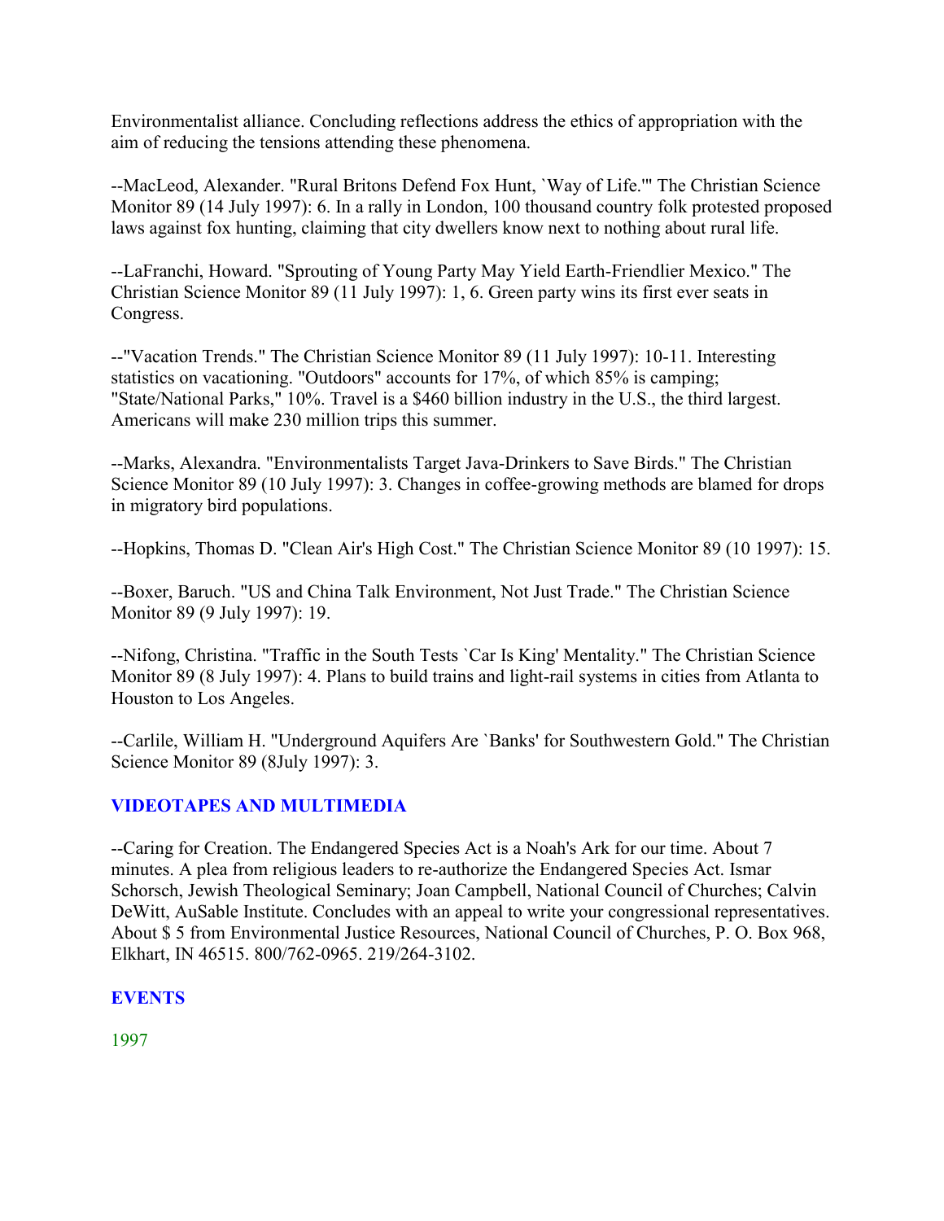Environmentalist alliance. Concluding reflections address the ethics of appropriation with the aim of reducing the tensions attending these phenomena.

--MacLeod, Alexander. "Rural Britons Defend Fox Hunt, `Way of Life.'" The Christian Science Monitor 89 (14 July 1997): 6. In a rally in London, 100 thousand country folk protested proposed laws against fox hunting, claiming that city dwellers know next to nothing about rural life.

--LaFranchi, Howard. "Sprouting of Young Party May Yield Earth-Friendlier Mexico." The Christian Science Monitor 89 (11 July 1997): 1, 6. Green party wins its first ever seats in Congress.

--"Vacation Trends." The Christian Science Monitor 89 (11 July 1997): 10-11. Interesting statistics on vacationing. "Outdoors" accounts for 17%, of which 85% is camping; "State/National Parks," 10%. Travel is a $460 billion industry in the U.S., the third largest. Americans will make 230 million trips this summer.

--Marks, Alexandra. "Environmentalists Target Java-Drinkers to Save Birds." The Christian Science Monitor 89 (10 July 1997): 3. Changes in coffee-growing methods are blamed for drops in migratory bird populations.

--Hopkins, Thomas D. "Clean Air's High Cost." The Christian Science Monitor 89 (10 1997): 15.

--Boxer, Baruch. "US and China Talk Environment, Not Just Trade." The Christian Science Monitor 89 (9 July 1997): 19.

--Nifong, Christina. "Traffic in the South Tests `Car Is King' Mentality." The Christian Science Monitor 89 (8 July 1997): 4. Plans to build trains and light-rail systems in cities from Atlanta to Houston to Los Angeles.

--Carlile, William H. "Underground Aquifers Are `Banks' for Southwestern Gold." The Christian Science Monitor 89 (8July 1997): 3.

## VIDEOTAPES AND MULTIMEDIA

--Caring for Creation. The Endangered Species Act is a Noah's Ark for our time. About 7 minutes. A plea from religious leaders to re-authorize the Endangered Species Act. Ismar Schorsch, Jewish Theological Seminary; Joan Campbell, National Council of Churches; Calvin DeWitt, AuSable Institute. Concludes with an appeal to write your congressional representatives. About $ 5 from Environmental Justice Resources, National Council of Churches, P. O. Box 968, Elkhart, IN 46515. 800/762-0965. 219/264-3102.

## EVENTS

### 1997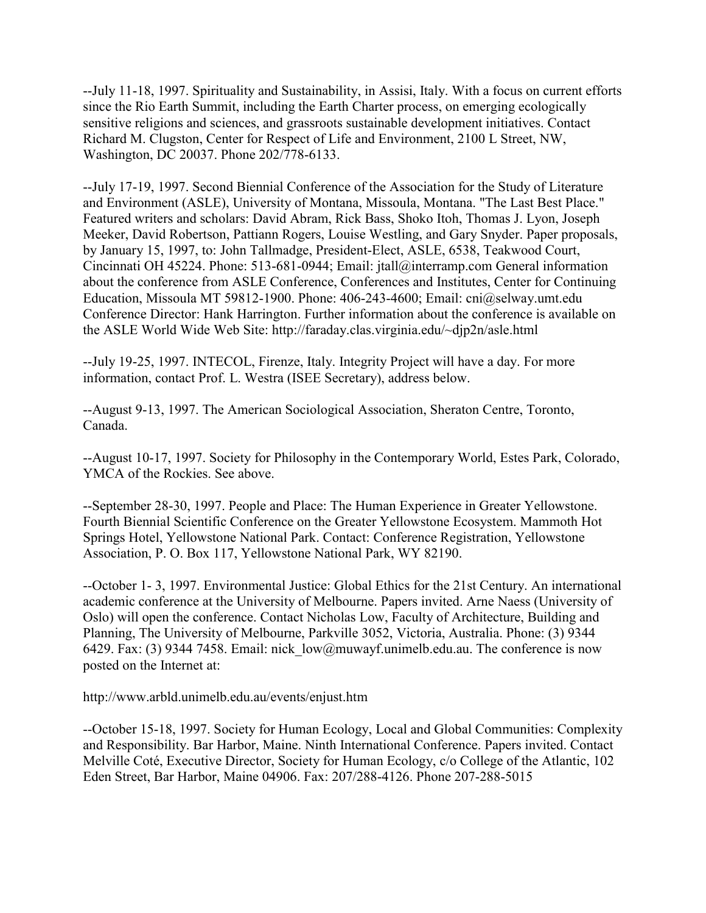--July 11-18, 1997. Spirituality and Sustainability, in Assisi, Italy. With a focus on current efforts since the Rio Earth Summit, including the Earth Charter process, on emerging ecologically sensitive religions and sciences, and grassroots sustainable development initiatives. Contact Richard M. Clugston, Center for Respect of Life and Environment, 2100 L Street, NW, Washington, DC 20037. Phone 202/778-6133.

--July 17-19, 1997. Second Biennial Conference of the Association for the Study of Literature and Environment (ASLE), University of Montana, Missoula, Montana. "The Last Best Place." Featured writers and scholars: David Abram, Rick Bass, Shoko Itoh, Thomas J. Lyon, Joseph Meeker, David Robertson, Pattiann Rogers, Louise Westling, and Gary Snyder. Paper proposals, by January 15, 1997, to: John Tallmadge, President-Elect, ASLE, 6538, Teakwood Court, Cincinnati OH 45224. Phone: 513-681-0944; Email: jtall@interramp.com General information about the conference from ASLE Conference, Conferences and Institutes, Center for Continuing Education, Missoula MT 59812-1900. Phone: 406-243-4600; Email: cni@selway.umt.edu Conference Director: Hank Harrington. Further information about the conference is available on the ASLE World Wide Web Site: http://faraday.clas.virginia.edu/~djp2n/asle.html

--July 19-25, 1997. INTECOL, Firenze, Italy. Integrity Project will have a day. For more information, contact Prof. L. Westra (ISEE Secretary), address below.

--August 9-13, 1997. The American Sociological Association, Sheraton Centre, Toronto, Canada.

--August 10-17, 1997. Society for Philosophy in the Contemporary World, Estes Park, Colorado, YMCA of the Rockies. See above.

--September 28-30, 1997. People and Place: The Human Experience in Greater Yellowstone. Fourth Biennial Scientific Conference on the Greater Yellowstone Ecosystem. Mammoth Hot Springs Hotel, Yellowstone National Park. Contact: Conference Registration, Yellowstone Association, P. O. Box 117, Yellowstone National Park, WY 82190.

--October 1- 3, 1997. Environmental Justice: Global Ethics for the 21st Century. An international academic conference at the University of Melbourne. Papers invited. Arne Naess (University of Oslo) will open the conference. Contact Nicholas Low, Faculty of Architecture, Building and Planning, The University of Melbourne, Parkville 3052, Victoria, Australia. Phone: (3) 9344 6429. Fax: (3) 9344 7458. Email: nick_low@muwayf.unimelb.edu.au. The conference is now posted on the Internet at:

http://www.arbld.unimelb.edu.au/events/enjust.htm

--October 15-18, 1997. Society for Human Ecology, Local and Global Communities: Complexity and Responsibility. Bar Harbor, Maine. Ninth International Conference. Papers invited. Contact Melville Coté, Executive Director, Society for Human Ecology, c/o College of the Atlantic, 102 Eden Street, Bar Harbor, Maine 04906. Fax: 207/288-4126. Phone 207-288-5015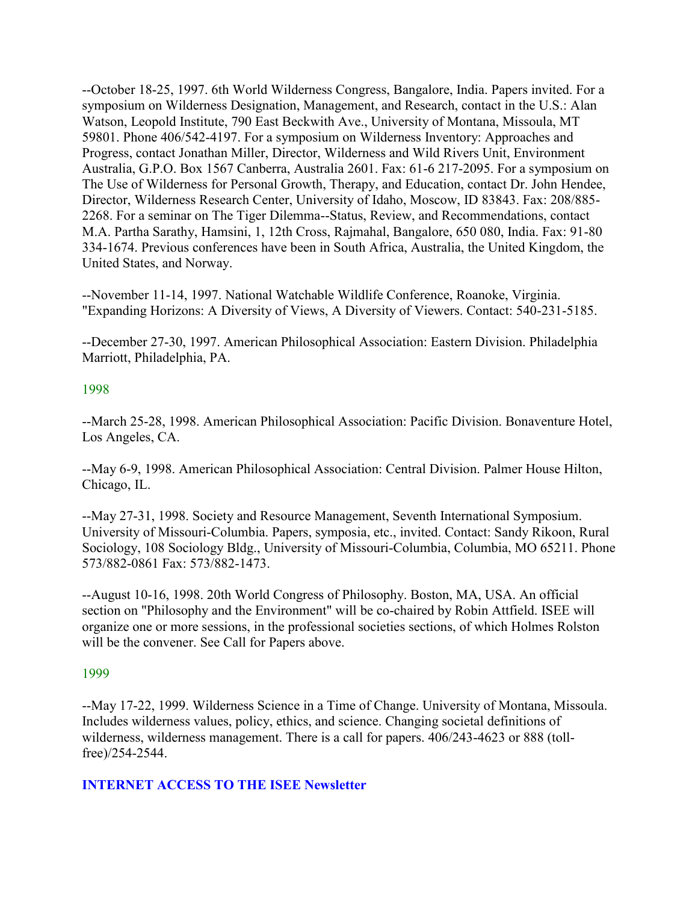--October 18-25, 1997. 6th World Wilderness Congress, Bangalore, India. Papers invited. For a symposium on Wilderness Designation, Management, and Research, contact in the U.S.: Alan Watson, Leopold Institute, 790 East Beckwith Ave., University of Montana, Missoula, MT 59801. Phone 406/542-4197. For a symposium on Wilderness Inventory: Approaches and Progress, contact Jonathan Miller, Director, Wilderness and Wild Rivers Unit, Environment Australia, G.P.O. Box 1567 Canberra, Australia 2601. Fax: 61-6 217-2095. For a symposium on The Use of Wilderness for Personal Growth, Therapy, and Education, contact Dr. John Hendee, Director, Wilderness Research Center, University of Idaho, Moscow, ID 83843. Fax: 208/885-2268. For a seminar on The Tiger Dilemma--Status, Review, and Recommendations, contact M.A. Partha Sarathy, Hamsini, 1, 12th Cross, Rajmahal, Bangalore, 650 080, India. Fax: 91-80 334-1674. Previous conferences have been in South Africa, Australia, the United Kingdom, the United States, and Norway.

--November 11-14, 1997. National Watchable Wildlife Conference, Roanoke, Virginia. "Expanding Horizons: A Diversity of Views, A Diversity of Viewers. Contact: 540-231-5185.

--December 27-30, 1997. American Philosophical Association: Eastern Division. Philadelphia Marriott, Philadelphia, PA.

## 1998

--March 25-28, 1998. American Philosophical Association: Pacific Division. Bonaventure Hotel, Los Angeles, CA.

--May 6-9, 1998. American Philosophical Association: Central Division. Palmer House Hilton, Chicago, IL.

--May 27-31, 1998. Society and Resource Management, Seventh International Symposium. University of Missouri-Columbia. Papers, symposia, etc., invited. Contact: Sandy Rikoon, Rural Sociology, 108 Sociology Bldg., University of Missouri-Columbia, Columbia, MO 65211. Phone 573/882-0861 Fax: 573/882-1473.

--August 10-16, 1998. 20th World Congress of Philosophy. Boston, MA, USA. An official section on "Philosophy and the Environment" will be co-chaired by Robin Attfield. ISEE will organize one or more sessions, in the professional societies sections, of which Holmes Rolston will be the convener. See Call for Papers above.

## 1999

--May 17-22, 1999. Wilderness Science in a Time of Change. University of Montana, Missoula. Includes wilderness values, policy, ethics, and science. Changing societal definitions of wilderness, wilderness management. There is a call for papers. 406/243-4623 or 888 (toll-free)/254-2544.

## INTERNET ACCESS TO THE ISEE Newsletter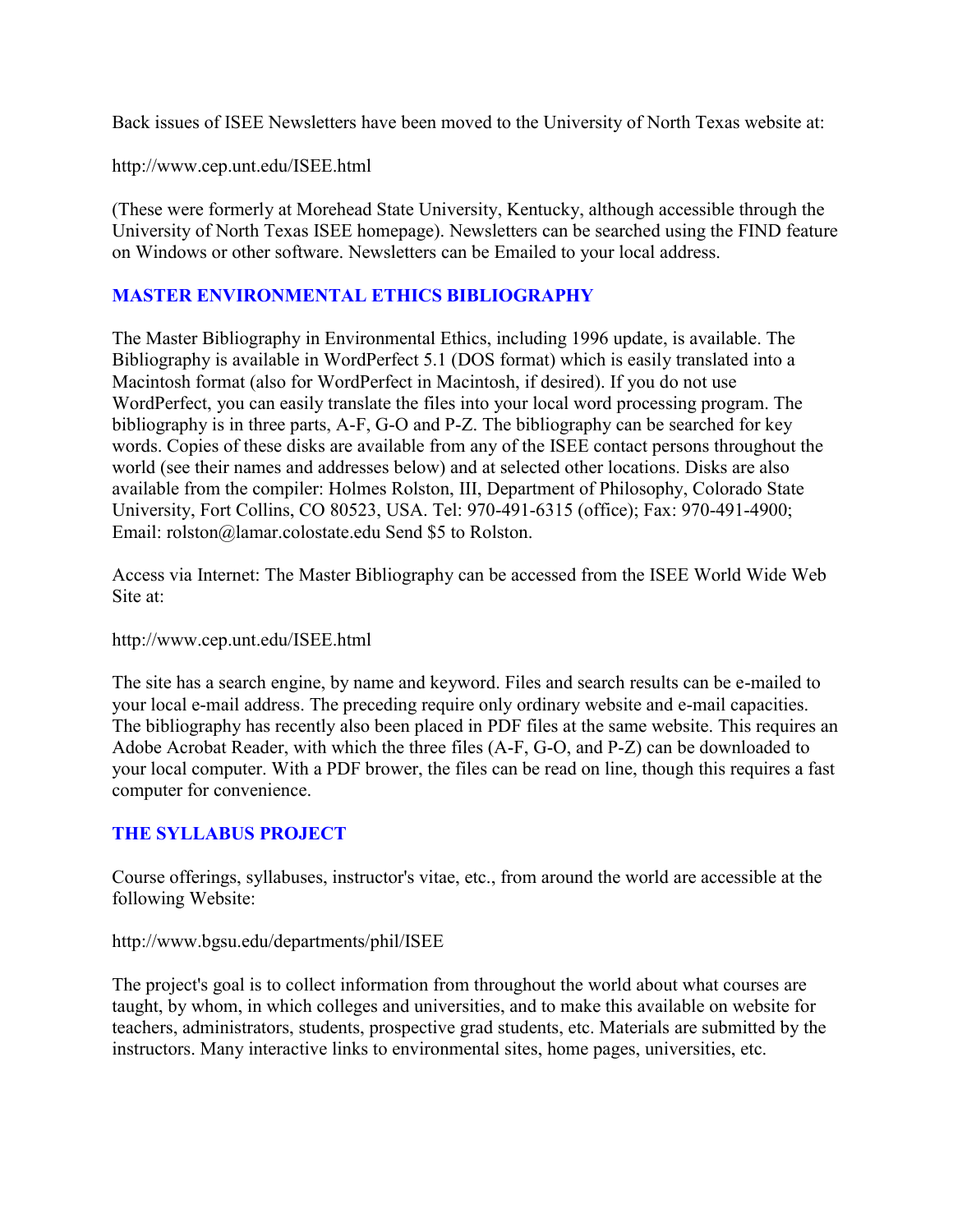Back issues of ISEE Newsletters have been moved to the University of North Texas website at:

http://www.cep.unt.edu/ISEE.html

(These were formerly at Morehead State University, Kentucky, although accessible through the University of North Texas ISEE homepage). Newsletters can be searched using the FIND feature on Windows or other software. Newsletters can be Emailed to your local address.

## MASTER ENVIRONMENTAL ETHICS BIBLIOGRAPHY

The Master Bibliography in Environmental Ethics, including 1996 update, is available. The Bibliography is available in WordPerfect 5.1 (DOS format) which is easily translated into a Macintosh format (also for WordPerfect in Macintosh, if desired). If you do not use WordPerfect, you can easily translate the files into your local word processing program. The bibliography is in three parts, A-F, G-O and P-Z. The bibliography can be searched for key words. Copies of these disks are available from any of the ISEE contact persons throughout the world (see their names and addresses below) and at selected other locations. Disks are also available from the compiler: Holmes Rolston, III, Department of Philosophy, Colorado State University, Fort Collins, CO 80523, USA. Tel: 970-491-6315 (office); Fax: 970-491-4900; Email: rolston@lamar.colostate.edu Send $5 to Rolston.

Access via Internet: The Master Bibliography can be accessed from the ISEE World Wide Web Site at:

http://www.cep.unt.edu/ISEE.html

The site has a search engine, by name and keyword. Files and search results can be e-mailed to your local e-mail address. The preceding require only ordinary website and e-mail capacities. The bibliography has recently also been placed in PDF files at the same website. This requires an Adobe Acrobat Reader, with which the three files (A-F, G-O, and P-Z) can be downloaded to your local computer. With a PDF brower, the files can be read on line, though this requires a fast computer for convenience.

## THE SYLLABUS PROJECT

Course offerings, syllabuses, instructor's vitae, etc., from around the world are accessible at the following Website:

http://www.bgsu.edu/departments/phil/ISEE

The project's goal is to collect information from throughout the world about what courses are taught, by whom, in which colleges and universities, and to make this available on website for teachers, administrators, students, prospective grad students, etc. Materials are submitted by the instructors. Many interactive links to environmental sites, home pages, universities, etc.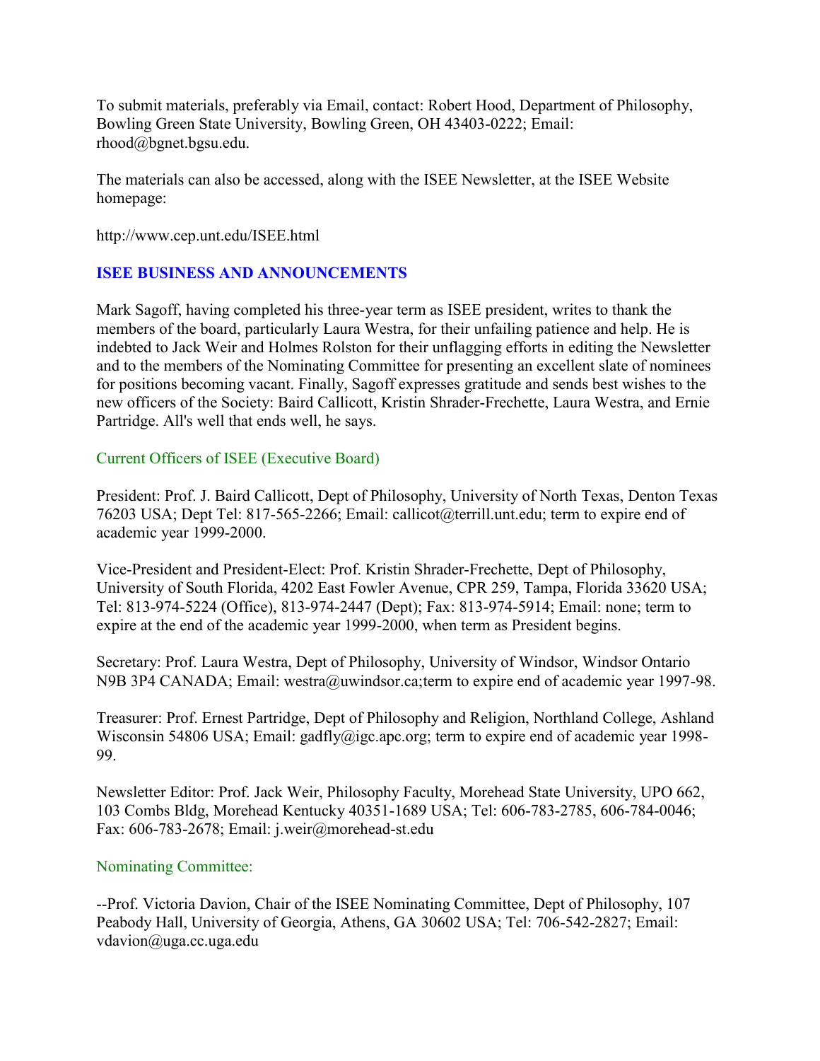To submit materials, preferably via Email, contact: Robert Hood, Department of Philosophy, Bowling Green State University, Bowling Green, OH 43403-0222; Email: rhood@bgnet.bgsu.edu.

The materials can also be accessed, along with the ISEE Newsletter, at the ISEE Website homepage:

http://www.cep.unt.edu/ISEE.html

## ISEE BUSINESS AND ANNOUNCEMENTS

Mark Sagoff, having completed his three-year term as ISEE president, writes to thank the members of the board, particularly Laura Westra, for their unfailing patience and help. He is indebted to Jack Weir and Holmes Rolston for their unflagging efforts in editing the Newsletter and to the members of the Nominating Committee for presenting an excellent slate of nominees for positions becoming vacant. Finally, Sagoff expresses gratitude and sends best wishes to the new officers of the Society: Baird Callicott, Kristin Shrader-Frechette, Laura Westra, and Ernie Partridge. All's well that ends well, he says.

### Current Officers of ISEE (Executive Board)

President: Prof. J. Baird Callicott, Dept of Philosophy, University of North Texas, Denton Texas 76203 USA; Dept Tel: 817-565-2266; Email: callicot@terrill.unt.edu; term to expire end of academic year 1999-2000.

Vice-President and President-Elect: Prof. Kristin Shrader-Frechette, Dept of Philosophy, University of South Florida, 4202 East Fowler Avenue, CPR 259, Tampa, Florida 33620 USA; Tel: 813-974-5224 (Office), 813-974-2447 (Dept); Fax: 813-974-5914; Email: none; term to expire at the end of the academic year 1999-2000, when term as President begins.

Secretary: Prof. Laura Westra, Dept of Philosophy, University of Windsor, Windsor Ontario N9B 3P4 CANADA; Email: westra@uwindsor.ca;term to expire end of academic year 1997-98.

Treasurer: Prof. Ernest Partridge, Dept of Philosophy and Religion, Northland College, Ashland Wisconsin 54806 USA; Email: gadfly@igc.apc.org; term to expire end of academic year 1998-99.

Newsletter Editor: Prof. Jack Weir, Philosophy Faculty, Morehead State University, UPO 662, 103 Combs Bldg, Morehead Kentucky 40351-1689 USA; Tel: 606-783-2785, 606-784-0046; Fax: 606-783-2678; Email: j.weir@morehead-st.edu

### Nominating Committee:

--Prof. Victoria Davion, Chair of the ISEE Nominating Committee, Dept of Philosophy, 107 Peabody Hall, University of Georgia, Athens, GA 30602 USA; Tel: 706-542-2827; Email: vdavion@uga.cc.uga.edu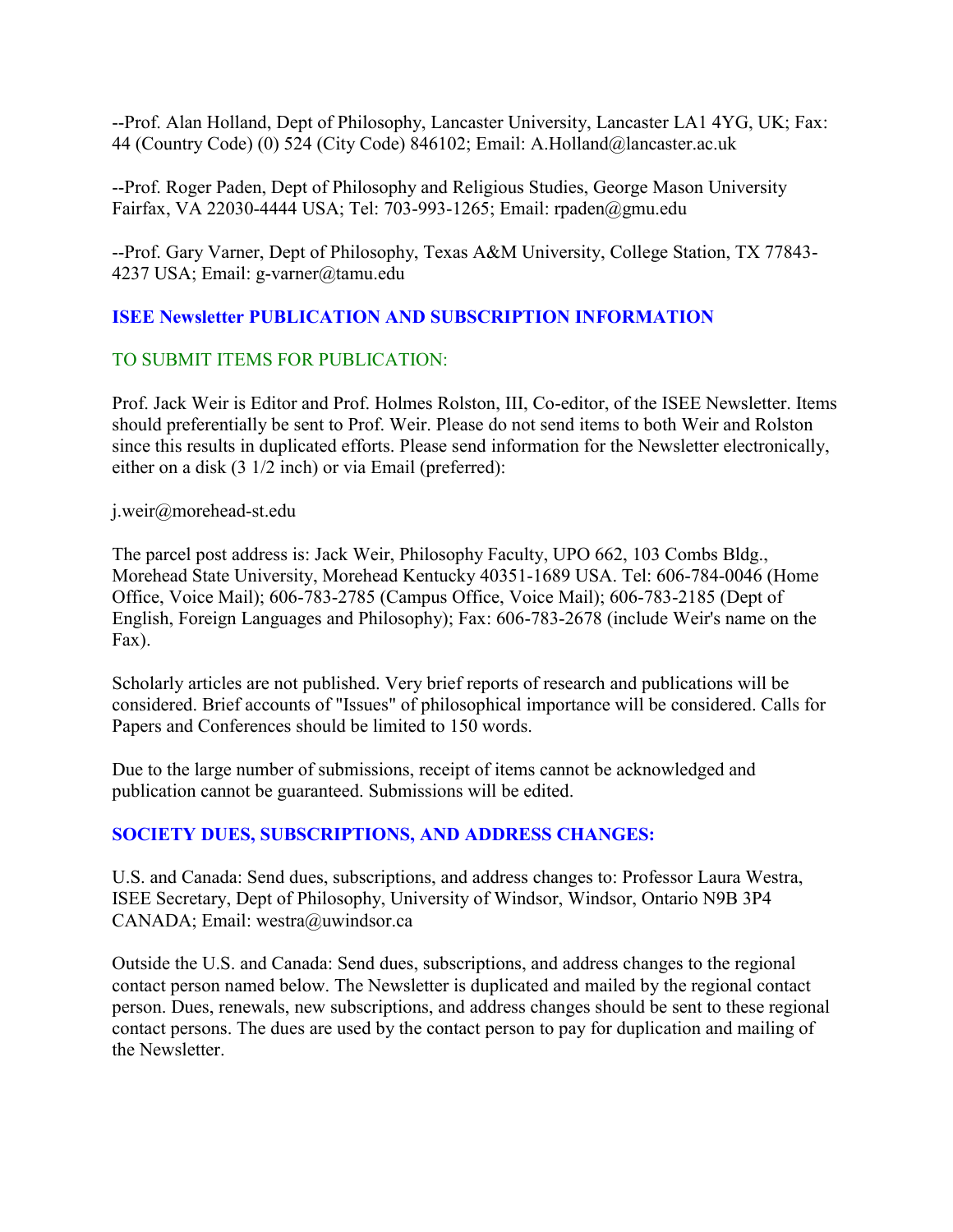--Prof. Alan Holland, Dept of Philosophy, Lancaster University, Lancaster LA1 4YG, UK; Fax: 44 (Country Code) (0) 524 (City Code) 846102; Email: A.Holland@lancaster.ac.uk

--Prof. Roger Paden, Dept of Philosophy and Religious Studies, George Mason University Fairfax, VA 22030-4444 USA; Tel: 703-993-1265; Email: rpaden@gmu.edu

--Prof. Gary Varner, Dept of Philosophy, Texas A&M University, College Station, TX 77843-4237 USA; Email: g-varner@tamu.edu

## ISEE Newsletter PUBLICATION AND SUBSCRIPTION INFORMATION

### TO SUBMIT ITEMS FOR PUBLICATION:

Prof. Jack Weir is Editor and Prof. Holmes Rolston, III, Co-editor, of the ISEE Newsletter. Items should preferentially be sent to Prof. Weir. Please do not send items to both Weir and Rolston since this results in duplicated efforts. Please send information for the Newsletter electronically, either on a disk (3 1/2 inch) or via Email (preferred):

j.weir@morehead-st.edu

The parcel post address is: Jack Weir, Philosophy Faculty, UPO 662, 103 Combs Bldg., Morehead State University, Morehead Kentucky 40351-1689 USA. Tel: 606-784-0046 (Home Office, Voice Mail); 606-783-2785 (Campus Office, Voice Mail); 606-783-2185 (Dept of English, Foreign Languages and Philosophy); Fax: 606-783-2678 (include Weir's name on the Fax).

Scholarly articles are not published. Very brief reports of research and publications will be considered. Brief accounts of "Issues" of philosophical importance will be considered. Calls for Papers and Conferences should be limited to 150 words.

Due to the large number of submissions, receipt of items cannot be acknowledged and publication cannot be guaranteed. Submissions will be edited.

## SOCIETY DUES, SUBSCRIPTIONS, AND ADDRESS CHANGES:

U.S. and Canada: Send dues, subscriptions, and address changes to: Professor Laura Westra, ISEE Secretary, Dept of Philosophy, University of Windsor, Windsor, Ontario N9B 3P4 CANADA; Email: westra@uwindsor.ca

Outside the U.S. and Canada: Send dues, subscriptions, and address changes to the regional contact person named below. The Newsletter is duplicated and mailed by the regional contact person. Dues, renewals, new subscriptions, and address changes should be sent to these regional contact persons. The dues are used by the contact person to pay for duplication and mailing of the Newsletter.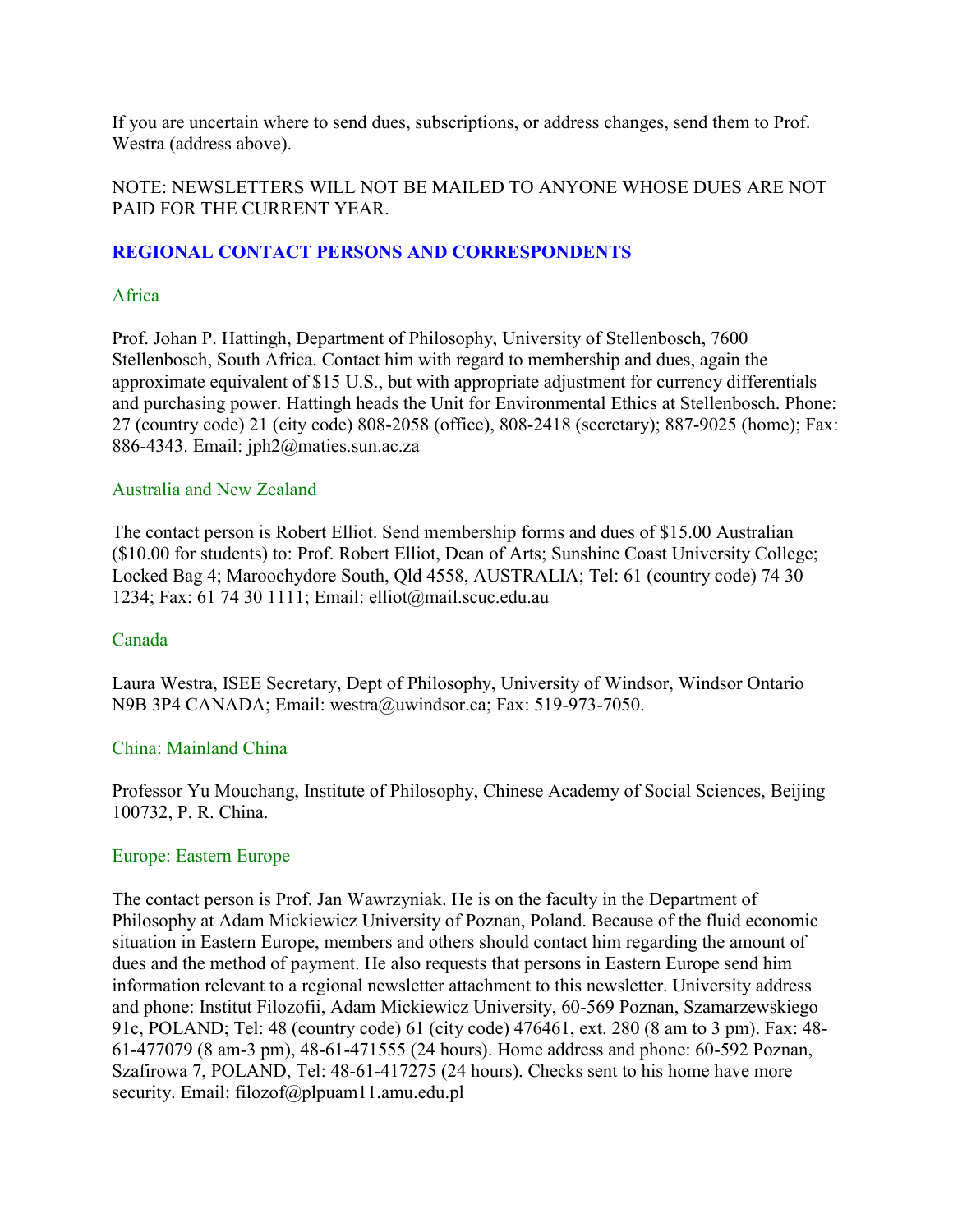If you are uncertain where to send dues, subscriptions, or address changes, send them to Prof. Westra (address above).

NOTE: NEWSLETTERS WILL NOT BE MAILED TO ANYONE WHOSE DUES ARE NOT PAID FOR THE CURRENT YEAR.

## REGIONAL CONTACT PERSONS AND CORRESPONDENTS

### Africa

Prof. Johan P. Hattingh, Department of Philosophy, University of Stellenbosch, 7600 Stellenbosch, South Africa. Contact him with regard to membership and dues, again the approximate equivalent of $15 U.S., but with appropriate adjustment for currency differentials and purchasing power. Hattingh heads the Unit for Environmental Ethics at Stellenbosch. Phone: 27 (country code) 21 (city code) 808-2058 (office), 808-2418 (secretary); 887-9025 (home); Fax: 886-4343. Email: jph2@maties.sun.ac.za

### Australia and New Zealand

The contact person is Robert Elliot. Send membership forms and dues of $15.00 Australian ($10.00 for students) to: Prof. Robert Elliot, Dean of Arts; Sunshine Coast University College; Locked Bag 4; Maroochydore South, Qld 4558, AUSTRALIA; Tel: 61 (country code) 74 30 1234; Fax: 61 74 30 1111; Email: elliot@mail.scuc.edu.au

### Canada

Laura Westra, ISEE Secretary, Dept of Philosophy, University of Windsor, Windsor Ontario N9B 3P4 CANADA; Email: westra@uwindsor.ca; Fax: 519-973-7050.

### China: Mainland China

Professor Yu Mouchang, Institute of Philosophy, Chinese Academy of Social Sciences, Beijing 100732, P. R. China.

### Europe: Eastern Europe

The contact person is Prof. Jan Wawrzyniak. He is on the faculty in the Department of Philosophy at Adam Mickiewicz University of Poznan, Poland. Because of the fluid economic situation in Eastern Europe, members and others should contact him regarding the amount of dues and the method of payment. He also requests that persons in Eastern Europe send him information relevant to a regional newsletter attachment to this newsletter. University address and phone: Institut Filozofii, Adam Mickiewicz University, 60-569 Poznan, Szamarzewskiego 91c, POLAND; Tel: 48 (country code) 61 (city code) 476461, ext. 280 (8 am to 3 pm). Fax: 48-61-477079 (8 am-3 pm), 48-61-471555 (24 hours). Home address and phone: 60-592 Poznan, Szafirowa 7, POLAND, Tel: 48-61-417275 (24 hours). Checks sent to his home have more security. Email: filozof@plpuam11.amu.edu.pl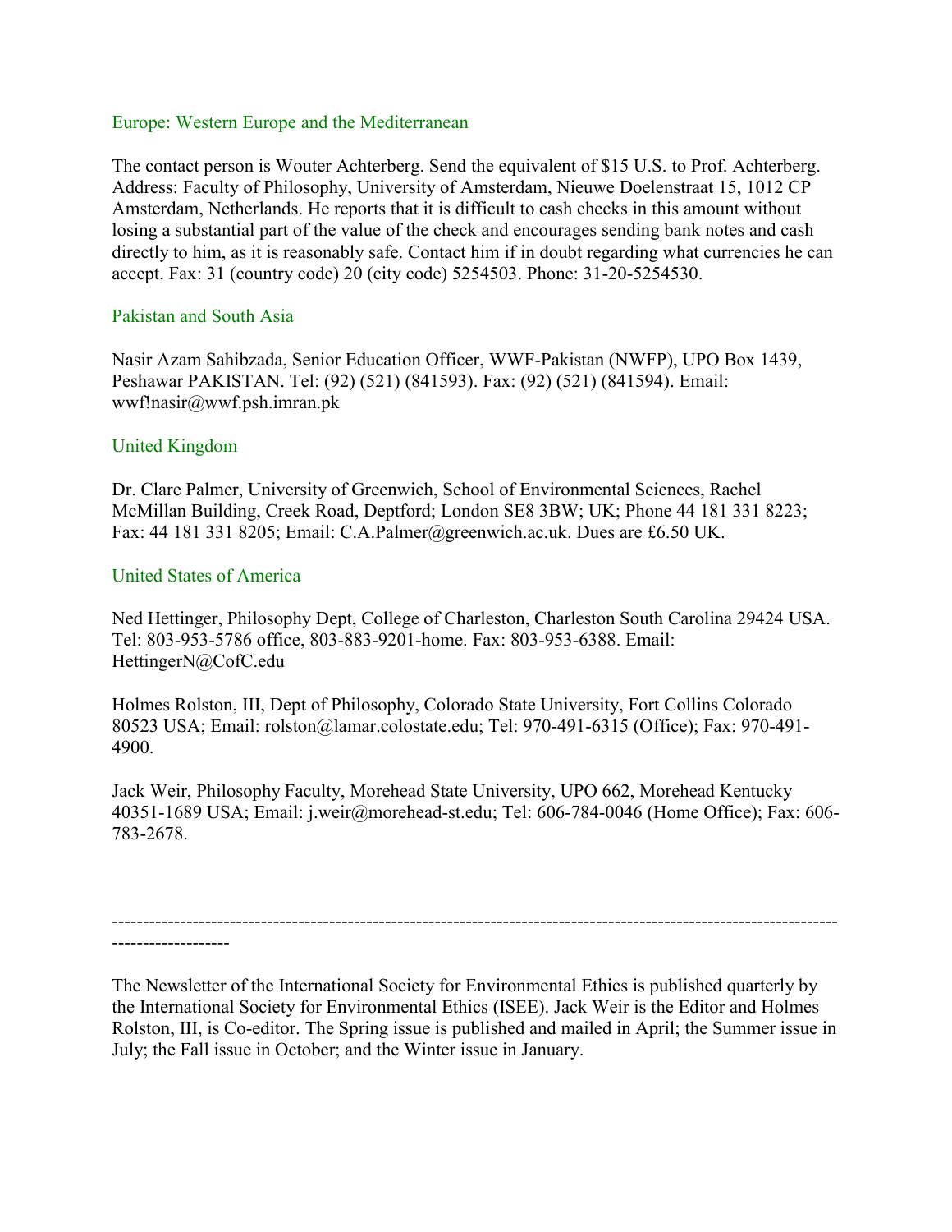### Europe: Western Europe and the Mediterranean

The contact person is Wouter Achterberg. Send the equivalent of $15 U.S. to Prof. Achterberg. Address: Faculty of Philosophy, University of Amsterdam, Nieuwe Doelenstraat 15, 1012 CP Amsterdam, Netherlands. He reports that it is difficult to cash checks in this amount without losing a substantial part of the value of the check and encourages sending bank notes and cash directly to him, as it is reasonably safe. Contact him if in doubt regarding what currencies he can accept. Fax: 31 (country code) 20 (city code) 5254503. Phone: 31-20-5254530.

### Pakistan and South Asia

Nasir Azam Sahibzada, Senior Education Officer, WWF-Pakistan (NWFP), UPO Box 1439, Peshawar PAKISTAN. Tel: (92) (521) (841593). Fax: (92) (521) (841594). Email: wwf!nasir@wwf.psh.imran.pk

### United Kingdom

Dr. Clare Palmer, University of Greenwich, School of Environmental Sciences, Rachel McMillan Building, Creek Road, Deptford; London SE8 3BW; UK; Phone 44 181 331 8223; Fax: 44 181 331 8205; Email: C.A.Palmer@greenwich.ac.uk. Dues are £6.50 UK.

### United States of America

Ned Hettinger, Philosophy Dept, College of Charleston, Charleston South Carolina 29424 USA. Tel: 803-953-5786 office, 803-883-9201-home. Fax: 803-953-6388. Email: HettingerN@CofC.edu

Holmes Rolston, III, Dept of Philosophy, Colorado State University, Fort Collins Colorado 80523 USA; Email: rolston@lamar.colostate.edu; Tel: 970-491-6315 (Office); Fax: 970-491-4900.

Jack Weir, Philosophy Faculty, Morehead State University, UPO 662, Morehead Kentucky 40351-1689 USA; Email: j.weir@morehead-st.edu; Tel: 606-784-0046 (Home Office); Fax: 606-783-2678.

---

The Newsletter of the International Society for Environmental Ethics is published quarterly by the International Society for Environmental Ethics (ISEE). Jack Weir is the Editor and Holmes Rolston, III, is Co-editor. The Spring issue is published and mailed in April; the Summer issue in July; the Fall issue in October; and the Winter issue in January.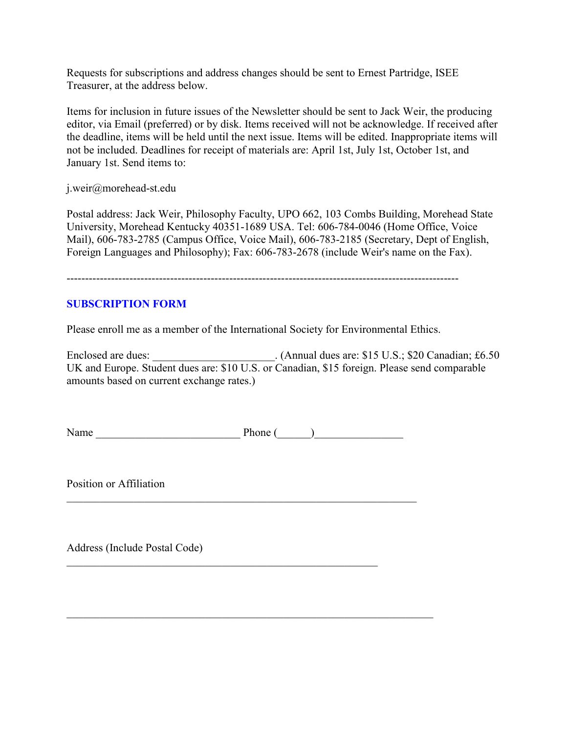Requests for subscriptions and address changes should be sent to Ernest Partridge, ISEE Treasurer, at the address below.

Items for inclusion in future issues of the Newsletter should be sent to Jack Weir, the producing editor, via Email (preferred) or by disk. Items received will not be acknowledge. If received after the deadline, items will be held until the next issue. Items will be edited. Inappropriate items will not be included. Deadlines for receipt of materials are: April 1st, July 1st, October 1st, and January 1st. Send items to:

j.weir@morehead-st.edu

Postal address: Jack Weir, Philosophy Faculty, UPO 662, 103 Combs Building, Morehead State University, Morehead Kentucky 40351-1689 USA. Tel: 606-784-0046 (Home Office, Voice Mail), 606-783-2785 (Campus Office, Voice Mail), 606-783-2185 (Secretary, Dept of English, Foreign Languages and Philosophy); Fax: 606-783-2678 (include Weir's name on the Fax).

---

## SUBSCRIPTION FORM

Please enroll me as a member of the International Society for Environmental Ethics.

Enclosed are dues: ______________________. (Annual dues are: $15 U.S.; $20 Canadian; £6.50 UK and Europe. Student dues are: $10 U.S. or Canadian, $15 foreign. Please send comparable amounts based on current exchange rates.)

Name __________________________ Phone (______)________________

Position or Affiliation

_______________________________________________________________

Address (Include Postal Code)

________________________________________________________

__________________________________________________________________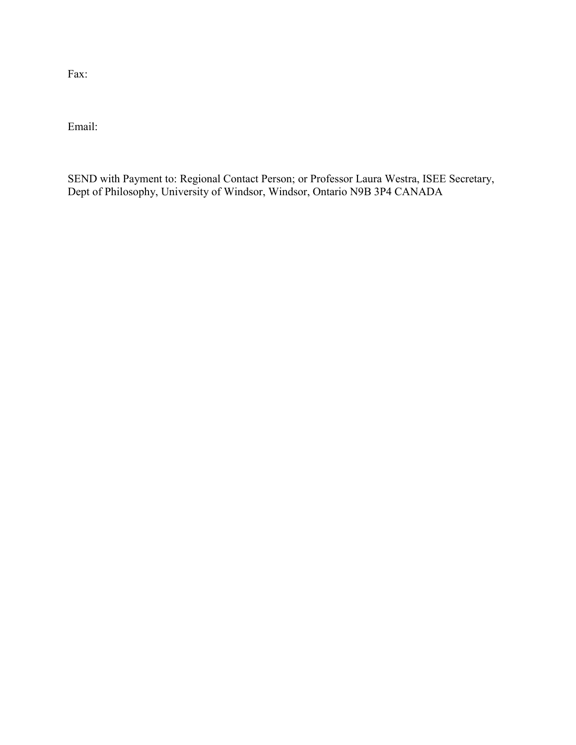Fax:

Email:

SEND with Payment to: Regional Contact Person; or Professor Laura Westra, ISEE Secretary, Dept of Philosophy, University of Windsor, Windsor, Ontario N9B 3P4 CANADA